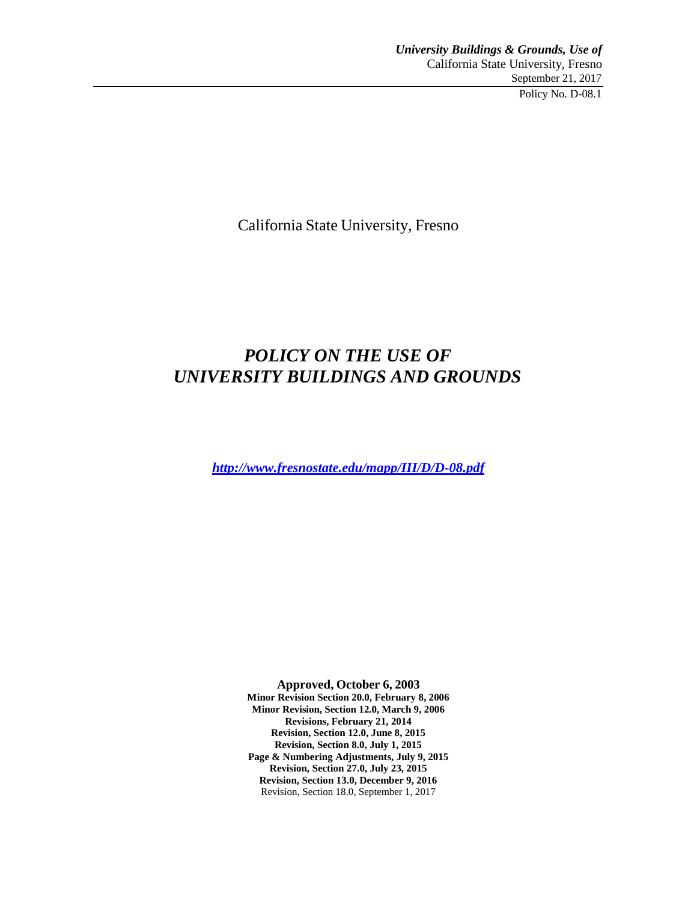*University Buildings & Grounds, Use of*
California State University, Fresno
September 21, 2017
Policy No. D-08.1

California State University, Fresno

# *POLICY ON THE USE OF UNIVERSITY BUILDINGS AND GROUNDS*

***http://www.fresnostate.edu/mapp/III/D/D-08.pdf***

**Approved, October 6, 2003**
**Minor Revision Section 20.0, February 8, 2006**
**Minor Revision, Section 12.0, March 9, 2006**
**Revisions, February 21, 2014**
**Revision, Section 12.0, June 8, 2015**
**Revision, Section 8.0, July 1, 2015**
**Page & Numbering Adjustments, July 9, 2015**
**Revision, Section 27.0, July 23, 2015**
**Revision, Section 13.0, December 9, 2016**
Revision, Section 18.0, September 1, 2017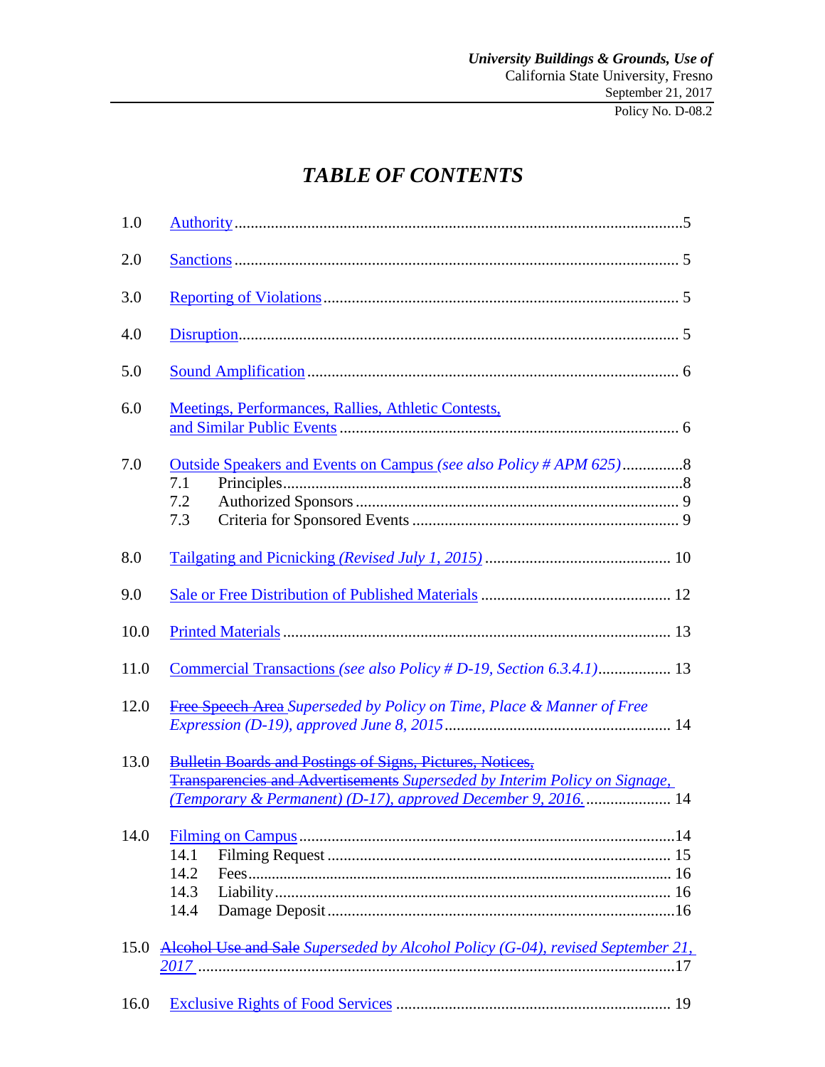# *TABLE OF CONTENTS*

1.0 Authority ........................................................................................................5

2.0 Sanctions ........................................................................................................ 5

3.0 Reporting of Violations .................................................................................. 5

4.0 Disruption........................................................................................................ 5

5.0 Sound Amplification ....................................................................................... 6

6.0 Meetings, Performances, Rallies, Athletic Contests, and Similar Public Events ........................................................................................ 6

7.0 Outside Speakers and Events on Campus *(see also Policy # APM 625)* ...............8
- 7.1 Principles.........................................................................................................8
- 7.2 Authorized Sponsors ...................................................................................... 9
- 7.3 Criteria for Sponsored Events ....................................................................... 9

8.0 Tailgating and Picnicking *(Revised July 1, 2015)* .............................................. 10

9.0 Sale or Free Distribution of Published Materials ............................................... 12

10.0 Printed Materials ............................................................................................. 13

11.0 Commercial Transactions *(see also Policy # D-19, Section 6.3.4.1)*.................. 13

12.0 ~~Free Speech Area~~ *Superseded by Policy on Time, Place & Manner of Free Expression (D-19), approved June 8, 2015*...................................................... 14

13.0 ~~Bulletin Boards and Postings of Signs, Pictures, Notices, Transparencies and Advertisements~~ *Superseded by Interim Policy on Signage, (Temporary & Permanent) (D-17), approved December 9, 2016.* .................... 14

14.0 Filming on Campus ..........................................................................................14
- 14.1 Filming Request ............................................................................................ 15
- 14.2 Fees................................................................................................................ 16
- 14.3 Liability.......................................................................................................... 16
- 14.4 Damage Deposit .............................................................................................16

15.0 ~~Alcohol Use and Sale~~ *Superseded by Alcohol Policy (G-04), revised September 21, 2017* ...................................................................................................................17

16.0 Exclusive Rights of Food Services .................................................................. 19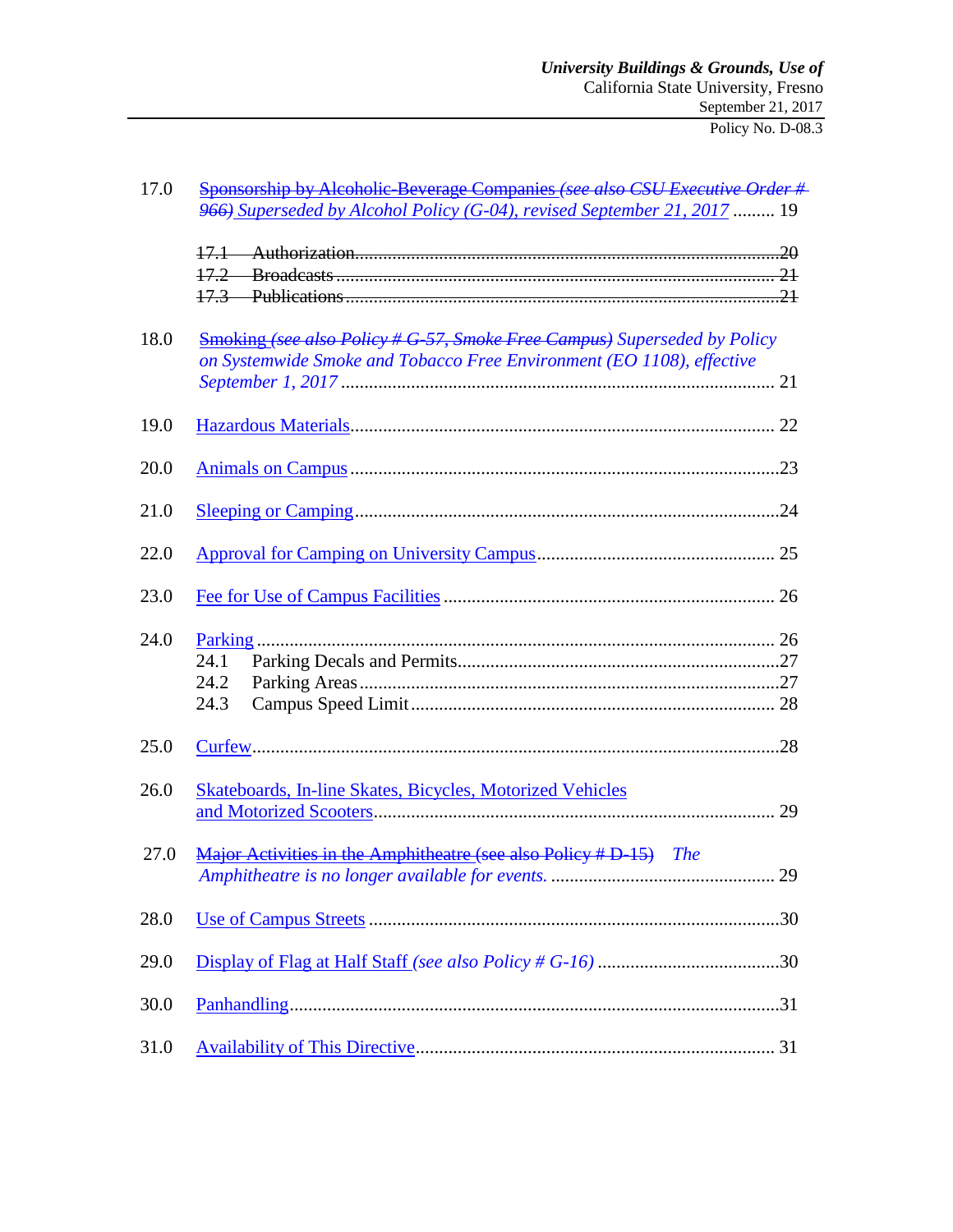17.0 ~~Sponsorship by Alcoholic-Beverage Companies~~ ~~*(see also CSU Executive Order # 966)*~~ *Superseded by Alcohol Policy (G-04), revised September 21, 2017* ......... 19

~~17.1 Authorization..........20~~
~~17.2 Broadcasts..........21~~
~~17.3 Publications..........21~~

18.0 ~~Smoking~~ ~~*(see also Policy # G-57, Smoke Free Campus)*~~ *Superseded by Policy on Systemwide Smoke and Tobacco Free Environment (EO 1108), effective September 1, 2017* .......... 21

19.0 Hazardous Materials.......... 22

20.0 Animals on Campus..........23

21.0 Sleeping or Camping..........24

22.0 Approval for Camping on University Campus.......... 25

23.0 Fee for Use of Campus Facilities .......... 26

24.0 Parking .......... 26

24.1 Parking Decals and Permits..........27
24.2 Parking Areas..........27
24.3 Campus Speed Limit.......... 28

25.0 Curfew..........28

26.0 Skateboards, In-line Skates, Bicycles, Motorized Vehicles and Motorized Scooters.......... 29

27.0 ~~Major Activities in the Amphitheatre (see also Policy # D-15)~~ *The Amphitheatre is no longer available for events.* .......... 29

28.0 Use of Campus Streets ..........30

29.0 Display of Flag at Half Staff *(see also Policy # G-16)* ..........30

30.0 Panhandling..........31

31.0 Availability of This Directive.......... 31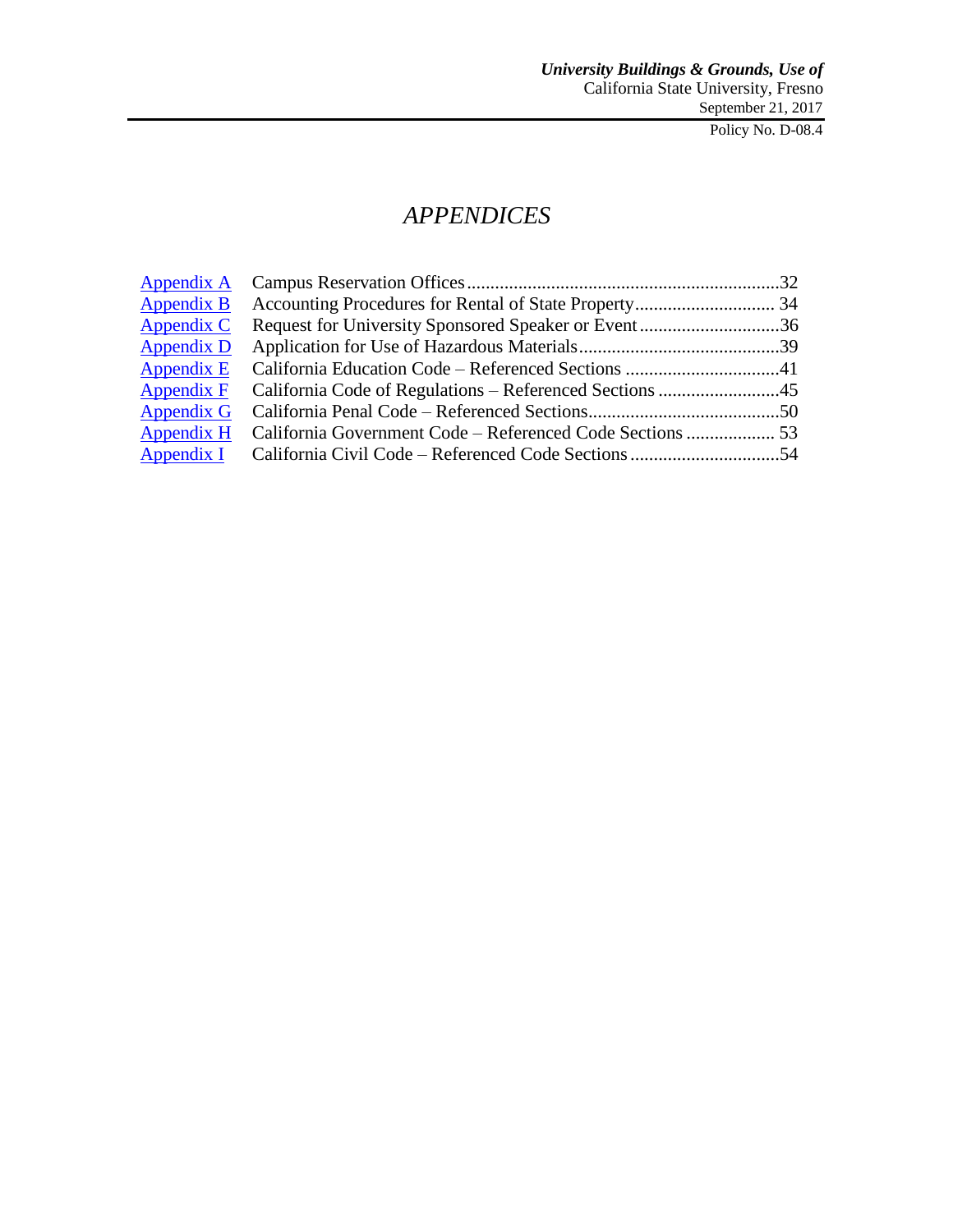# *APPENDICES*

| | | |
|---|---|---|
| Appendix A | Campus Reservation Offices | 32 |
| Appendix B | Accounting Procedures for Rental of State Property | 34 |
| Appendix C | Request for University Sponsored Speaker or Event | 36 |
| Appendix D | Application for Use of Hazardous Materials | 39 |
| Appendix E | California Education Code – Referenced Sections | 41 |
| Appendix F | California Code of Regulations – Referenced Sections | 45 |
| Appendix G | California Penal Code – Referenced Sections | 50 |
| Appendix H | California Government Code – Referenced Code Sections | 53 |
| Appendix I | California Civil Code – Referenced Code Sections | 54 |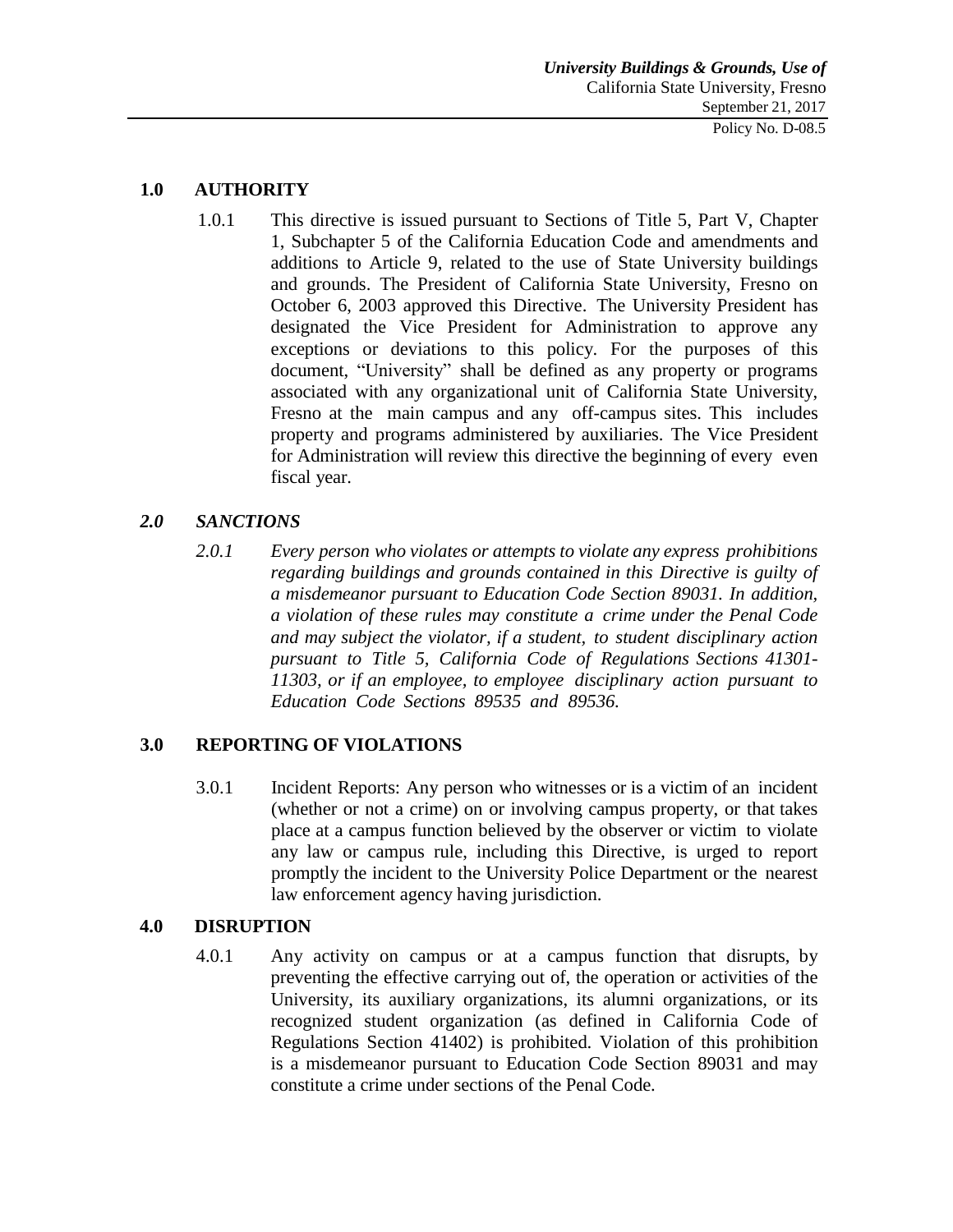## 1.0 AUTHORITY

1.0.1 This directive is issued pursuant to Sections of Title 5, Part V, Chapter 1, Subchapter 5 of the California Education Code and amendments and additions to Article 9, related to the use of State University buildings and grounds. The President of California State University, Fresno on October 6, 2003 approved this Directive. The University President has designated the Vice President for Administration to approve any exceptions or deviations to this policy. For the purposes of this document, "University" shall be defined as any property or programs associated with any organizational unit of California State University, Fresno at the main campus and any off-campus sites. This includes property and programs administered by auxiliaries. The Vice President for Administration will review this directive the beginning of every even fiscal year.

## *2.0 SANCTIONS*

*2.0.1 Every person who violates or attempts to violate any express prohibitions regarding buildings and grounds contained in this Directive is guilty of a misdemeanor pursuant to Education Code Section 89031. In addition, a violation of these rules may constitute a crime under the Penal Code and may subject the violator, if a student, to student disciplinary action pursuant to Title 5, California Code of Regulations Sections 41301-11303, or if an employee, to employee disciplinary action pursuant to Education Code Sections 89535 and 89536.*

## 3.0 REPORTING OF VIOLATIONS

3.0.1 Incident Reports: Any person who witnesses or is a victim of an incident (whether or not a crime) on or involving campus property, or that takes place at a campus function believed by the observer or victim to violate any law or campus rule, including this Directive, is urged to report promptly the incident to the University Police Department or the nearest law enforcement agency having jurisdiction.

## 4.0 DISRUPTION

4.0.1 Any activity on campus or at a campus function that disrupts, by preventing the effective carrying out of, the operation or activities of the University, its auxiliary organizations, its alumni organizations, or its recognized student organization (as defined in California Code of Regulations Section 41402) is prohibited. Violation of this prohibition is a misdemeanor pursuant to Education Code Section 89031 and may constitute a crime under sections of the Penal Code.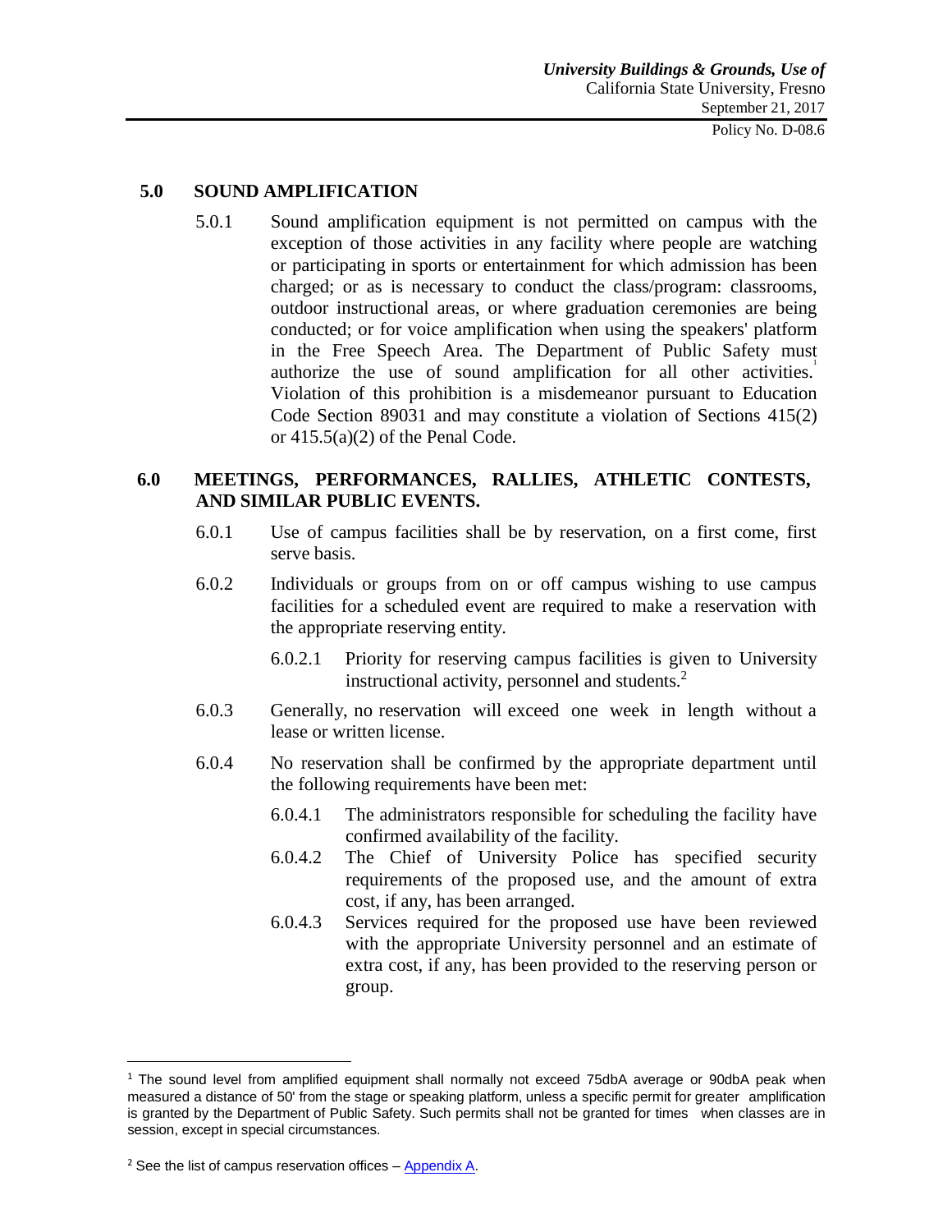## 5.0 SOUND AMPLIFICATION

5.0.1 Sound amplification equipment is not permitted on campus with the exception of those activities in any facility where people are watching or participating in sports or entertainment for which admission has been charged; or as is necessary to conduct the class/program: classrooms, outdoor instructional areas, or where graduation ceremonies are being conducted; or for voice amplification when using the speakers' platform in the Free Speech Area. The Department of Public Safety must authorize the use of sound amplification for all other activities.[1] Violation of this prohibition is a misdemeanor pursuant to Education Code Section 89031 and may constitute a violation of Sections 415(2) or 415.5(a)(2) of the Penal Code.

## 6.0 MEETINGS, PERFORMANCES, RALLIES, ATHLETIC CONTESTS, AND SIMILAR PUBLIC EVENTS.

6.0.1 Use of campus facilities shall be by reservation, on a first come, first serve basis.

6.0.2 Individuals or groups from on or off campus wishing to use campus facilities for a scheduled event are required to make a reservation with the appropriate reserving entity.

- 6.0.2.1 Priority for reserving campus facilities is given to University instructional activity, personnel and students.[2]

6.0.3 Generally, no reservation will exceed one week in length without a lease or written license.

6.0.4 No reservation shall be confirmed by the appropriate department until the following requirements have been met:

- 6.0.4.1 The administrators responsible for scheduling the facility have confirmed availability of the facility.
- 6.0.4.2 The Chief of University Police has specified security requirements of the proposed use, and the amount of extra cost, if any, has been arranged.
- 6.0.4.3 Services required for the proposed use have been reviewed with the appropriate University personnel and an estimate of extra cost, if any, has been provided to the reserving person or group.

---

[1] The sound level from amplified equipment shall normally not exceed 75dbA average or 90dbA peak when measured a distance of 50' from the stage or speaking platform, unless a specific permit for greater amplification is granted by the Department of Public Safety. Such permits shall not be granted for times when classes are in session, except in special circumstances.

[2] See the list of campus reservation offices – Appendix A.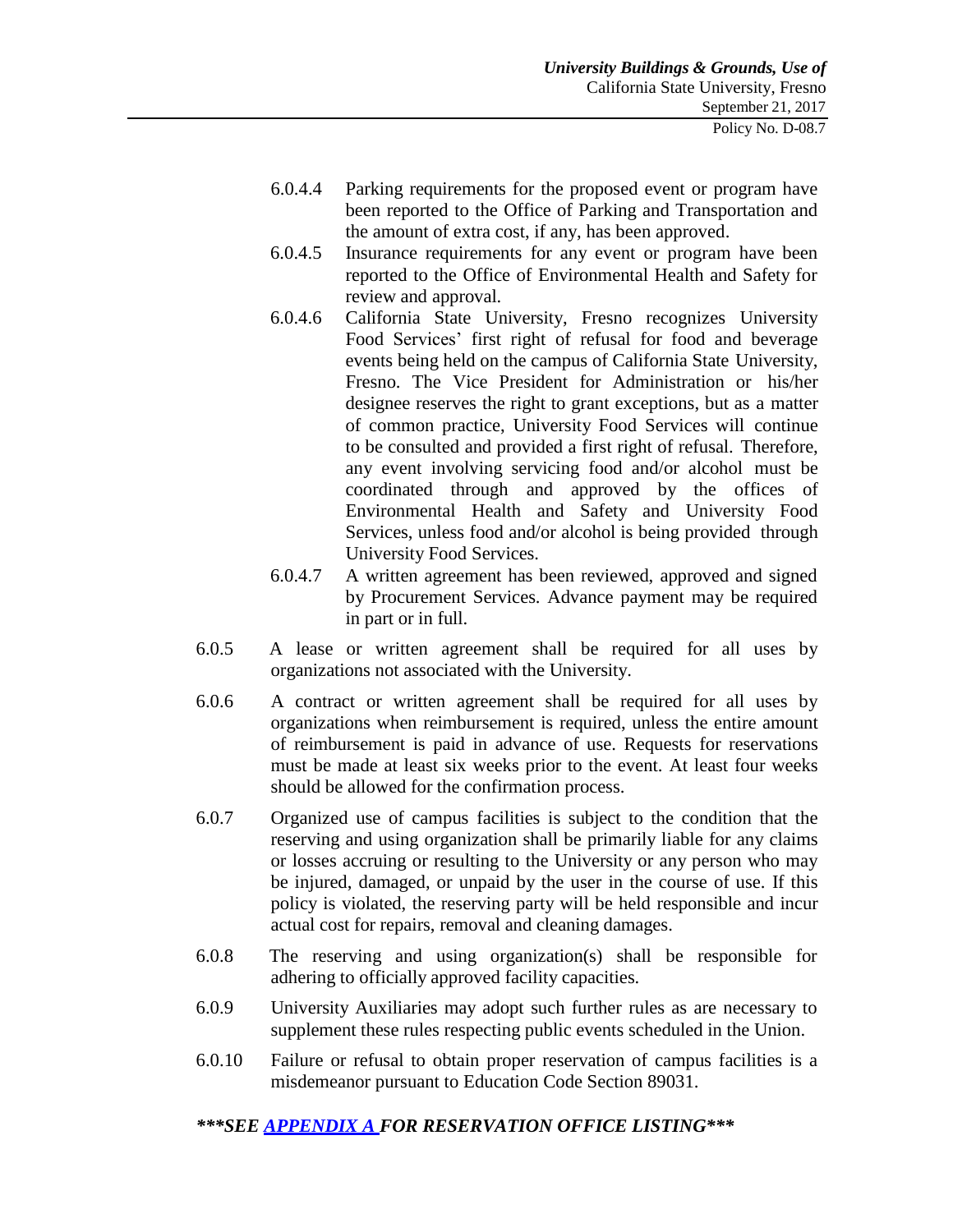6.0.4.4 Parking requirements for the proposed event or program have been reported to the Office of Parking and Transportation and the amount of extra cost, if any, has been approved.

6.0.4.5 Insurance requirements for any event or program have been reported to the Office of Environmental Health and Safety for review and approval.

6.0.4.6 California State University, Fresno recognizes University Food Services' first right of refusal for food and beverage events being held on the campus of California State University, Fresno. The Vice President for Administration or his/her designee reserves the right to grant exceptions, but as a matter of common practice, University Food Services will continue to be consulted and provided a first right of refusal. Therefore, any event involving servicing food and/or alcohol must be coordinated through and approved by the offices of Environmental Health and Safety and University Food Services, unless food and/or alcohol is being provided through University Food Services.

6.0.4.7 A written agreement has been reviewed, approved and signed by Procurement Services. Advance payment may be required in part or in full.

6.0.5 A lease or written agreement shall be required for all uses by organizations not associated with the University.

6.0.6 A contract or written agreement shall be required for all uses by organizations when reimbursement is required, unless the entire amount of reimbursement is paid in advance of use. Requests for reservations must be made at least six weeks prior to the event. At least four weeks should be allowed for the confirmation process.

6.0.7 Organized use of campus facilities is subject to the condition that the reserving and using organization shall be primarily liable for any claims or losses accruing or resulting to the University or any person who may be injured, damaged, or unpaid by the user in the course of use. If this policy is violated, the reserving party will be held responsible and incur actual cost for repairs, removal and cleaning damages.

6.0.8 The reserving and using organization(s) shall be responsible for adhering to officially approved facility capacities.

6.0.9 University Auxiliaries may adopt such further rules as are necessary to supplement these rules respecting public events scheduled in the Union.

6.0.10 Failure or refusal to obtain proper reservation of campus facilities is a misdemeanor pursuant to Education Code Section 89031.

***\*\*\*SEE APPENDIX A FOR RESERVATION OFFICE LISTING\*\*\****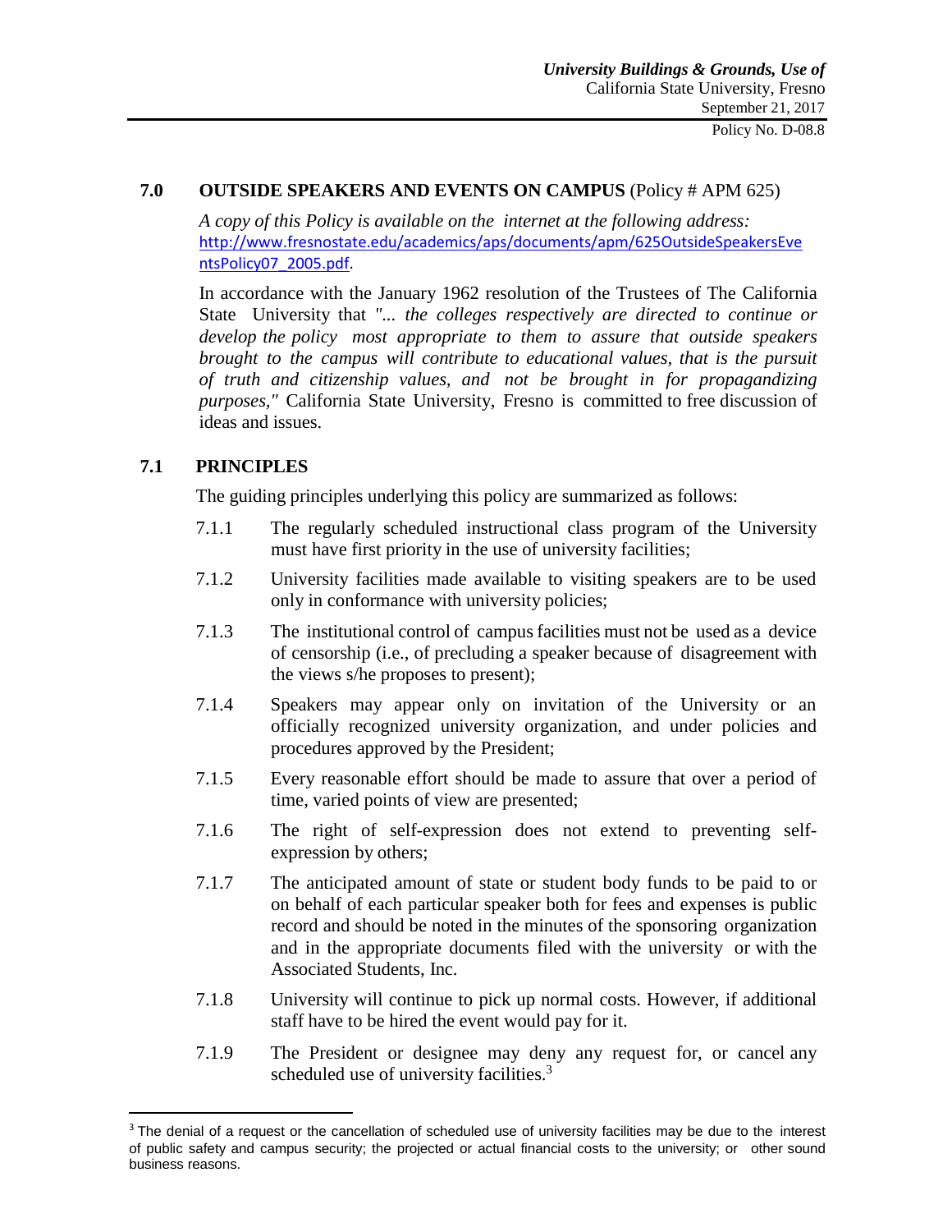## 7.0 OUTSIDE SPEAKERS AND EVENTS ON CAMPUS (Policy # APM 625)

*A copy of this Policy is available on the internet at the following address:* http://www.fresnostate.edu/academics/aps/documents/apm/625OutsideSpeakersEventsPolicy07_2005.pdf.

In accordance with the January 1962 resolution of the Trustees of The California State University that *"... the colleges respectively are directed to continue or develop the policy most appropriate to them to assure that outside speakers brought to the campus will contribute to educational values, that is the pursuit of truth and citizenship values, and not be brought in for propagandizing purposes,"* California State University, Fresno is committed to free discussion of ideas and issues.

## 7.1 PRINCIPLES

The guiding principles underlying this policy are summarized as follows:

7.1.1 The regularly scheduled instructional class program of the University must have first priority in the use of university facilities;

7.1.2 University facilities made available to visiting speakers are to be used only in conformance with university policies;

7.1.3 The institutional control of campus facilities must not be used as a device of censorship (i.e., of precluding a speaker because of disagreement with the views s/he proposes to present);

7.1.4 Speakers may appear only on invitation of the University or an officially recognized university organization, and under policies and procedures approved by the President;

7.1.5 Every reasonable effort should be made to assure that over a period of time, varied points of view are presented;

7.1.6 The right of self-expression does not extend to preventing self-expression by others;

7.1.7 The anticipated amount of state or student body funds to be paid to or on behalf of each particular speaker both for fees and expenses is public record and should be noted in the minutes of the sponsoring organization and in the appropriate documents filed with the university or with the Associated Students, Inc.

7.1.8 University will continue to pick up normal costs. However, if additional staff have to be hired the event would pay for it.

7.1.9 The President or designee may deny any request for, or cancel any scheduled use of university facilities.[3]

[3] The denial of a request or the cancellation of scheduled use of university facilities may be due to the interest of public safety and campus security; the projected or actual financial costs to the university; or other sound business reasons.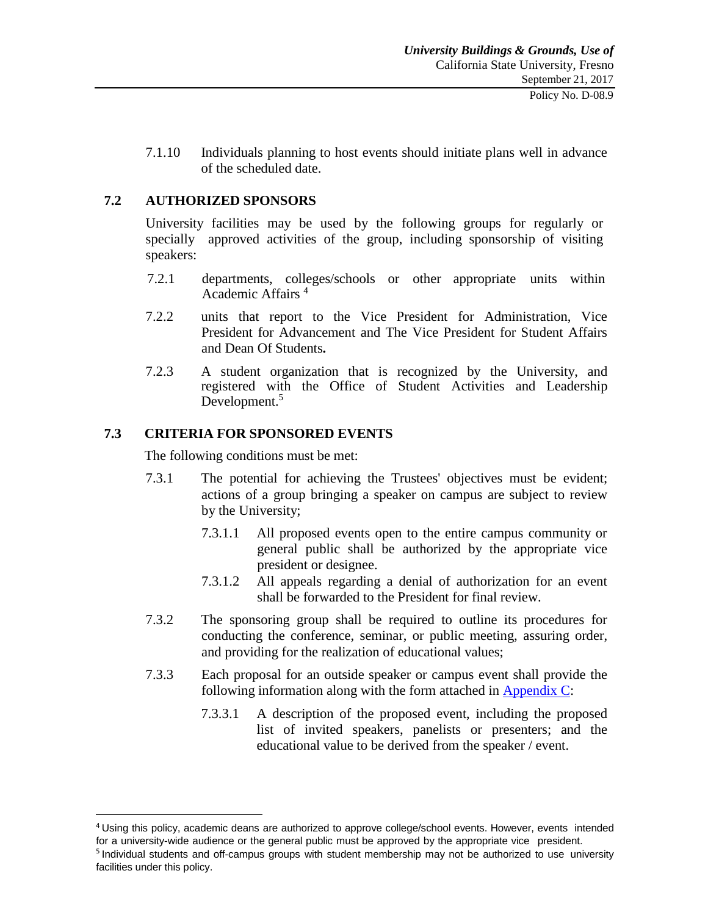7.1.10 Individuals planning to host events should initiate plans well in advance of the scheduled date.

## 7.2 AUTHORIZED SPONSORS

University facilities may be used by the following groups for regularly or specially approved activities of the group, including sponsorship of visiting speakers:

7.2.1 departments, colleges/schools or other appropriate units within Academic Affairs [4]

7.2.2 units that report to the Vice President for Administration, Vice President for Advancement and The Vice President for Student Affairs and Dean Of Students**.**

7.2.3 A student organization that is recognized by the University, and registered with the Office of Student Activities and Leadership Development.[5]

## 7.3 CRITERIA FOR SPONSORED EVENTS

The following conditions must be met:

7.3.1 The potential for achieving the Trustees' objectives must be evident; actions of a group bringing a speaker on campus are subject to review by the University;

7.3.1.1 All proposed events open to the entire campus community or general public shall be authorized by the appropriate vice president or designee.

7.3.1.2 All appeals regarding a denial of authorization for an event shall be forwarded to the President for final review.

7.3.2 The sponsoring group shall be required to outline its procedures for conducting the conference, seminar, or public meeting, assuring order, and providing for the realization of educational values;

7.3.3 Each proposal for an outside speaker or campus event shall provide the following information along with the form attached in Appendix C:

7.3.3.1 A description of the proposed event, including the proposed list of invited speakers, panelists or presenters; and the educational value to be derived from the speaker / event.

---

[4] Using this policy, academic deans are authorized to approve college/school events. However, events intended for a university-wide audience or the general public must be approved by the appropriate vice president.

[5] Individual students and off-campus groups with student membership may not be authorized to use university facilities under this policy.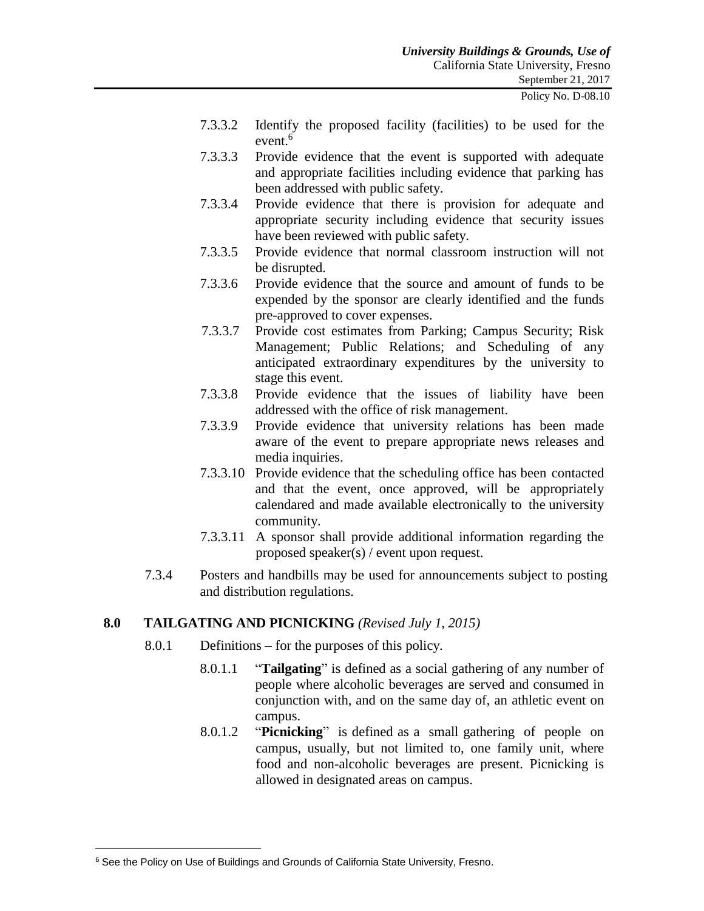7.3.3.2 Identify the proposed facility (facilities) to be used for the event.[6]

7.3.3.3 Provide evidence that the event is supported with adequate and appropriate facilities including evidence that parking has been addressed with public safety.

7.3.3.4 Provide evidence that there is provision for adequate and appropriate security including evidence that security issues have been reviewed with public safety.

7.3.3.5 Provide evidence that normal classroom instruction will not be disrupted.

7.3.3.6 Provide evidence that the source and amount of funds to be expended by the sponsor are clearly identified and the funds pre-approved to cover expenses.

7.3.3.7 Provide cost estimates from Parking; Campus Security; Risk Management; Public Relations; and Scheduling of any anticipated extraordinary expenditures by the university to stage this event.

7.3.3.8 Provide evidence that the issues of liability have been addressed with the office of risk management.

7.3.3.9 Provide evidence that university relations has been made aware of the event to prepare appropriate news releases and media inquiries.

7.3.3.10 Provide evidence that the scheduling office has been contacted and that the event, once approved, will be appropriately calendared and made available electronically to the university community.

7.3.3.11 A sponsor shall provide additional information regarding the proposed speaker(s) / event upon request.

7.3.4 Posters and handbills may be used for announcements subject to posting and distribution regulations.

## 8.0 TAILGATING AND PICNICKING *(Revised July 1, 2015)*

8.0.1 Definitions – for the purposes of this policy.

8.0.1.1 "**Tailgating**" is defined as a social gathering of any number of people where alcoholic beverages are served and consumed in conjunction with, and on the same day of, an athletic event on campus.

8.0.1.2 "**Picnicking**" is defined as a small gathering of people on campus, usually, but not limited to, one family unit, where food and non-alcoholic beverages are present. Picnicking is allowed in designated areas on campus.

---

[6] See the Policy on Use of Buildings and Grounds of California State University, Fresno.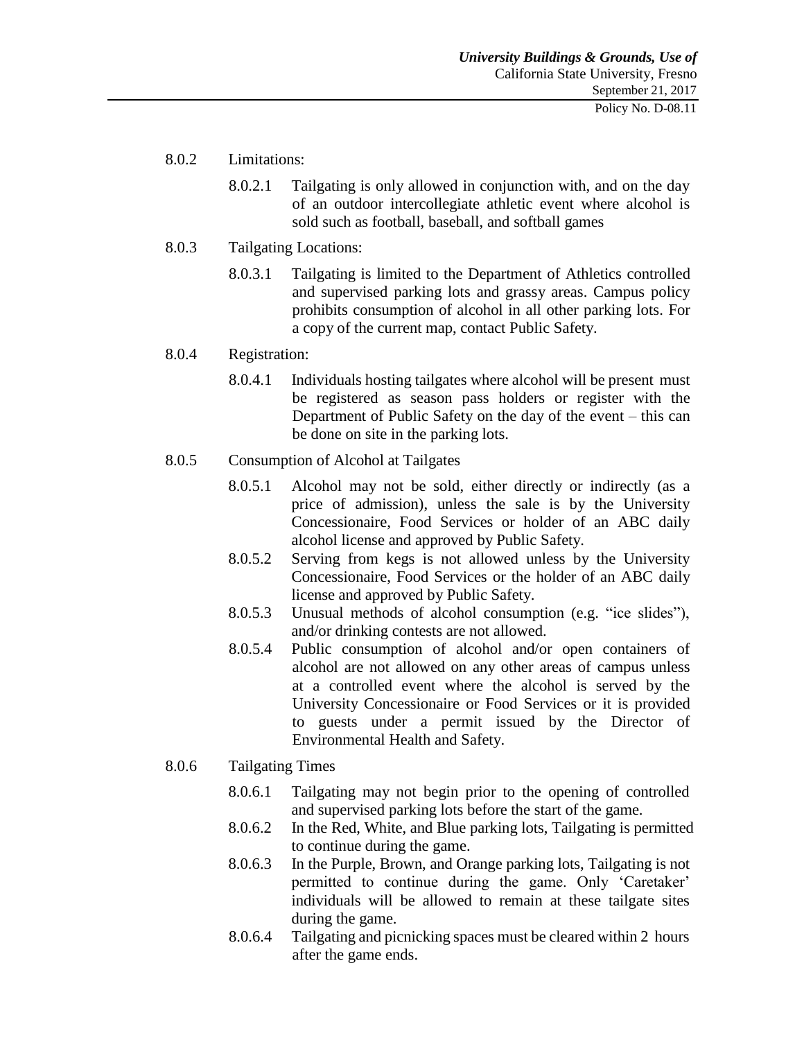8.0.2 Limitations:

8.0.2.1 Tailgating is only allowed in conjunction with, and on the day of an outdoor intercollegiate athletic event where alcohol is sold such as football, baseball, and softball games

8.0.3 Tailgating Locations:

8.0.3.1 Tailgating is limited to the Department of Athletics controlled and supervised parking lots and grassy areas. Campus policy prohibits consumption of alcohol in all other parking lots. For a copy of the current map, contact Public Safety.

8.0.4 Registration:

8.0.4.1 Individuals hosting tailgates where alcohol will be present must be registered as season pass holders or register with the Department of Public Safety on the day of the event – this can be done on site in the parking lots.

8.0.5 Consumption of Alcohol at Tailgates

8.0.5.1 Alcohol may not be sold, either directly or indirectly (as a price of admission), unless the sale is by the University Concessionaire, Food Services or holder of an ABC daily alcohol license and approved by Public Safety.

8.0.5.2 Serving from kegs is not allowed unless by the University Concessionaire, Food Services or the holder of an ABC daily license and approved by Public Safety.

8.0.5.3 Unusual methods of alcohol consumption (e.g. "ice slides"), and/or drinking contests are not allowed.

8.0.5.4 Public consumption of alcohol and/or open containers of alcohol are not allowed on any other areas of campus unless at a controlled event where the alcohol is served by the University Concessionaire or Food Services or it is provided to guests under a permit issued by the Director of Environmental Health and Safety.

8.0.6 Tailgating Times

8.0.6.1 Tailgating may not begin prior to the opening of controlled and supervised parking lots before the start of the game.

8.0.6.2 In the Red, White, and Blue parking lots, Tailgating is permitted to continue during the game.

8.0.6.3 In the Purple, Brown, and Orange parking lots, Tailgating is not permitted to continue during the game. Only 'Caretaker' individuals will be allowed to remain at these tailgate sites during the game.

8.0.6.4 Tailgating and picnicking spaces must be cleared within 2 hours after the game ends.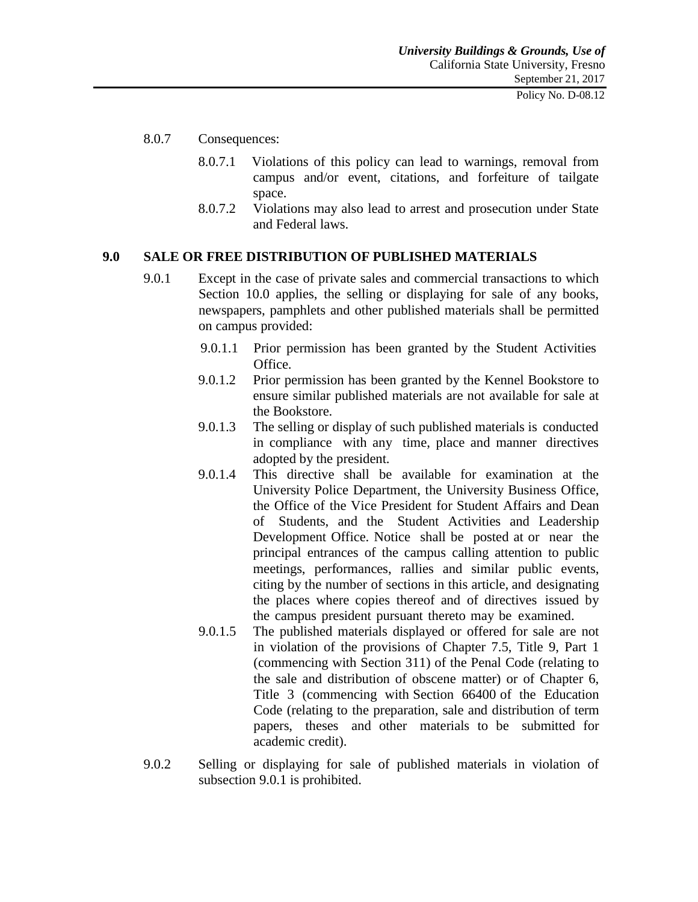8.0.7 Consequences:

8.0.7.1 Violations of this policy can lead to warnings, removal from campus and/or event, citations, and forfeiture of tailgate space.

8.0.7.2 Violations may also lead to arrest and prosecution under State and Federal laws.

## 9.0 SALE OR FREE DISTRIBUTION OF PUBLISHED MATERIALS

9.0.1 Except in the case of private sales and commercial transactions to which Section 10.0 applies, the selling or displaying for sale of any books, newspapers, pamphlets and other published materials shall be permitted on campus provided:

9.0.1.1 Prior permission has been granted by the Student Activities Office.

9.0.1.2 Prior permission has been granted by the Kennel Bookstore to ensure similar published materials are not available for sale at the Bookstore.

9.0.1.3 The selling or display of such published materials is conducted in compliance with any time, place and manner directives adopted by the president.

9.0.1.4 This directive shall be available for examination at the University Police Department, the University Business Office, the Office of the Vice President for Student Affairs and Dean of Students, and the Student Activities and Leadership Development Office. Notice shall be posted at or near the principal entrances of the campus calling attention to public meetings, performances, rallies and similar public events, citing by the number of sections in this article, and designating the places where copies thereof and of directives issued by the campus president pursuant thereto may be examined.

9.0.1.5 The published materials displayed or offered for sale are not in violation of the provisions of Chapter 7.5, Title 9, Part 1 (commencing with Section 311) of the Penal Code (relating to the sale and distribution of obscene matter) or of Chapter 6, Title 3 (commencing with Section 66400 of the Education Code (relating to the preparation, sale and distribution of term papers, theses and other materials to be submitted for academic credit).

9.0.2 Selling or displaying for sale of published materials in violation of subsection 9.0.1 is prohibited.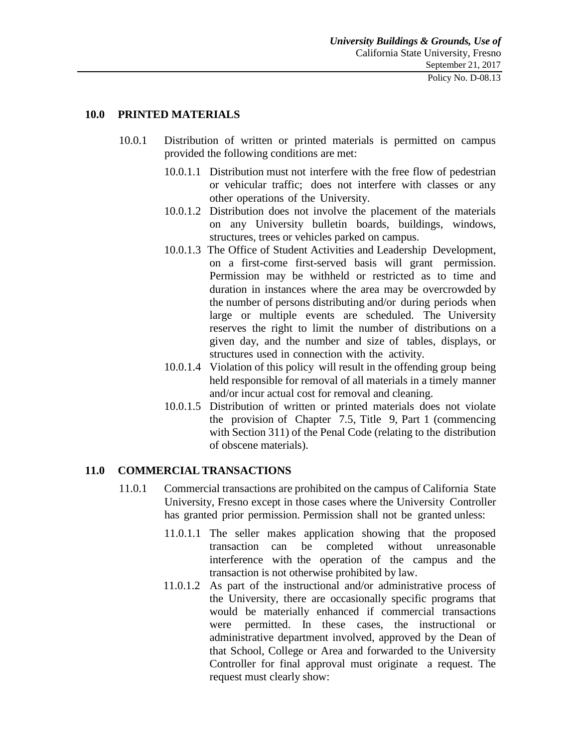## 10.0 PRINTED MATERIALS

10.0.1 Distribution of written or printed materials is permitted on campus provided the following conditions are met:

- 10.0.1.1 Distribution must not interfere with the free flow of pedestrian or vehicular traffic; does not interfere with classes or any other operations of the University.
- 10.0.1.2 Distribution does not involve the placement of the materials on any University bulletin boards, buildings, windows, structures, trees or vehicles parked on campus.
- 10.0.1.3 The Office of Student Activities and Leadership Development, on a first-come first-served basis will grant permission. Permission may be withheld or restricted as to time and duration in instances where the area may be overcrowded by the number of persons distributing and/or during periods when large or multiple events are scheduled. The University reserves the right to limit the number of distributions on a given day, and the number and size of tables, displays, or structures used in connection with the activity.
- 10.0.1.4 Violation of this policy will result in the offending group being held responsible for removal of all materials in a timely manner and/or incur actual cost for removal and cleaning.
- 10.0.1.5 Distribution of written or printed materials does not violate the provision of Chapter 7.5, Title 9, Part 1 (commencing with Section 311) of the Penal Code (relating to the distribution of obscene materials).

## 11.0 COMMERCIAL TRANSACTIONS

11.0.1 Commercial transactions are prohibited on the campus of California State University, Fresno except in those cases where the University Controller has granted prior permission. Permission shall not be granted unless:

- 11.0.1.1 The seller makes application showing that the proposed transaction can be completed without unreasonable interference with the operation of the campus and the transaction is not otherwise prohibited by law.
- 11.0.1.2 As part of the instructional and/or administrative process of the University, there are occasionally specific programs that would be materially enhanced if commercial transactions were permitted. In these cases, the instructional or administrative department involved, approved by the Dean of that School, College or Area and forwarded to the University Controller for final approval must originate a request. The request must clearly show: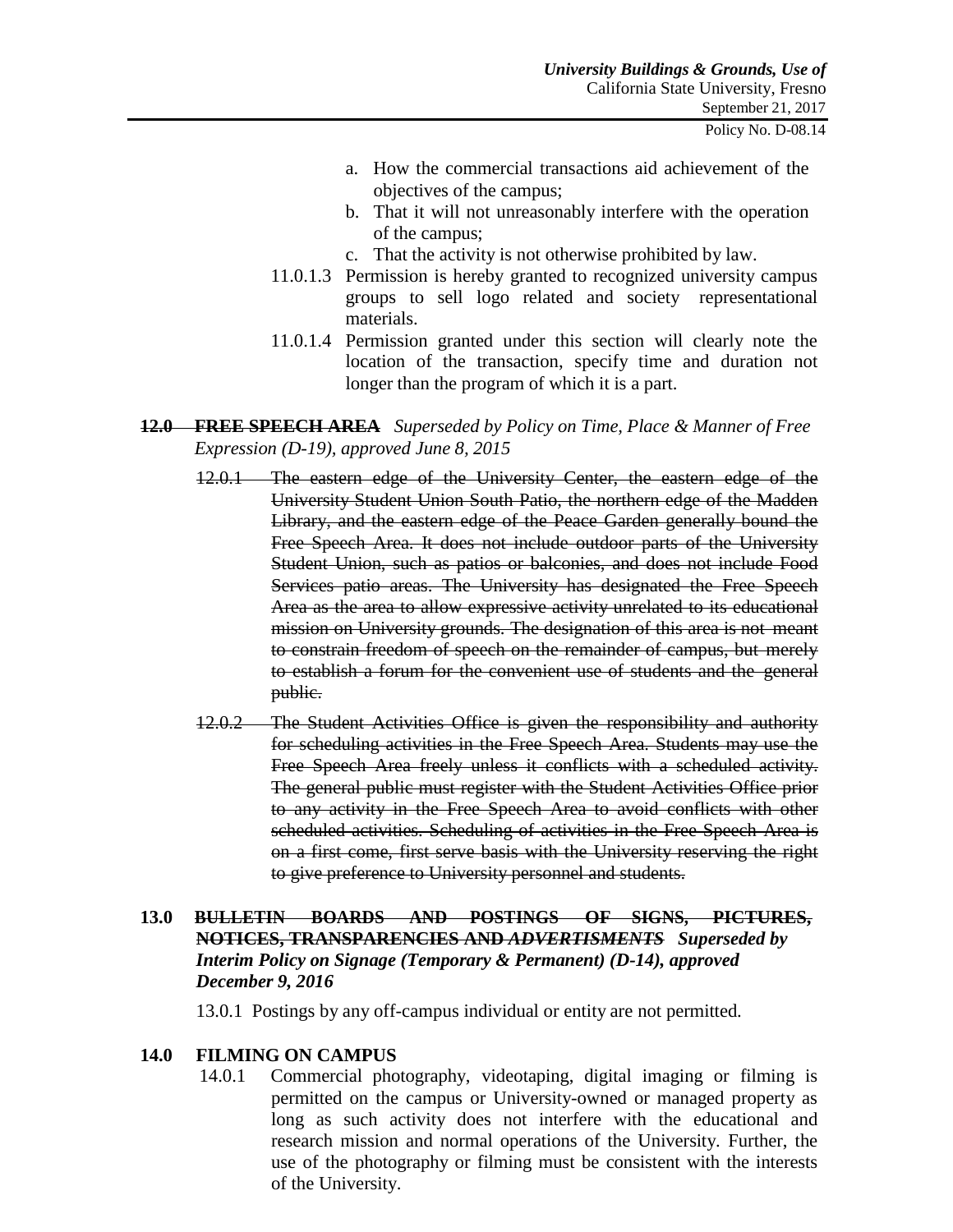a. How the commercial transactions aid achievement of the objectives of the campus;
b. That it will not unreasonably interfere with the operation of the campus;
c. That the activity is not otherwise prohibited by law.

11.0.1.3 Permission is hereby granted to recognized university campus groups to sell logo related and society representational materials.

11.0.1.4 Permission granted under this section will clearly note the location of the transaction, specify time and duration not longer than the program of which it is a part.

## ~~12.0 FREE SPEECH AREA~~ *Superseded by Policy on Time, Place & Manner of Free Expression (D-19), approved June 8, 2015*

~~12.0.1 The eastern edge of the University Center, the eastern edge of the University Student Union South Patio, the northern edge of the Madden Library, and the eastern edge of the Peace Garden generally bound the Free Speech Area. It does not include outdoor parts of the University Student Union, such as patios or balconies, and does not include Food Services patio areas. The University has designated the Free Speech Area as the area to allow expressive activity unrelated to its educational mission on University grounds. The designation of this area is not meant to constrain freedom of speech on the remainder of campus, but merely to establish a forum for the convenient use of students and the general public.~~

~~12.0.2 The Student Activities Office is given the responsibility and authority for scheduling activities in the Free Speech Area. Students may use the Free Speech Area freely unless it conflicts with a scheduled activity. The general public must register with the Student Activities Office prior to any activity in the Free Speech Area to avoid conflicts with other scheduled activities. Scheduling of activities in the Free Speech Area is on a first come, first serve basis with the University reserving the right to give preference to University personnel and students.~~

## 13.0 ~~BULLETIN BOARDS AND POSTINGS OF SIGNS, PICTURES, NOTICES, TRANSPARENCIES AND *ADVERTISMENTS*~~ ***Superseded by Interim Policy on Signage (Temporary & Permanent) (D-14), approved December 9, 2016***

13.0.1 Postings by any off-campus individual or entity are not permitted.

## 14.0 FILMING ON CAMPUS

14.0.1 Commercial photography, videotaping, digital imaging or filming is permitted on the campus or University-owned or managed property as long as such activity does not interfere with the educational and research mission and normal operations of the University. Further, the use of the photography or filming must be consistent with the interests of the University.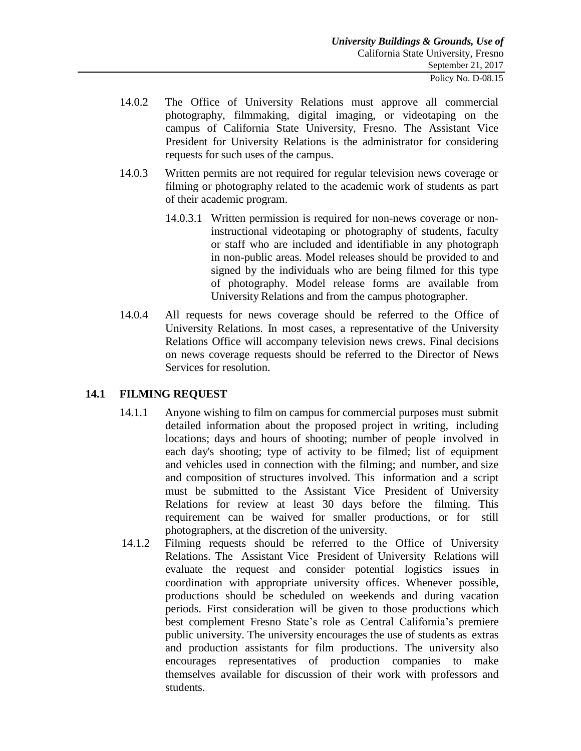14.0.2 The Office of University Relations must approve all commercial photography, filmmaking, digital imaging, or videotaping on the campus of California State University, Fresno. The Assistant Vice President for University Relations is the administrator for considering requests for such uses of the campus.

14.0.3 Written permits are not required for regular television news coverage or filming or photography related to the academic work of students as part of their academic program.

14.0.3.1 Written permission is required for non-news coverage or non-instructional videotaping or photography of students, faculty or staff who are included and identifiable in any photograph in non-public areas. Model releases should be provided to and signed by the individuals who are being filmed for this type of photography. Model release forms are available from University Relations and from the campus photographer.

14.0.4 All requests for news coverage should be referred to the Office of University Relations. In most cases, a representative of the University Relations Office will accompany television news crews. Final decisions on news coverage requests should be referred to the Director of News Services for resolution.

## 14.1 FILMING REQUEST

14.1.1 Anyone wishing to film on campus for commercial purposes must submit detailed information about the proposed project in writing, including locations; days and hours of shooting; number of people involved in each day's shooting; type of activity to be filmed; list of equipment and vehicles used in connection with the filming; and number, and size and composition of structures involved. This information and a script must be submitted to the Assistant Vice President of University Relations for review at least 30 days before the filming. This requirement can be waived for smaller productions, or for still photographers, at the discretion of the university.

14.1.2 Filming requests should be referred to the Office of University Relations. The Assistant Vice President of University Relations will evaluate the request and consider potential logistics issues in coordination with appropriate university offices. Whenever possible, productions should be scheduled on weekends and during vacation periods. First consideration will be given to those productions which best complement Fresno State's role as Central California's premiere public university. The university encourages the use of students as extras and production assistants for film productions. The university also encourages representatives of production companies to make themselves available for discussion of their work with professors and students.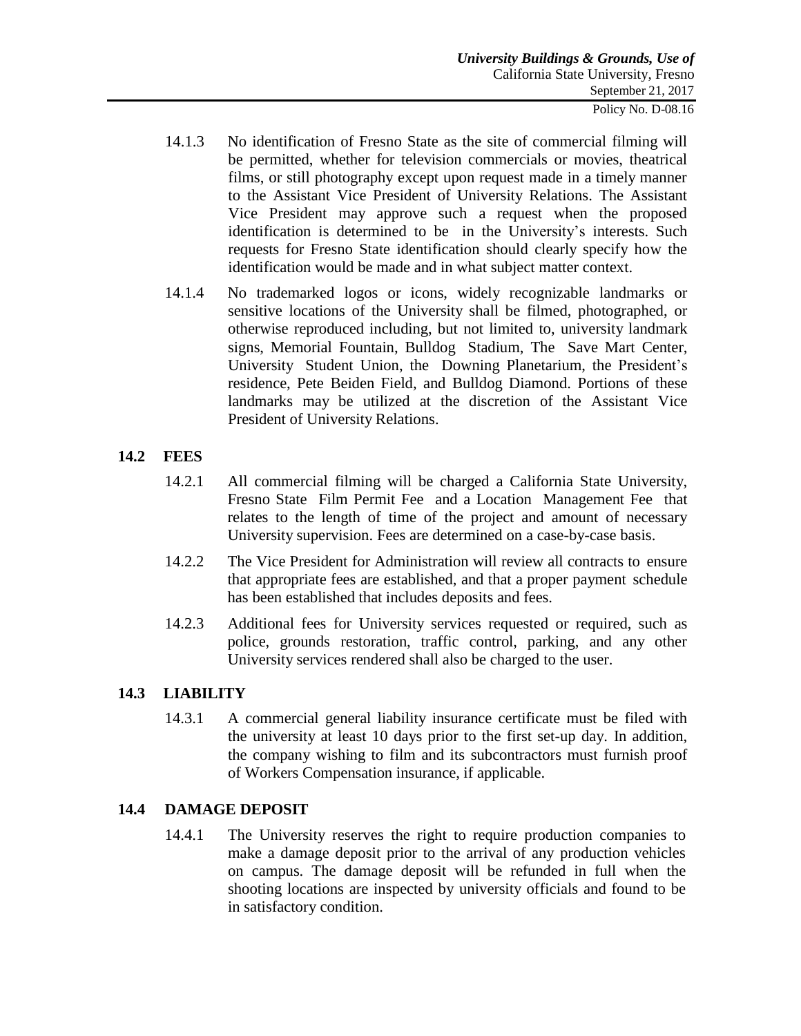14.1.3 No identification of Fresno State as the site of commercial filming will be permitted, whether for television commercials or movies, theatrical films, or still photography except upon request made in a timely manner to the Assistant Vice President of University Relations. The Assistant Vice President may approve such a request when the proposed identification is determined to be in the University's interests. Such requests for Fresno State identification should clearly specify how the identification would be made and in what subject matter context.

14.1.4 No trademarked logos or icons, widely recognizable landmarks or sensitive locations of the University shall be filmed, photographed, or otherwise reproduced including, but not limited to, university landmark signs, Memorial Fountain, Bulldog Stadium, The Save Mart Center, University Student Union, the Downing Planetarium, the President's residence, Pete Beiden Field, and Bulldog Diamond. Portions of these landmarks may be utilized at the discretion of the Assistant Vice President of University Relations.

## 14.2 FEES

14.2.1 All commercial filming will be charged a California State University, Fresno State Film Permit Fee and a Location Management Fee that relates to the length of time of the project and amount of necessary University supervision. Fees are determined on a case-by-case basis.

14.2.2 The Vice President for Administration will review all contracts to ensure that appropriate fees are established, and that a proper payment schedule has been established that includes deposits and fees.

14.2.3 Additional fees for University services requested or required, such as police, grounds restoration, traffic control, parking, and any other University services rendered shall also be charged to the user.

## 14.3 LIABILITY

14.3.1 A commercial general liability insurance certificate must be filed with the university at least 10 days prior to the first set-up day. In addition, the company wishing to film and its subcontractors must furnish proof of Workers Compensation insurance, if applicable.

## 14.4 DAMAGE DEPOSIT

14.4.1 The University reserves the right to require production companies to make a damage deposit prior to the arrival of any production vehicles on campus. The damage deposit will be refunded in full when the shooting locations are inspected by university officials and found to be in satisfactory condition.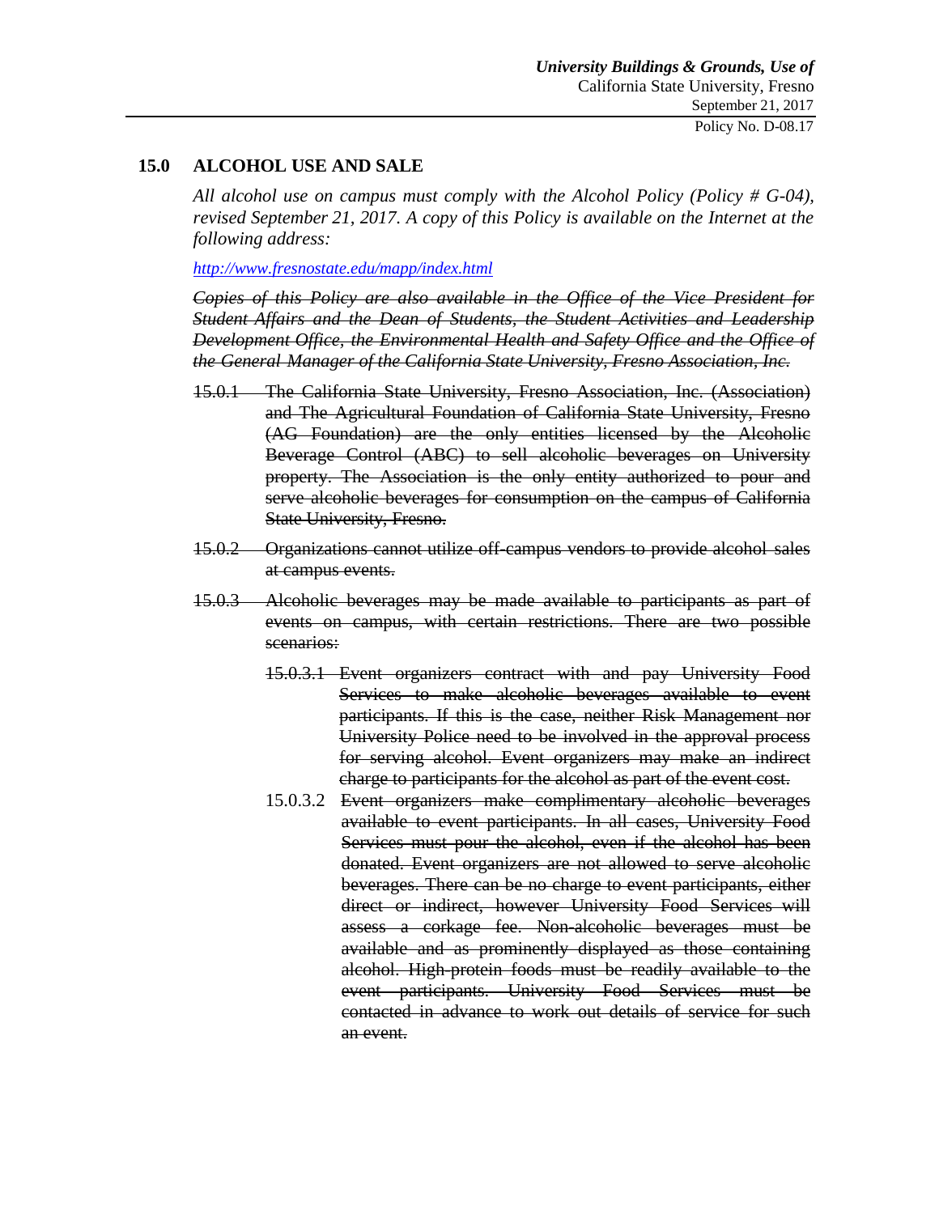## 15.0 ALCOHOL USE AND SALE

*All alcohol use on campus must comply with the Alcohol Policy (Policy # G-04), revised September 21, 2017. A copy of this Policy is available on the Internet at the following address:*

*http://www.fresnostate.edu/mapp/index.html*

~~*Copies of this Policy are also available in the Office of the Vice President for Student Affairs and the Dean of Students, the Student Activities and Leadership Development Office, the Environmental Health and Safety Office and the Office of the General Manager of the California State University, Fresno Association, Inc.*~~

~~15.0.1 The California State University, Fresno Association, Inc. (Association) and The Agricultural Foundation of California State University, Fresno (AG Foundation) are the only entities licensed by the Alcoholic Beverage Control (ABC) to sell alcoholic beverages on University property. The Association is the only entity authorized to pour and serve alcoholic beverages for consumption on the campus of California State University, Fresno.~~

~~15.0.2 Organizations cannot utilize off-campus vendors to provide alcohol sales at campus events.~~

~~15.0.3 Alcoholic beverages may be made available to participants as part of events on campus, with certain restrictions. There are two possible scenarios:~~

~~15.0.3.1 Event organizers contract with and pay University Food Services to make alcoholic beverages available to event participants. If this is the case, neither Risk Management nor University Police need to be involved in the approval process for serving alcohol. Event organizers may make an indirect charge to participants for the alcohol as part of the event cost.~~

15.0.3.2 ~~Event organizers make complimentary alcoholic beverages available to event participants. In all cases, University Food Services must pour the alcohol, even if the alcohol has been donated. Event organizers are not allowed to serve alcoholic beverages. There can be no charge to event participants, either direct or indirect, however University Food Services will assess a corkage fee. Non-alcoholic beverages must be available and as prominently displayed as those containing alcohol. High-protein foods must be readily available to the event participants. University Food Services must be contacted in advance to work out details of service for such an event.~~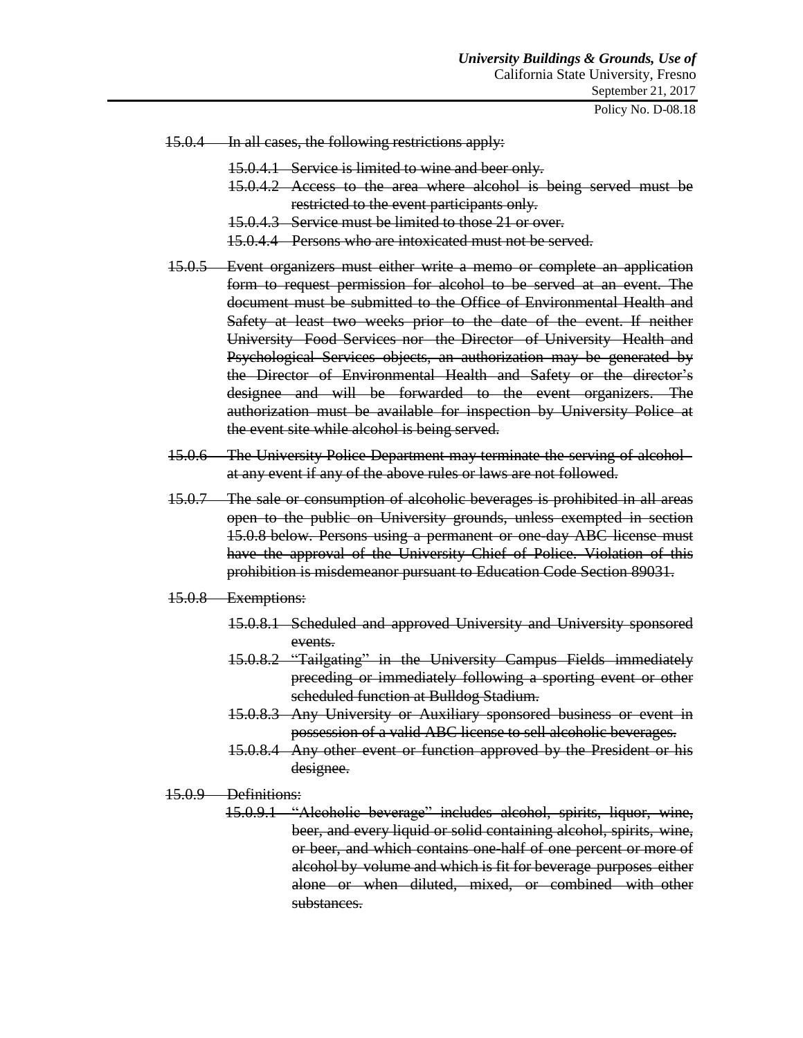~~15.0.4 In all cases, the following restrictions apply:~~

- ~~15.0.4.1 Service is limited to wine and beer only.~~
- ~~15.0.4.2 Access to the area where alcohol is being served must be restricted to the event participants only.~~
- ~~15.0.4.3 Service must be limited to those 21 or over.~~
- ~~15.0.4.4 Persons who are intoxicated must not be served.~~

~~15.0.5 Event organizers must either write a memo or complete an application form to request permission for alcohol to be served at an event. The document must be submitted to the Office of Environmental Health and Safety at least two weeks prior to the date of the event. If neither University Food Services nor the Director of University Health and Psychological Services objects, an authorization may be generated by the Director of Environmental Health and Safety or the director's designee and will be forwarded to the event organizers. The authorization must be available for inspection by University Police at the event site while alcohol is being served.~~

~~15.0.6 The University Police Department may terminate the serving of alcohol at any event if any of the above rules or laws are not followed.~~

~~15.0.7 The sale or consumption of alcoholic beverages is prohibited in all areas open to the public on University grounds, unless exempted in section 15.0.8 below. Persons using a permanent or one-day ABC license must have the approval of the University Chief of Police. Violation of this prohibition is misdemeanor pursuant to Education Code Section 89031.~~

~~15.0.8 Exemptions:~~

- ~~15.0.8.1 Scheduled and approved University and University sponsored events.~~
- ~~15.0.8.2 "Tailgating" in the University Campus Fields immediately preceding or immediately following a sporting event or other scheduled function at Bulldog Stadium.~~
- ~~15.0.8.3 Any University or Auxiliary sponsored business or event in possession of a valid ABC license to sell alcoholic beverages.~~
- ~~15.0.8.4 Any other event or function approved by the President or his designee.~~

~~15.0.9 Definitions:~~

- ~~15.0.9.1 "Alcoholic beverage" includes alcohol, spirits, liquor, wine, beer, and every liquid or solid containing alcohol, spirits, wine, or beer, and which contains one-half of one percent or more of alcohol by volume and which is fit for beverage purposes either alone or when diluted, mixed, or combined with other substances.~~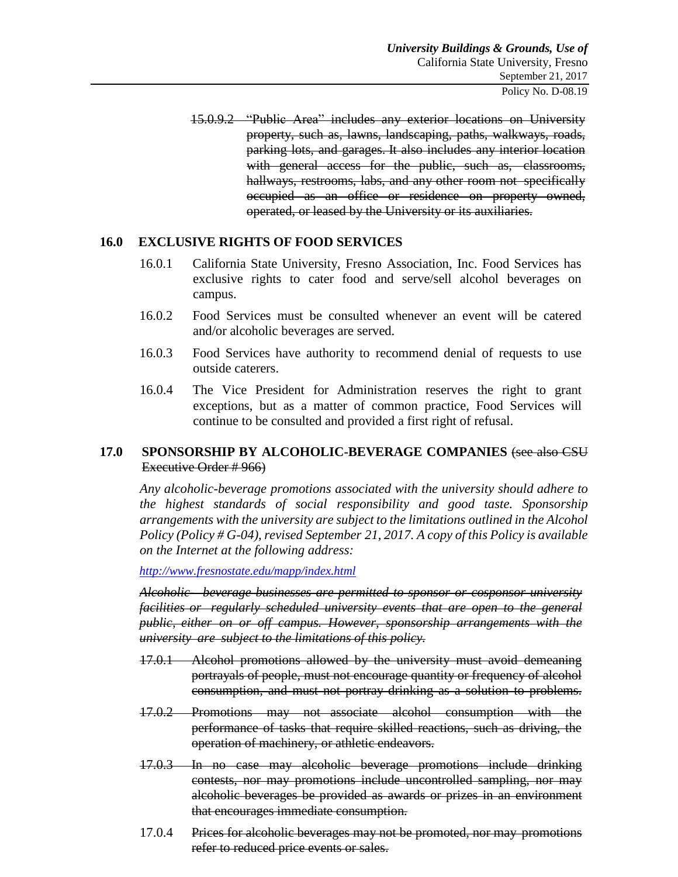~~15.0.9.2 "Public Area" includes any exterior locations on University property, such as, lawns, landscaping, paths, walkways, roads, parking lots, and garages. It also includes any interior location with general access for the public, such as, classrooms, hallways, restrooms, labs, and any other room not specifically occupied as an office or residence on property owned, operated, or leased by the University or its auxiliaries.~~

## 16.0 EXCLUSIVE RIGHTS OF FOOD SERVICES

16.0.1 California State University, Fresno Association, Inc. Food Services has exclusive rights to cater food and serve/sell alcohol beverages on campus.

16.0.2 Food Services must be consulted whenever an event will be catered and/or alcoholic beverages are served.

16.0.3 Food Services have authority to recommend denial of requests to use outside caterers.

16.0.4 The Vice President for Administration reserves the right to grant exceptions, but as a matter of common practice, Food Services will continue to be consulted and provided a first right of refusal.

## 17.0 SPONSORSHIP BY ALCOHOLIC-BEVERAGE COMPANIES ~~(see also CSU Executive Order # 966)~~

*Any alcoholic-beverage promotions associated with the university should adhere to the highest standards of social responsibility and good taste. Sponsorship arrangements with the university are subject to the limitations outlined in the Alcohol Policy (Policy # G-04), revised September 21, 2017. A copy of this Policy is available on the Internet at the following address:*

*http://www.fresnostate.edu/mapp/index.html*

~~*Alcoholic- beverage businesses are permitted to sponsor or cosponsor university facilities or regularly scheduled university events that are open to the general public, either on or off campus. However, sponsorship arrangements with the university are subject to the limitations of this policy.*~~

~~17.0.1 Alcohol promotions allowed by the university must avoid demeaning portrayals of people, must not encourage quantity or frequency of alcohol consumption, and must not portray drinking as a solution to problems.~~

~~17.0.2 Promotions may not associate alcohol consumption with the performance of tasks that require skilled reactions, such as driving, the operation of machinery, or athletic endeavors.~~

~~17.0.3 In no case may alcoholic beverage promotions include drinking contests, nor may promotions include uncontrolled sampling, nor may alcoholic beverages be provided as awards or prizes in an environment that encourages immediate consumption.~~

17.0.4 ~~Prices for alcoholic beverages may not be promoted, nor may promotions refer to reduced price events or sales.~~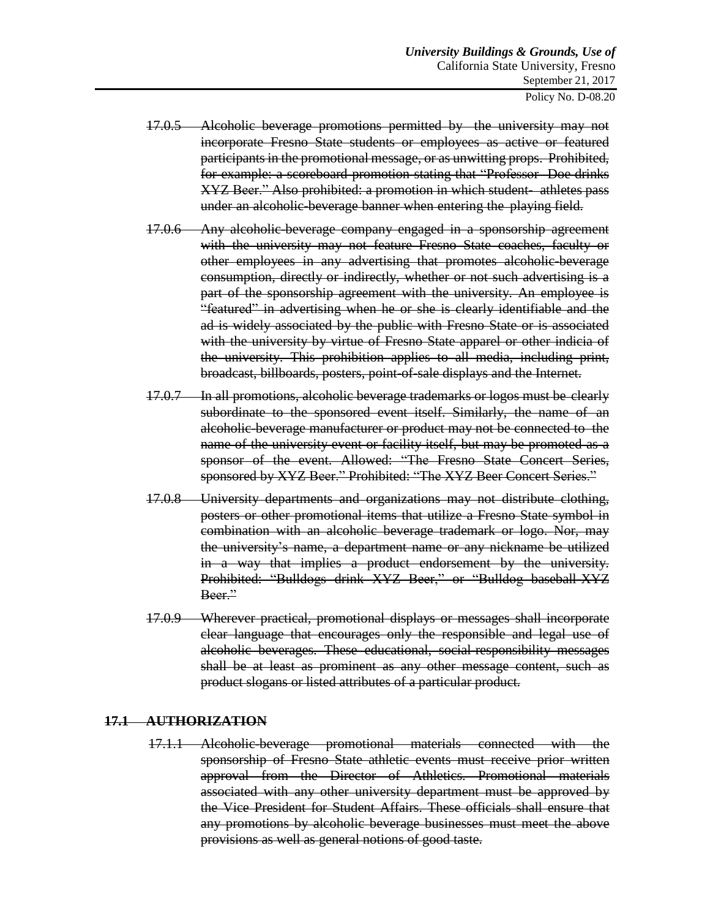~~17.0.5 Alcoholic beverage promotions permitted by the university may not incorporate Fresno State students or employees as active or featured participants in the promotional message, or as unwitting props. Prohibited, for example: a scoreboard promotion stating that "Professor Doe drinks XYZ Beer." Also prohibited: a promotion in which student- athletes pass under an alcoholic-beverage banner when entering the playing field.~~

~~17.0.6 Any alcoholic-beverage company engaged in a sponsorship agreement with the university may not feature Fresno State coaches, faculty or other employees in any advertising that promotes alcoholic-beverage consumption, directly or indirectly, whether or not such advertising is a part of the sponsorship agreement with the university. An employee is "featured" in advertising when he or she is clearly identifiable and the ad is widely associated by the public with Fresno State or is associated with the university by virtue of Fresno State apparel or other indicia of the university. This prohibition applies to all media, including print, broadcast, billboards, posters, point-of-sale displays and the Internet.~~

~~17.0.7 In all promotions, alcoholic beverage trademarks or logos must be clearly subordinate to the sponsored event itself. Similarly, the name of an alcoholic-beverage manufacturer or product may not be connected to the name of the university event or facility itself, but may be promoted as a sponsor of the event. Allowed: "The Fresno State Concert Series, sponsored by XYZ Beer." Prohibited: "The XYZ Beer Concert Series."~~

~~17.0.8 University departments and organizations may not distribute clothing, posters or other promotional items that utilize a Fresno State symbol in combination with an alcoholic beverage trademark or logo. Nor, may the university's name, a department name or any nickname be utilized in a way that implies a product endorsement by the university. Prohibited: "Bulldogs drink XYZ Beer," or "Bulldog baseball XYZ Beer."~~

~~17.0.9 Wherever practical, promotional displays or messages shall incorporate clear language that encourages only the responsible and legal use of alcoholic beverages. These educational, social-responsibility messages shall be at least as prominent as any other message content, such as product slogans or listed attributes of a particular product.~~

## ~~17.1 AUTHORIZATION~~

~~17.1.1 Alcoholic-beverage promotional materials connected with the sponsorship of Fresno State athletic events must receive prior written approval from the Director of Athletics. Promotional materials associated with any other university department must be approved by the Vice President for Student Affairs. These officials shall ensure that any promotions by alcoholic beverage businesses must meet the above provisions as well as general notions of good taste.~~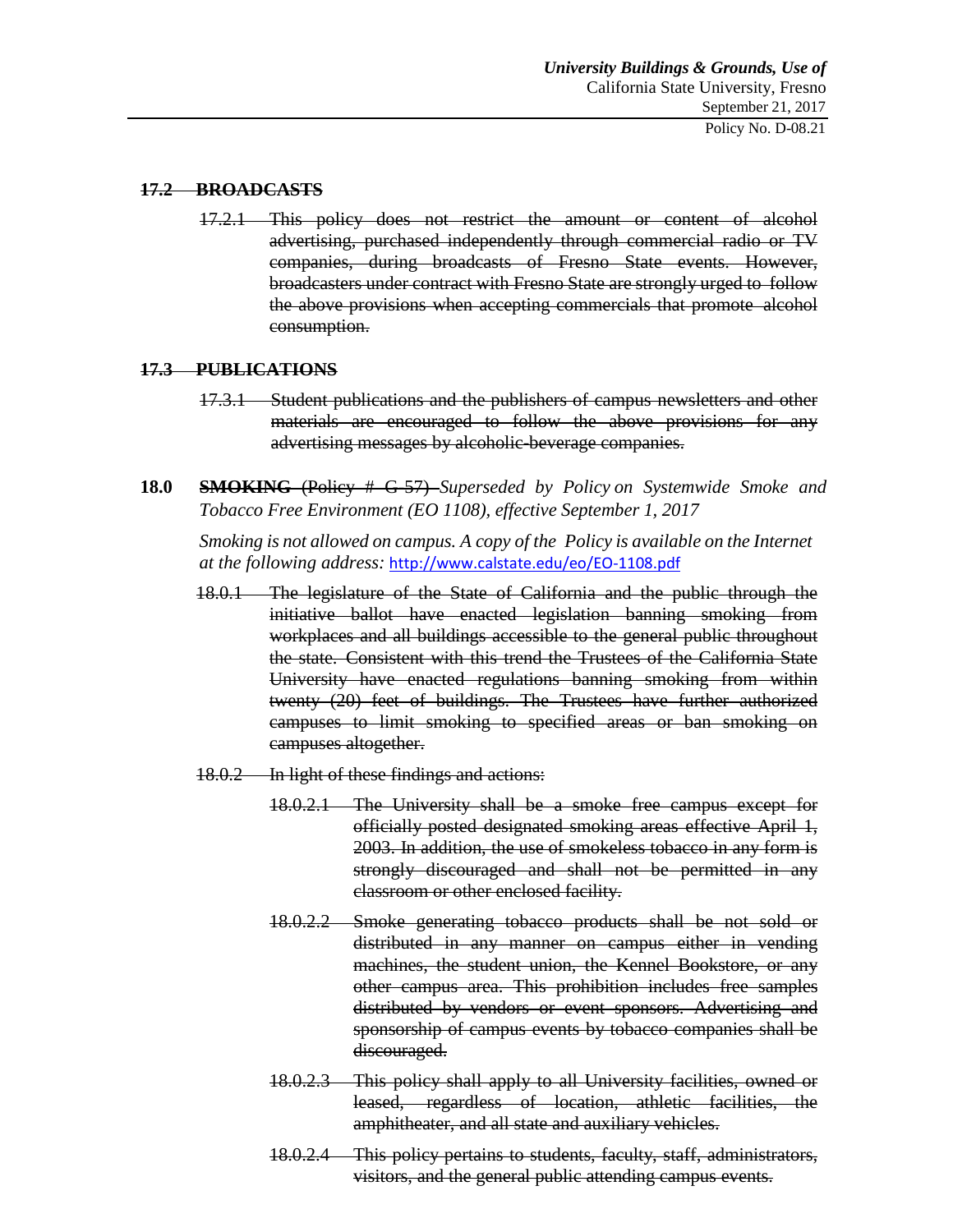## ~~17.2 BROADCASTS~~

~~17.2.1 This policy does not restrict the amount or content of alcohol advertising, purchased independently through commercial radio or TV companies, during broadcasts of Fresno State events. However, broadcasters under contract with Fresno State are strongly urged to follow the above provisions when accepting commercials that promote alcohol consumption.~~

## ~~17.3 PUBLICATIONS~~

~~17.3.1 Student publications and the publishers of campus newsletters and other materials are encouraged to follow the above provisions for any advertising messages by alcoholic-beverage companies.~~

## 18.0 ~~**SMOKING** (Policy # G-57)~~ *Superseded by Policy on Systemwide Smoke and Tobacco Free Environment (EO 1108), effective September 1, 2017*

*Smoking is not allowed on campus. A copy of the Policy is available on the Internet at the following address:* http://www.calstate.edu/eo/EO-1108.pdf

~~18.0.1 The legislature of the State of California and the public through the initiative ballot have enacted legislation banning smoking from workplaces and all buildings accessible to the general public throughout the state. Consistent with this trend the Trustees of the California State University have enacted regulations banning smoking from within twenty (20) feet of buildings. The Trustees have further authorized campuses to limit smoking to specified areas or ban smoking on campuses altogether.~~

~~18.0.2 In light of these findings and actions:~~

~~18.0.2.1 The University shall be a smoke free campus except for officially posted designated smoking areas effective April 1, 2003. In addition, the use of smokeless tobacco in any form is strongly discouraged and shall not be permitted in any classroom or other enclosed facility.~~

~~18.0.2.2 Smoke generating tobacco products shall be not sold or distributed in any manner on campus either in vending machines, the student union, the Kennel Bookstore, or any other campus area. This prohibition includes free samples distributed by vendors or event sponsors. Advertising and sponsorship of campus events by tobacco companies shall be discouraged.~~

~~18.0.2.3 This policy shall apply to all University facilities, owned or leased, regardless of location, athletic facilities, the amphitheater, and all state and auxiliary vehicles.~~

~~18.0.2.4 This policy pertains to students, faculty, staff, administrators, visitors, and the general public attending campus events.~~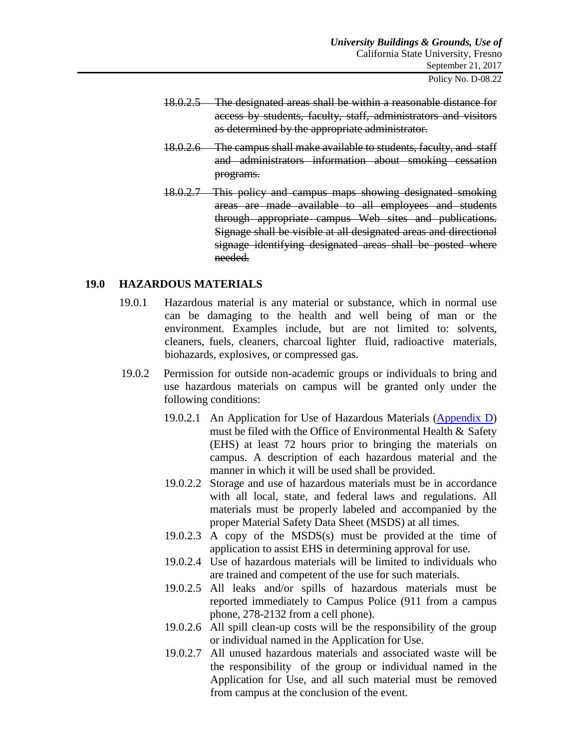~~18.0.2.5 The designated areas shall be within a reasonable distance for access by students, faculty, staff, administrators and visitors as determined by the appropriate administrator.~~

~~18.0.2.6 The campus shall make available to students, faculty, and staff and administrators information about smoking cessation programs.~~

~~18.0.2.7 This policy and campus maps showing designated smoking areas are made available to all employees and students through appropriate campus Web sites and publications. Signage shall be visible at all designated areas and directional signage identifying designated areas shall be posted where needed.~~

## 19.0 HAZARDOUS MATERIALS

19.0.1 Hazardous material is any material or substance, which in normal use can be damaging to the health and well being of man or the environment. Examples include, but are not limited to: solvents, cleaners, fuels, cleaners, charcoal lighter fluid, radioactive materials, biohazards, explosives, or compressed gas.

19.0.2 Permission for outside non-academic groups or individuals to bring and use hazardous materials on campus will be granted only under the following conditions:

19.0.2.1 An Application for Use of Hazardous Materials (Appendix D) must be filed with the Office of Environmental Health & Safety (EHS) at least 72 hours prior to bringing the materials on campus. A description of each hazardous material and the manner in which it will be used shall be provided.

19.0.2.2 Storage and use of hazardous materials must be in accordance with all local, state, and federal laws and regulations. All materials must be properly labeled and accompanied by the proper Material Safety Data Sheet (MSDS) at all times.

19.0.2.3 A copy of the MSDS(s) must be provided at the time of application to assist EHS in determining approval for use.

19.0.2.4 Use of hazardous materials will be limited to individuals who are trained and competent of the use for such materials.

19.0.2.5 All leaks and/or spills of hazardous materials must be reported immediately to Campus Police (911 from a campus phone, 278-2132 from a cell phone).

19.0.2.6 All spill clean-up costs will be the responsibility of the group or individual named in the Application for Use.

19.0.2.7 All unused hazardous materials and associated waste will be the responsibility of the group or individual named in the Application for Use, and all such material must be removed from campus at the conclusion of the event.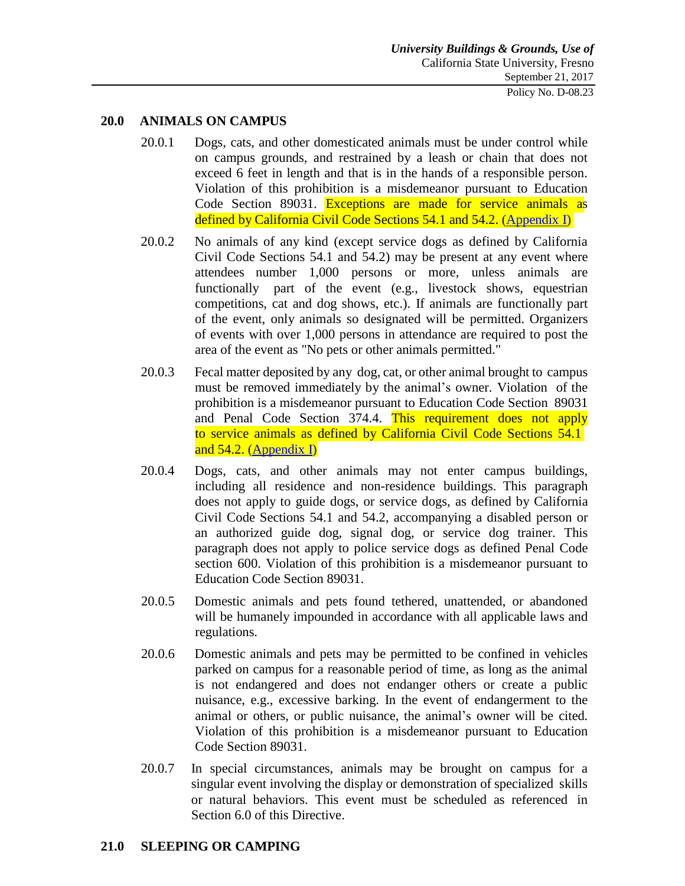## 20.0 ANIMALS ON CAMPUS

20.0.1 Dogs, cats, and other domesticated animals must be under control while on campus grounds, and restrained by a leash or chain that does not exceed 6 feet in length and that is in the hands of a responsible person. Violation of this prohibition is a misdemeanor pursuant to Education Code Section 89031. Exceptions are made for service animals as defined by California Civil Code Sections 54.1 and 54.2. (Appendix I)

20.0.2 No animals of any kind (except service dogs as defined by California Civil Code Sections 54.1 and 54.2) may be present at any event where attendees number 1,000 persons or more, unless animals are functionally part of the event (e.g., livestock shows, equestrian competitions, cat and dog shows, etc.). If animals are functionally part of the event, only animals so designated will be permitted. Organizers of events with over 1,000 persons in attendance are required to post the area of the event as "No pets or other animals permitted."

20.0.3 Fecal matter deposited by any dog, cat, or other animal brought to campus must be removed immediately by the animal's owner. Violation of the prohibition is a misdemeanor pursuant to Education Code Section 89031 and Penal Code Section 374.4. This requirement does not apply to service animals as defined by California Civil Code Sections 54.1 and 54.2. (Appendix I)

20.0.4 Dogs, cats, and other animals may not enter campus buildings, including all residence and non-residence buildings. This paragraph does not apply to guide dogs, or service dogs, as defined by California Civil Code Sections 54.1 and 54.2, accompanying a disabled person or an authorized guide dog, signal dog, or service dog trainer. This paragraph does not apply to police service dogs as defined Penal Code section 600. Violation of this prohibition is a misdemeanor pursuant to Education Code Section 89031.

20.0.5 Domestic animals and pets found tethered, unattended, or abandoned will be humanely impounded in accordance with all applicable laws and regulations.

20.0.6 Domestic animals and pets may be permitted to be confined in vehicles parked on campus for a reasonable period of time, as long as the animal is not endangered and does not endanger others or create a public nuisance, e.g., excessive barking. In the event of endangerment to the animal or others, or public nuisance, the animal's owner will be cited. Violation of this prohibition is a misdemeanor pursuant to Education Code Section 89031.

20.0.7 In special circumstances, animals may be brought on campus for a singular event involving the display or demonstration of specialized skills or natural behaviors. This event must be scheduled as referenced in Section 6.0 of this Directive.

## 21.0 SLEEPING OR CAMPING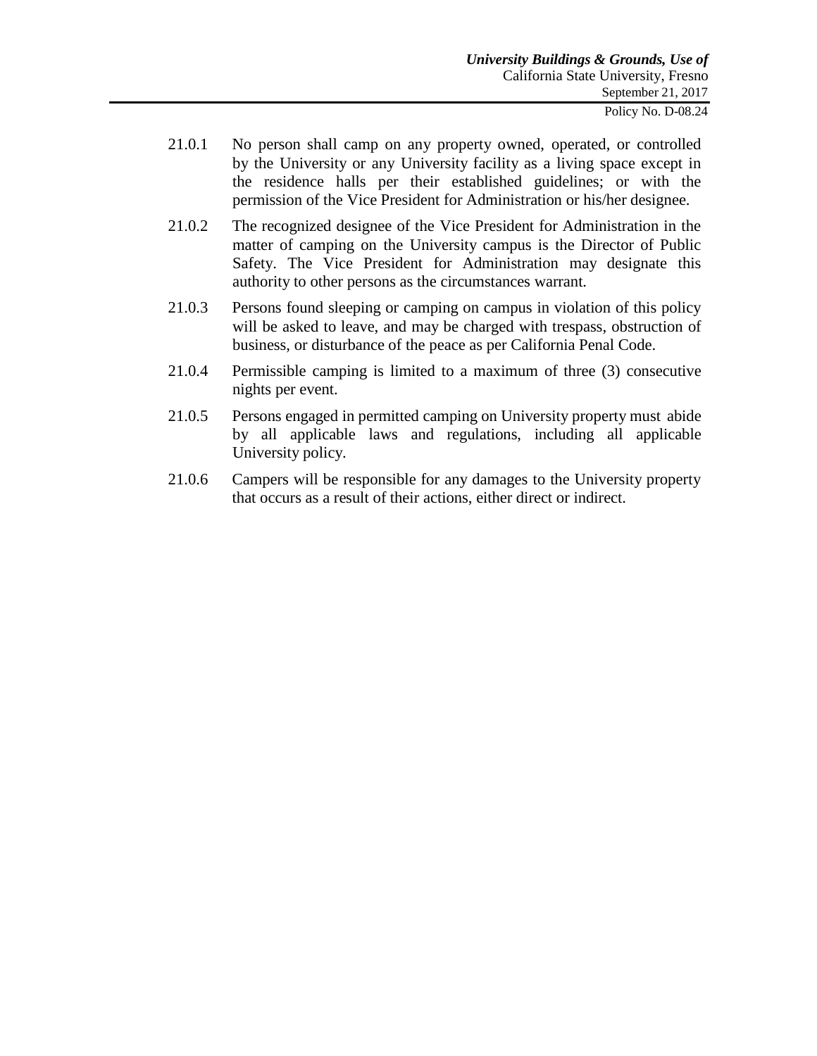21.0.1 No person shall camp on any property owned, operated, or controlled by the University or any University facility as a living space except in the residence halls per their established guidelines; or with the permission of the Vice President for Administration or his/her designee.

21.0.2 The recognized designee of the Vice President for Administration in the matter of camping on the University campus is the Director of Public Safety. The Vice President for Administration may designate this authority to other persons as the circumstances warrant.

21.0.3 Persons found sleeping or camping on campus in violation of this policy will be asked to leave, and may be charged with trespass, obstruction of business, or disturbance of the peace as per California Penal Code.

21.0.4 Permissible camping is limited to a maximum of three (3) consecutive nights per event.

21.0.5 Persons engaged in permitted camping on University property must abide by all applicable laws and regulations, including all applicable University policy.

21.0.6 Campers will be responsible for any damages to the University property that occurs as a result of their actions, either direct or indirect.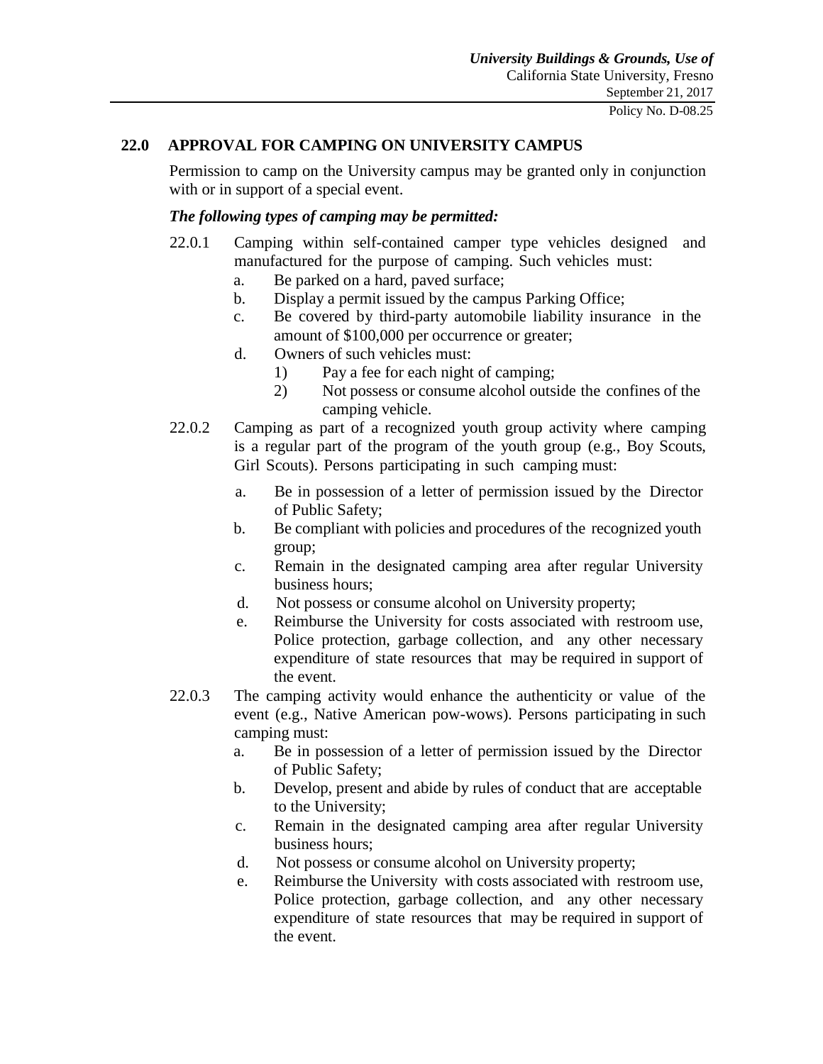## 22.0 APPROVAL FOR CAMPING ON UNIVERSITY CAMPUS

Permission to camp on the University campus may be granted only in conjunction with or in support of a special event.

***The following types of camping may be permitted:***

22.0.1 Camping within self-contained camper type vehicles designed and manufactured for the purpose of camping. Such vehicles must:

- a. Be parked on a hard, paved surface;
- b. Display a permit issued by the campus Parking Office;
- c. Be covered by third-party automobile liability insurance in the amount of $100,000 per occurrence or greater;
- d. Owners of such vehicles must:
  - 1) Pay a fee for each night of camping;
  - 2) Not possess or consume alcohol outside the confines of the camping vehicle.

22.0.2 Camping as part of a recognized youth group activity where camping is a regular part of the program of the youth group (e.g., Boy Scouts, Girl Scouts). Persons participating in such camping must:

- a. Be in possession of a letter of permission issued by the Director of Public Safety;
- b. Be compliant with policies and procedures of the recognized youth group;
- c. Remain in the designated camping area after regular University business hours;
- d. Not possess or consume alcohol on University property;
- e. Reimburse the University for costs associated with restroom use, Police protection, garbage collection, and any other necessary expenditure of state resources that may be required in support of the event.

22.0.3 The camping activity would enhance the authenticity or value of the event (e.g., Native American pow-wows). Persons participating in such camping must:

- a. Be in possession of a letter of permission issued by the Director of Public Safety;
- b. Develop, present and abide by rules of conduct that are acceptable to the University;
- c. Remain in the designated camping area after regular University business hours;
- d. Not possess or consume alcohol on University property;
- e. Reimburse the University with costs associated with restroom use, Police protection, garbage collection, and any other necessary expenditure of state resources that may be required in support of the event.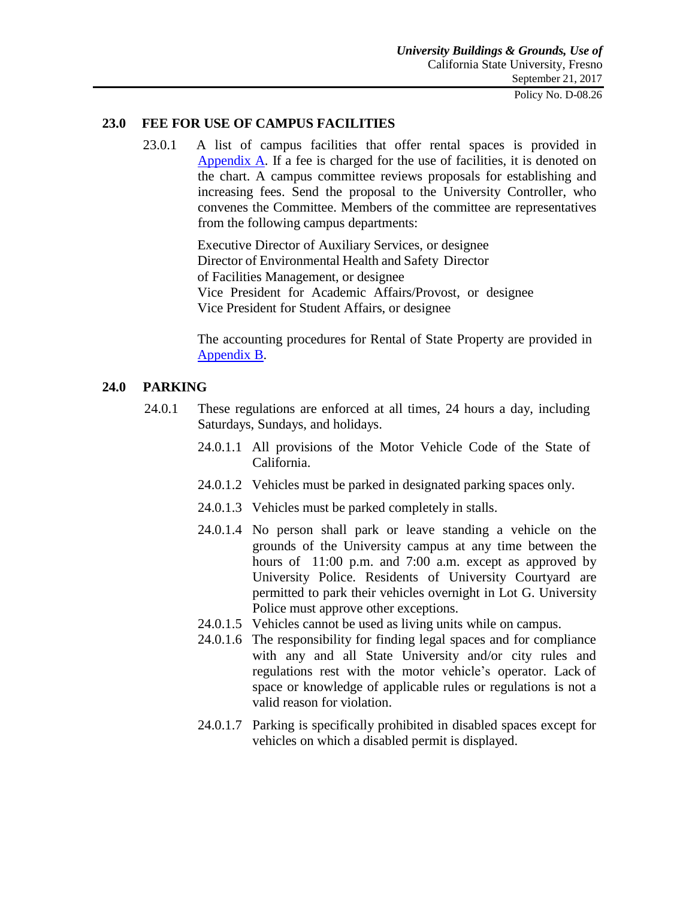## 23.0 FEE FOR USE OF CAMPUS FACILITIES

23.0.1 A list of campus facilities that offer rental spaces is provided in Appendix A. If a fee is charged for the use of facilities, it is denoted on the chart. A campus committee reviews proposals for establishing and increasing fees. Send the proposal to the University Controller, who convenes the Committee. Members of the committee are representatives from the following campus departments:

Executive Director of Auxiliary Services, or designee
Director of Environmental Health and Safety Director
of Facilities Management, or designee
Vice President for Academic Affairs/Provost, or designee
Vice President for Student Affairs, or designee

The accounting procedures for Rental of State Property are provided in Appendix B.

## 24.0 PARKING

24.0.1 These regulations are enforced at all times, 24 hours a day, including Saturdays, Sundays, and holidays.

24.0.1.1 All provisions of the Motor Vehicle Code of the State of California.

24.0.1.2 Vehicles must be parked in designated parking spaces only.

24.0.1.3 Vehicles must be parked completely in stalls.

24.0.1.4 No person shall park or leave standing a vehicle on the grounds of the University campus at any time between the hours of 11:00 p.m. and 7:00 a.m. except as approved by University Police. Residents of University Courtyard are permitted to park their vehicles overnight in Lot G. University Police must approve other exceptions.

24.0.1.5 Vehicles cannot be used as living units while on campus.

24.0.1.6 The responsibility for finding legal spaces and for compliance with any and all State University and/or city rules and regulations rest with the motor vehicle's operator. Lack of space or knowledge of applicable rules or regulations is not a valid reason for violation.

24.0.1.7 Parking is specifically prohibited in disabled spaces except for vehicles on which a disabled permit is displayed.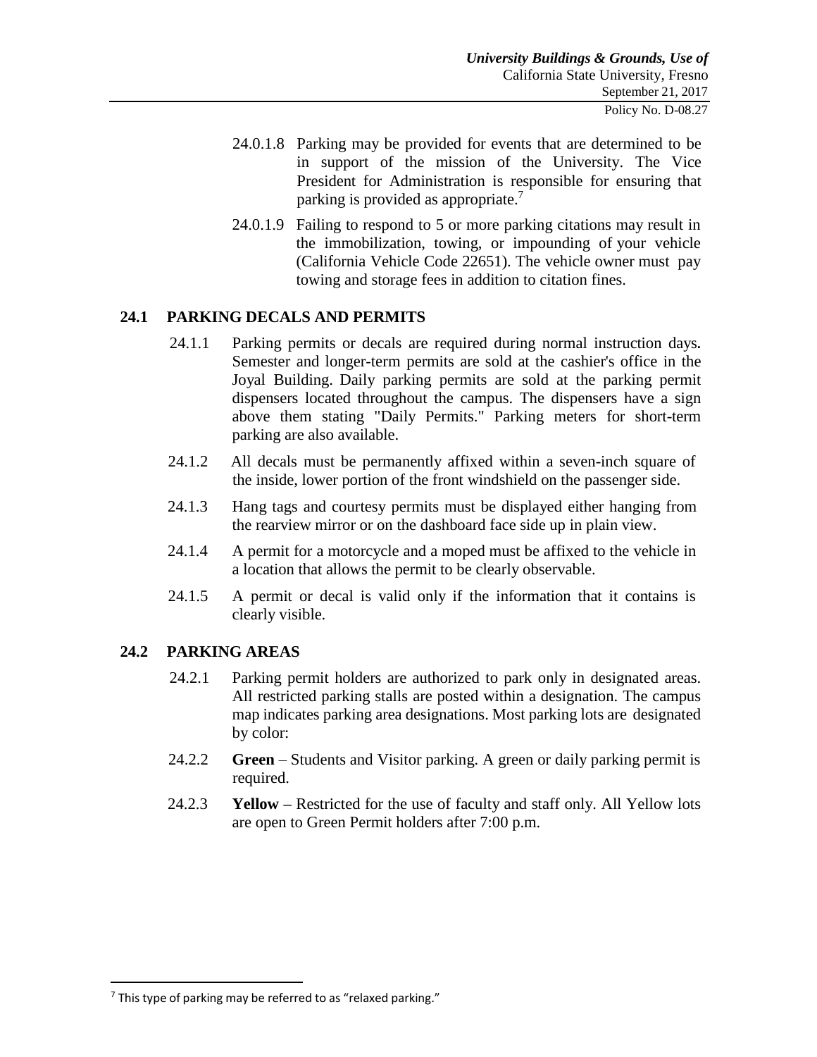24.0.1.8 Parking may be provided for events that are determined to be in support of the mission of the University. The Vice President for Administration is responsible for ensuring that parking is provided as appropriate.[7]

24.0.1.9 Failing to respond to 5 or more parking citations may result in the immobilization, towing, or impounding of your vehicle (California Vehicle Code 22651). The vehicle owner must pay towing and storage fees in addition to citation fines.

## 24.1 PARKING DECALS AND PERMITS

24.1.1 Parking permits or decals are required during normal instruction days. Semester and longer-term permits are sold at the cashier's office in the Joyal Building. Daily parking permits are sold at the parking permit dispensers located throughout the campus. The dispensers have a sign above them stating "Daily Permits." Parking meters for short-term parking are also available.

24.1.2 All decals must be permanently affixed within a seven-inch square of the inside, lower portion of the front windshield on the passenger side.

24.1.3 Hang tags and courtesy permits must be displayed either hanging from the rearview mirror or on the dashboard face side up in plain view.

24.1.4 A permit for a motorcycle and a moped must be affixed to the vehicle in a location that allows the permit to be clearly observable.

24.1.5 A permit or decal is valid only if the information that it contains is clearly visible.

## 24.2 PARKING AREAS

24.2.1 Parking permit holders are authorized to park only in designated areas. All restricted parking stalls are posted within a designation. The campus map indicates parking area designations. Most parking lots are designated by color:

24.2.2 **Green** – Students and Visitor parking. A green or daily parking permit is required.

24.2.3 **Yellow –** Restricted for the use of faculty and staff only. All Yellow lots are open to Green Permit holders after 7:00 p.m.

---

[7] This type of parking may be referred to as "relaxed parking."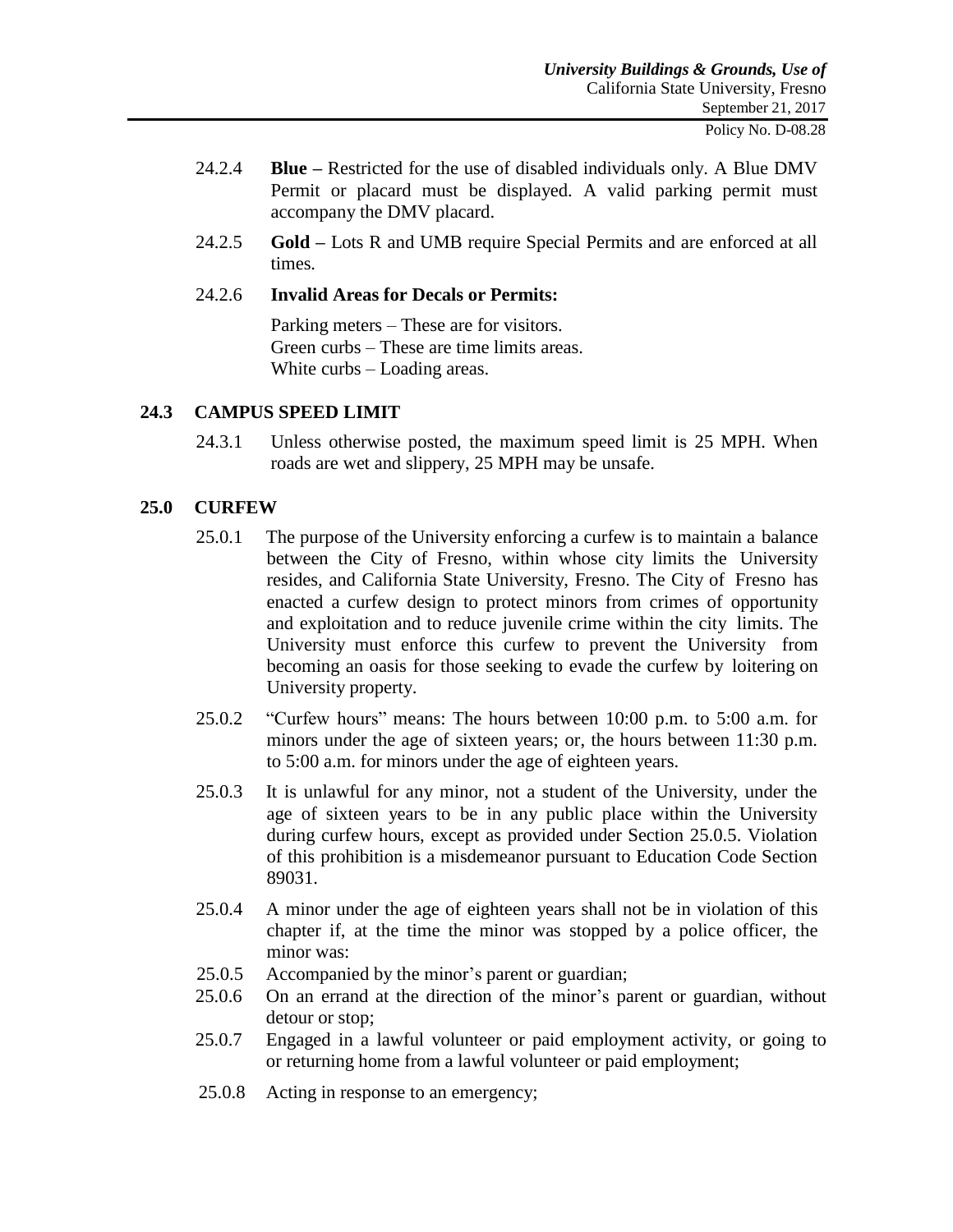24.2.4 **Blue –** Restricted for the use of disabled individuals only. A Blue DMV Permit or placard must be displayed. A valid parking permit must accompany the DMV placard.

24.2.5 **Gold –** Lots R and UMB require Special Permits and are enforced at all times.

24.2.6 **Invalid Areas for Decals or Permits:**

Parking meters – These are for visitors.
Green curbs – These are time limits areas.
White curbs – Loading areas.

## 24.3 CAMPUS SPEED LIMIT

24.3.1 Unless otherwise posted, the maximum speed limit is 25 MPH. When roads are wet and slippery, 25 MPH may be unsafe.

## 25.0 CURFEW

25.0.1 The purpose of the University enforcing a curfew is to maintain a balance between the City of Fresno, within whose city limits the University resides, and California State University, Fresno. The City of Fresno has enacted a curfew design to protect minors from crimes of opportunity and exploitation and to reduce juvenile crime within the city limits. The University must enforce this curfew to prevent the University from becoming an oasis for those seeking to evade the curfew by loitering on University property.

25.0.2 "Curfew hours" means: The hours between 10:00 p.m. to 5:00 a.m. for minors under the age of sixteen years; or, the hours between 11:30 p.m. to 5:00 a.m. for minors under the age of eighteen years.

25.0.3 It is unlawful for any minor, not a student of the University, under the age of sixteen years to be in any public place within the University during curfew hours, except as provided under Section 25.0.5. Violation of this prohibition is a misdemeanor pursuant to Education Code Section 89031.

25.0.4 A minor under the age of eighteen years shall not be in violation of this chapter if, at the time the minor was stopped by a police officer, the minor was:

25.0.5 Accompanied by the minor's parent or guardian;

25.0.6 On an errand at the direction of the minor's parent or guardian, without detour or stop;

25.0.7 Engaged in a lawful volunteer or paid employment activity, or going to or returning home from a lawful volunteer or paid employment;

25.0.8 Acting in response to an emergency;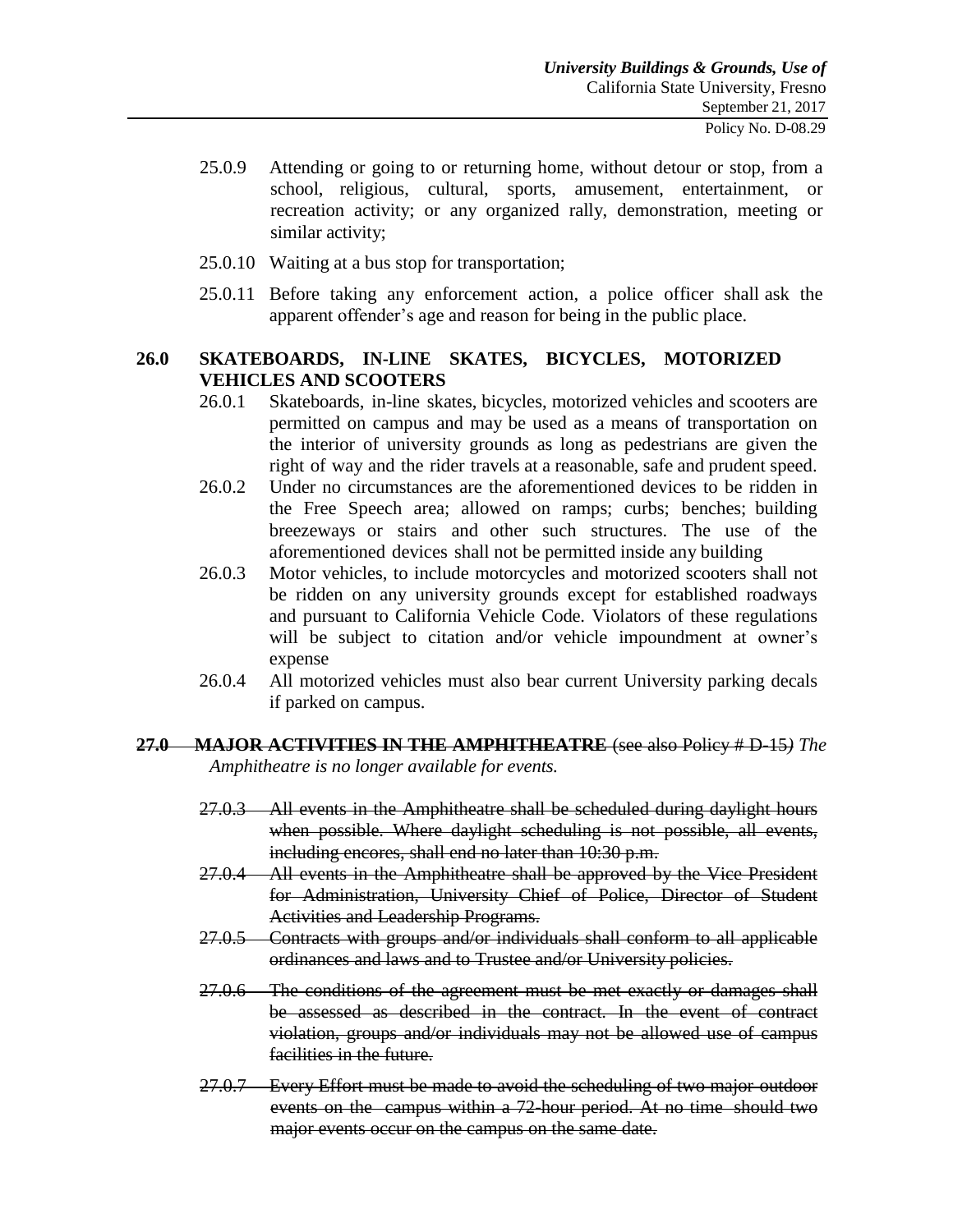25.0.9 Attending or going to or returning home, without detour or stop, from a school, religious, cultural, sports, amusement, entertainment, or recreation activity; or any organized rally, demonstration, meeting or similar activity;

25.0.10 Waiting at a bus stop for transportation;

25.0.11 Before taking any enforcement action, a police officer shall ask the apparent offender's age and reason for being in the public place.

## 26.0 SKATEBOARDS, IN-LINE SKATES, BICYCLES, MOTORIZED VEHICLES AND SCOOTERS

26.0.1 Skateboards, in-line skates, bicycles, motorized vehicles and scooters are permitted on campus and may be used as a means of transportation on the interior of university grounds as long as pedestrians are given the right of way and the rider travels at a reasonable, safe and prudent speed.

26.0.2 Under no circumstances are the aforementioned devices to be ridden in the Free Speech area; allowed on ramps; curbs; benches; building breezeways or stairs and other such structures. The use of the aforementioned devices shall not be permitted inside any building

26.0.3 Motor vehicles, to include motorcycles and motorized scooters shall not be ridden on any university grounds except for established roadways and pursuant to California Vehicle Code. Violators of these regulations will be subject to citation and/or vehicle impoundment at owner's expense

26.0.4 All motorized vehicles must also bear current University parking decals if parked on campus.

## ~~27.0 MAJOR ACTIVITIES IN THE AMPHITHEATRE (see also Policy # D-15)~~ *The Amphitheatre is no longer available for events.*

~~27.0.3 All events in the Amphitheatre shall be scheduled during daylight hours when possible. Where daylight scheduling is not possible, all events, including encores, shall end no later than 10:30 p.m.~~

~~27.0.4 All events in the Amphitheatre shall be approved by the Vice President for Administration, University Chief of Police, Director of Student Activities and Leadership Programs.~~

~~27.0.5 Contracts with groups and/or individuals shall conform to all applicable ordinances and laws and to Trustee and/or University policies.~~

~~27.0.6 The conditions of the agreement must be met exactly or damages shall be assessed as described in the contract. In the event of contract violation, groups and/or individuals may not be allowed use of campus facilities in the future.~~

~~27.0.7 Every Effort must be made to avoid the scheduling of two major outdoor events on the campus within a 72-hour period. At no time should two major events occur on the campus on the same date.~~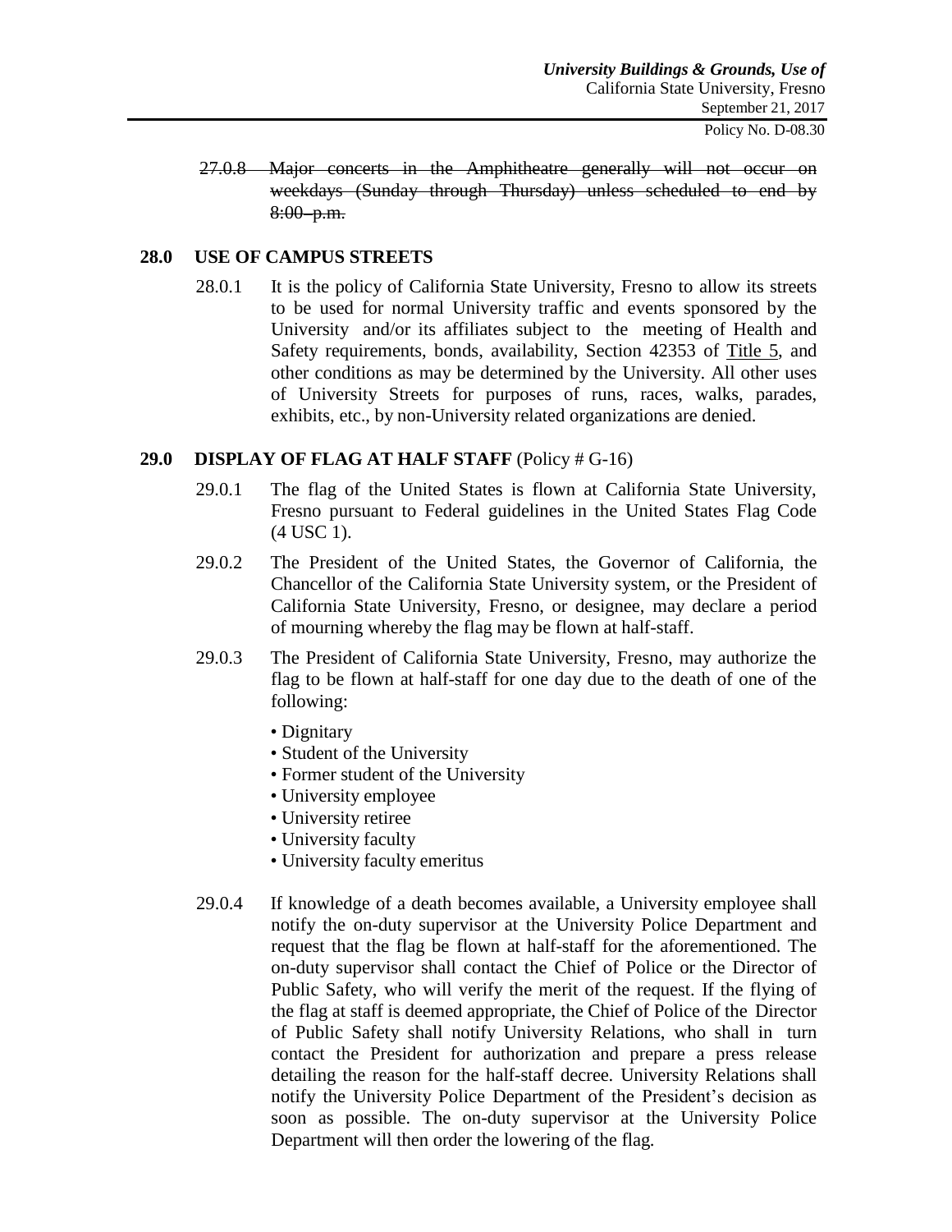~~27.0.8 Major concerts in the Amphitheatre generally will not occur on weekdays (Sunday through Thursday) unless scheduled to end by 8:00 p.m.~~

## 28.0 USE OF CAMPUS STREETS

28.0.1 It is the policy of California State University, Fresno to allow its streets to be used for normal University traffic and events sponsored by the University and/or its affiliates subject to the meeting of Health and Safety requirements, bonds, availability, Section 42353 of Title 5, and other conditions as may be determined by the University. All other uses of University Streets for purposes of runs, races, walks, parades, exhibits, etc., by non-University related organizations are denied.

## 29.0 DISPLAY OF FLAG AT HALF STAFF (Policy # G-16)

29.0.1 The flag of the United States is flown at California State University, Fresno pursuant to Federal guidelines in the United States Flag Code (4 USC 1).

29.0.2 The President of the United States, the Governor of California, the Chancellor of the California State University system, or the President of California State University, Fresno, or designee, may declare a period of mourning whereby the flag may be flown at half-staff.

29.0.3 The President of California State University, Fresno, may authorize the flag to be flown at half-staff for one day due to the death of one of the following:

- Dignitary
- Student of the University
- Former student of the University
- University employee
- University retiree
- University faculty
- University faculty emeritus

29.0.4 If knowledge of a death becomes available, a University employee shall notify the on-duty supervisor at the University Police Department and request that the flag be flown at half-staff for the aforementioned. The on-duty supervisor shall contact the Chief of Police or the Director of Public Safety, who will verify the merit of the request. If the flying of the flag at staff is deemed appropriate, the Chief of Police of the Director of Public Safety shall notify University Relations, who shall in turn contact the President for authorization and prepare a press release detailing the reason for the half-staff decree. University Relations shall notify the University Police Department of the President's decision as soon as possible. The on-duty supervisor at the University Police Department will then order the lowering of the flag.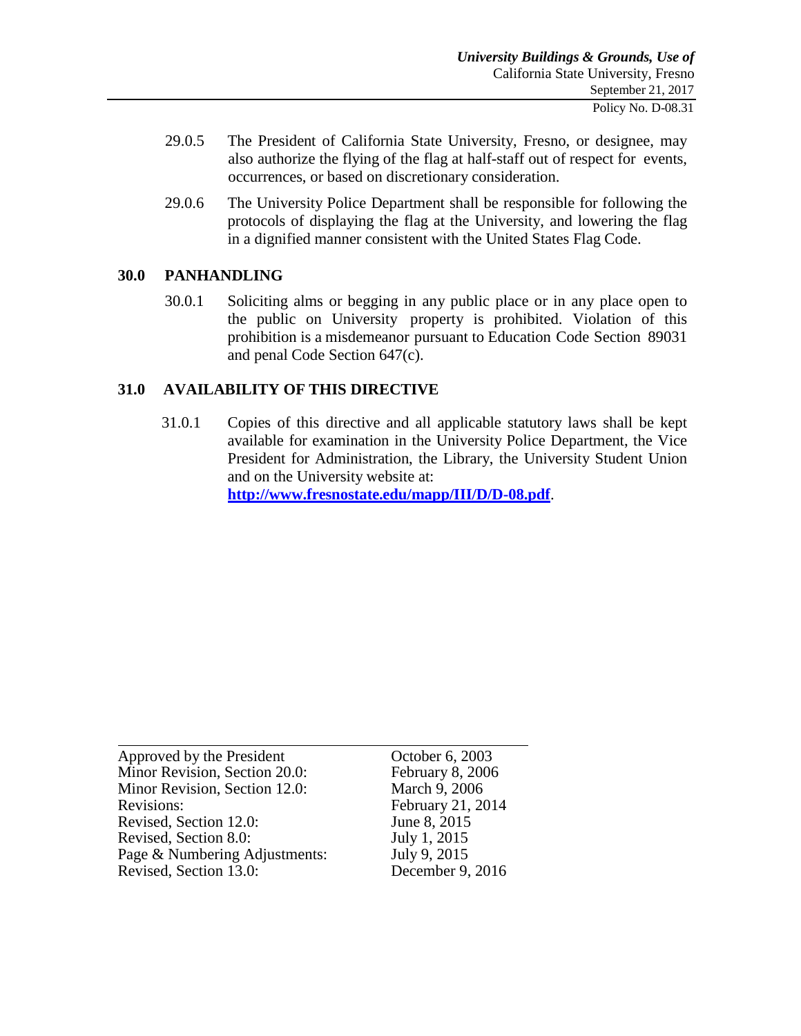29.0.5 The President of California State University, Fresno, or designee, may also authorize the flying of the flag at half-staff out of respect for events, occurrences, or based on discretionary consideration.

29.0.6 The University Police Department shall be responsible for following the protocols of displaying the flag at the University, and lowering the flag in a dignified manner consistent with the United States Flag Code.

## 30.0 PANHANDLING

30.0.1 Soliciting alms or begging in any public place or in any place open to the public on University property is prohibited. Violation of this prohibition is a misdemeanor pursuant to Education Code Section 89031 and penal Code Section 647(c).

## 31.0 AVAILABILITY OF THIS DIRECTIVE

31.0.1 Copies of this directive and all applicable statutory laws shall be kept available for examination in the University Police Department, the Vice President for Administration, the Library, the University Student Union and on the University website at: **http://www.fresnostate.edu/mapp/III/D/D-08.pdf**.

| | |
|---|---|
| Approved by the President | October 6, 2003 |
| Minor Revision, Section 20.0: | February 8, 2006 |
| Minor Revision, Section 12.0: | March 9, 2006 |
| Revisions: | February 21, 2014 |
| Revised, Section 12.0: | June 8, 2015 |
| Revised, Section 8.0: | July 1, 2015 |
| Page & Numbering Adjustments: | July 9, 2015 |
| Revised, Section 13.0: | December 9, 2016 |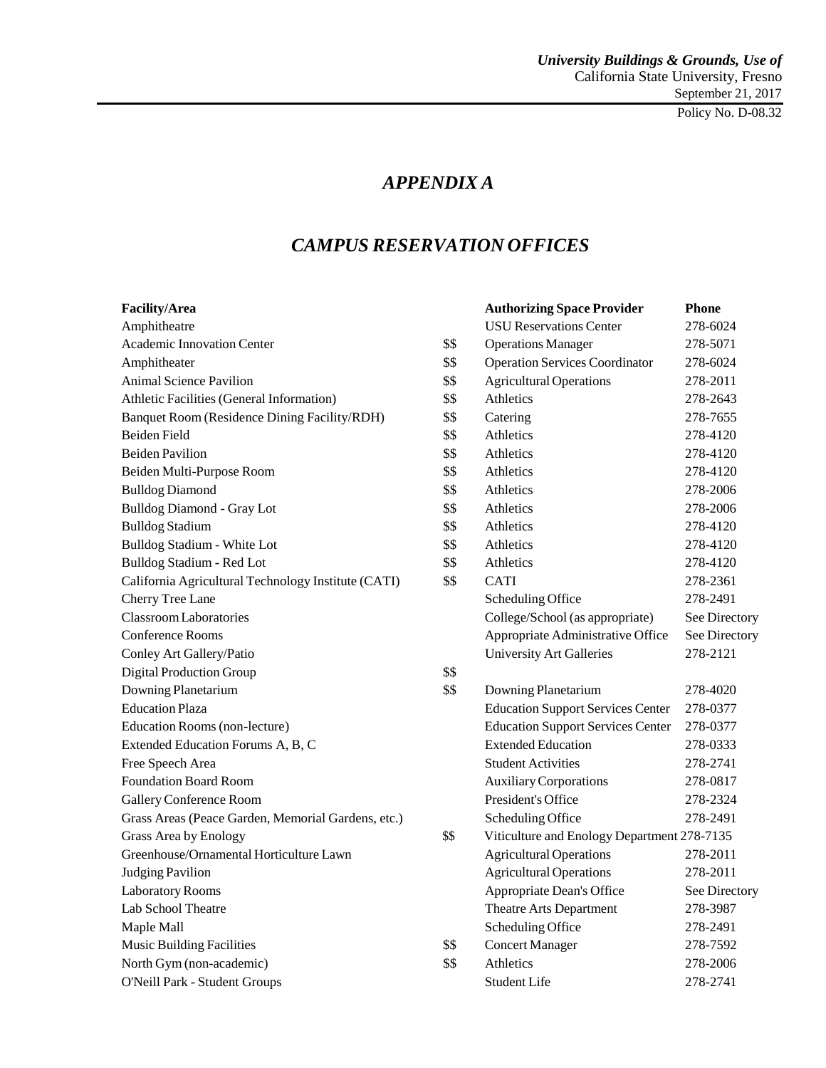# *APPENDIX A*

## *CAMPUS RESERVATION OFFICES*

| Facility/Area | | Authorizing Space Provider | Phone |
|---|---|---|---|
| Amphitheatre | | USU Reservations Center | 278-6024 |
| Academic Innovation Center | $$ | Operations Manager | 278-5071 |
| Amphitheater | $$ | Operation Services Coordinator | 278-6024 |
| Animal Science Pavilion | $$ | Agricultural Operations | 278-2011 |
| Athletic Facilities (General Information) | $$ | Athletics | 278-2643 |
| Banquet Room (Residence Dining Facility/RDH) | $$ | Catering | 278-7655 |
| Beiden Field | $$ | Athletics | 278-4120 |
| Beiden Pavilion | $$ | Athletics | 278-4120 |
| Beiden Multi-Purpose Room | $$ | Athletics | 278-4120 |
| Bulldog Diamond | $$ | Athletics | 278-2006 |
| Bulldog Diamond - Gray Lot | $$ | Athletics | 278-2006 |
| Bulldog Stadium | $$ | Athletics | 278-4120 |
| Bulldog Stadium - White Lot | $$ | Athletics | 278-4120 |
| Bulldog Stadium - Red Lot | $$ | Athletics | 278-4120 |
| California Agricultural Technology Institute (CATI) | $$ | CATI | 278-2361 |
| Cherry Tree Lane | | Scheduling Office | 278-2491 |
| Classroom Laboratories | | College/School (as appropriate) | See Directory |
| Conference Rooms | | Appropriate Administrative Office | See Directory |
| Conley Art Gallery/Patio | | University Art Galleries | 278-2121 |
| Digital Production Group | $$ | | |
| Downing Planetarium | $$ | Downing Planetarium | 278-4020 |
| Education Plaza | | Education Support Services Center | 278-0377 |
| Education Rooms (non-lecture) | | Education Support Services Center | 278-0377 |
| Extended Education Forums A, B, C | | Extended Education | 278-0333 |
| Free Speech Area | | Student Activities | 278-2741 |
| Foundation Board Room | | Auxiliary Corporations | 278-0817 |
| Gallery Conference Room | | President's Office | 278-2324 |
| Grass Areas (Peace Garden, Memorial Gardens, etc.) | | Scheduling Office | 278-2491 |
| Grass Area by Enology | $$ | Viticulture and Enology Department | 278-7135 |
| Greenhouse/Ornamental Horticulture Lawn | | Agricultural Operations | 278-2011 |
| Judging Pavilion | | Agricultural Operations | 278-2011 |
| Laboratory Rooms | | Appropriate Dean's Office | See Directory |
| Lab School Theatre | | Theatre Arts Department | 278-3987 |
| Maple Mall | | Scheduling Office | 278-2491 |
| Music Building Facilities | $$ | Concert Manager | 278-7592 |
| North Gym (non-academic) | $$ | Athletics | 278-2006 |
| O'Neill Park - Student Groups | | Student Life | 278-2741 |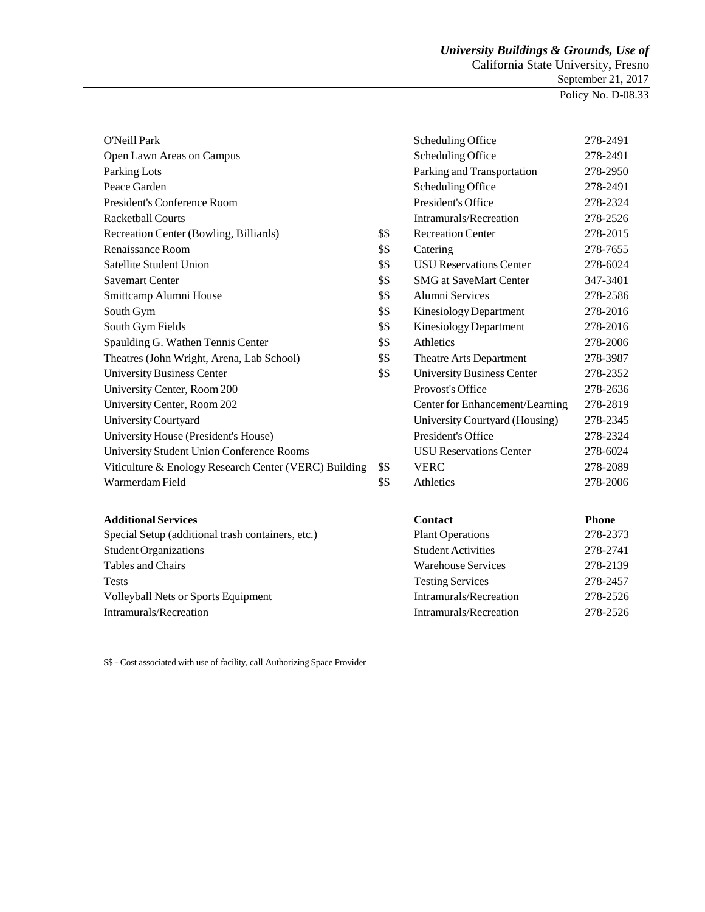| | | | |
|---|---|---|---|
| O'Neill Park | | Scheduling Office | 278-2491 |
| Open Lawn Areas on Campus | | Scheduling Office | 278-2491 |
| Parking Lots | | Parking and Transportation | 278-2950 |
| Peace Garden | | Scheduling Office | 278-2491 |
| President's Conference Room | | President's Office | 278-2324 |
| Racketball Courts | | Intramurals/Recreation | 278-2526 |
| Recreation Center (Bowling, Billiards) | $$ | Recreation Center | 278-2015 |
| Renaissance Room | $$ | Catering | 278-7655 |
| Satellite Student Union | $$ | USU Reservations Center | 278-6024 |
| Savemart Center | $$ | SMG at SaveMart Center | 347-3401 |
| Smittcamp Alumni House | $$ | Alumni Services | 278-2586 |
| South Gym | $$ | Kinesiology Department | 278-2016 |
| South Gym Fields | $$ | Kinesiology Department | 278-2016 |
| Spaulding G. Wathen Tennis Center | $$ | Athletics | 278-2006 |
| Theatres (John Wright, Arena, Lab School) | $$ | Theatre Arts Department | 278-3987 |
| University Business Center | $$ | University Business Center | 278-2352 |
| University Center, Room 200 | | Provost's Office | 278-2636 |
| University Center, Room 202 | | Center for Enhancement/Learning | 278-2819 |
| University Courtyard | | University Courtyard (Housing) | 278-2345 |
| University House (President's House) | | President's Office | 278-2324 |
| University Student Union Conference Rooms | | USU Reservations Center | 278-6024 |
| Viticulture & Enology Research Center (VERC) Building | $$ | VERC | 278-2089 |
| Warmerdam Field | $$ | Athletics | 278-2006 |

| **Additional Services** | **Contact** | **Phone** |
|---|---|---|
| Special Setup (additional trash containers, etc.) | Plant Operations | 278-2373 |
| Student Organizations | Student Activities | 278-2741 |
| Tables and Chairs | Warehouse Services | 278-2139 |
| Tests | Testing Services | 278-2457 |
| Volleyball Nets or Sports Equipment | Intramurals/Recreation | 278-2526 |
| Intramurals/Recreation | Intramurals/Recreation | 278-2526 |

$$ - Cost associated with use of facility, call Authorizing Space Provider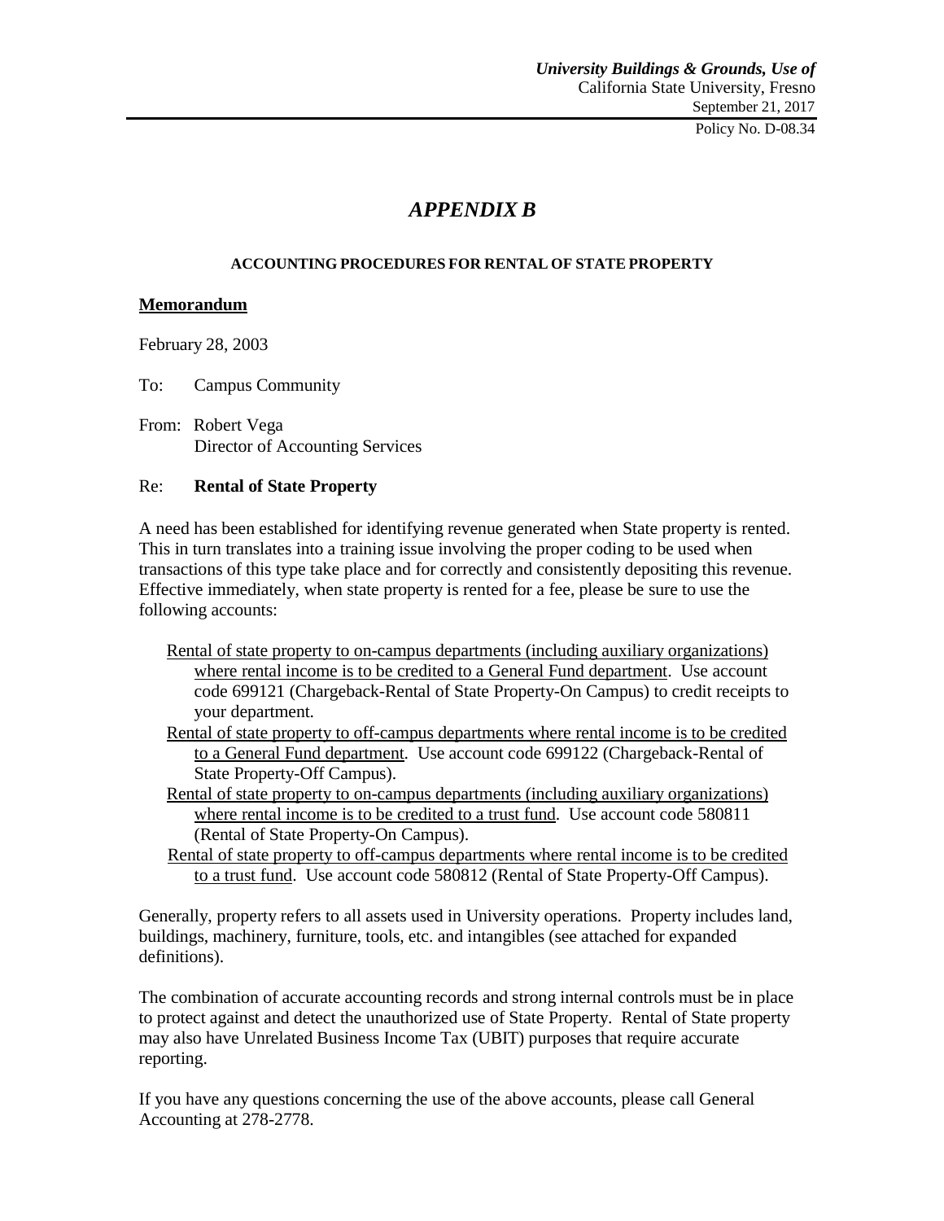# *APPENDIX B*

**ACCOUNTING PROCEDURES FOR RENTAL OF STATE PROPERTY**

**Memorandum**

February 28, 2003

To: Campus Community

From: Robert Vega
Director of Accounting Services

Re: **Rental of State Property**

A need has been established for identifying revenue generated when State property is rented. This in turn translates into a training issue involving the proper coding to be used when transactions of this type take place and for correctly and consistently depositing this revenue. Effective immediately, when state property is rented for a fee, please be sure to use the following accounts:

- Rental of state property to on-campus departments (including auxiliary organizations) where rental income is to be credited to a General Fund department. Use account code 699121 (Chargeback-Rental of State Property-On Campus) to credit receipts to your department.
- Rental of state property to off-campus departments where rental income is to be credited to a General Fund department. Use account code 699122 (Chargeback-Rental of State Property-Off Campus).
- Rental of state property to on-campus departments (including auxiliary organizations) where rental income is to be credited to a trust fund. Use account code 580811 (Rental of State Property-On Campus).
- Rental of state property to off-campus departments where rental income is to be credited to a trust fund. Use account code 580812 (Rental of State Property-Off Campus).

Generally, property refers to all assets used in University operations. Property includes land, buildings, machinery, furniture, tools, etc. and intangibles (see attached for expanded definitions).

The combination of accurate accounting records and strong internal controls must be in place to protect against and detect the unauthorized use of State Property. Rental of State property may also have Unrelated Business Income Tax (UBIT) purposes that require accurate reporting.

If you have any questions concerning the use of the above accounts, please call General Accounting at 278-2778.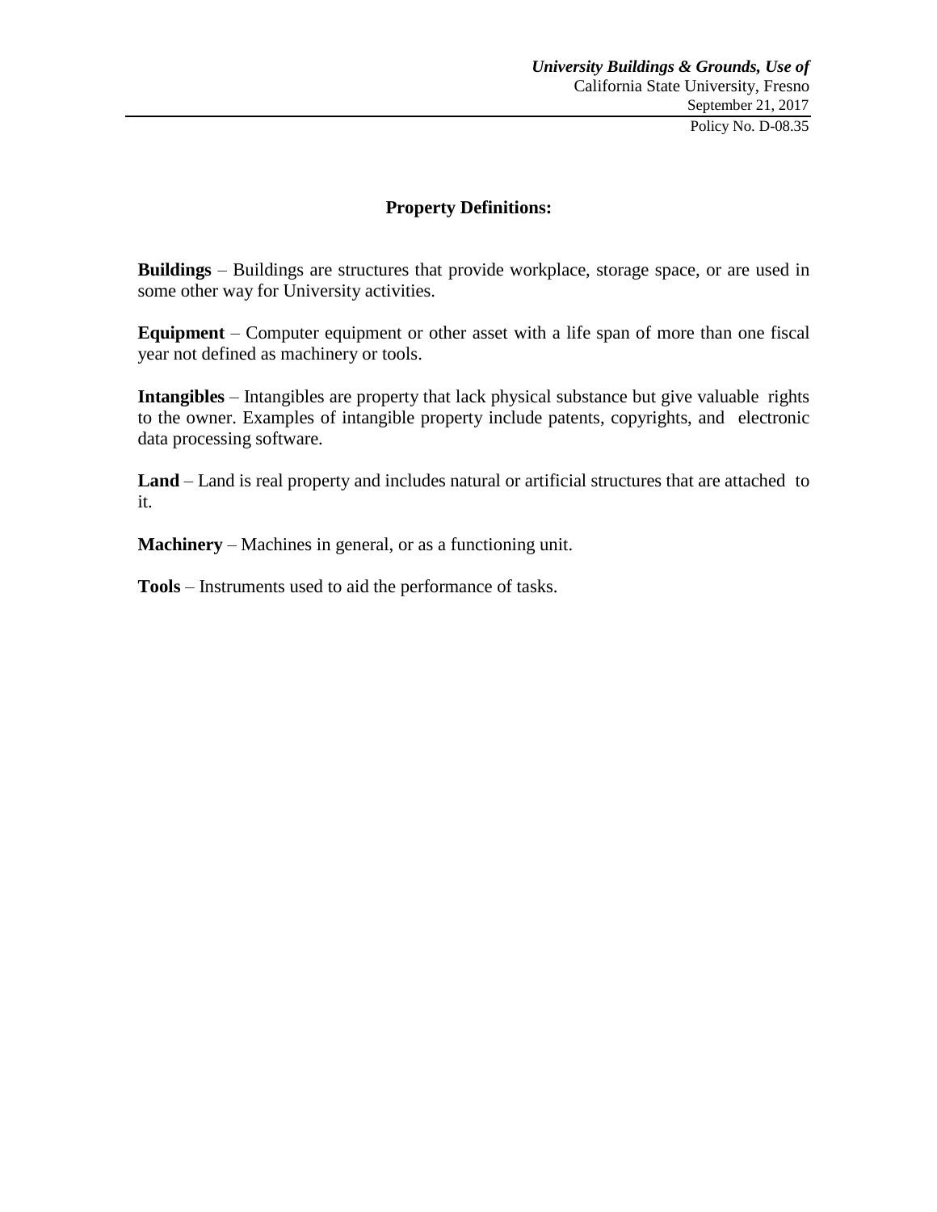## Property Definitions:

**Buildings** – Buildings are structures that provide workplace, storage space, or are used in some other way for University activities.

**Equipment** – Computer equipment or other asset with a life span of more than one fiscal year not defined as machinery or tools.

**Intangibles** – Intangibles are property that lack physical substance but give valuable rights to the owner. Examples of intangible property include patents, copyrights, and electronic data processing software.

**Land** – Land is real property and includes natural or artificial structures that are attached to it.

**Machinery** – Machines in general, or as a functioning unit.

**Tools** – Instruments used to aid the performance of tasks.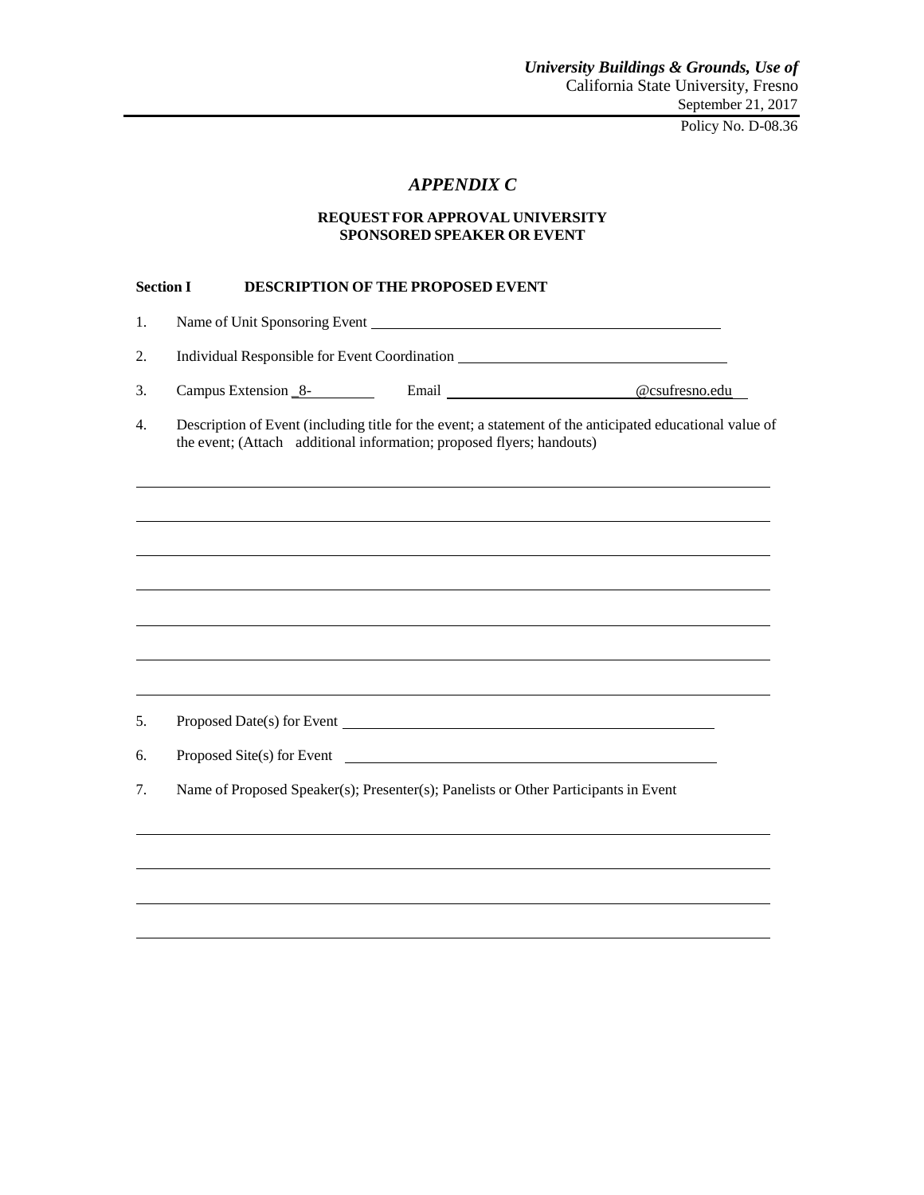# *APPENDIX C*

## REQUEST FOR APPROVAL UNIVERSITY SPONSORED SPEAKER OR EVENT

**Section I DESCRIPTION OF THE PROPOSED EVENT**

1. Name of Unit Sponsoring Event ______________________________

2. Individual Responsible for Event Coordination ______________________________

3. Campus Extension _8-________ Email ______________________@csufresno.edu

4. Description of Event (including title for the event; a statement of the anticipated educational value of the event; (Attach additional information; proposed flyers; handouts)

______________________________________________________________________

______________________________________________________________________

______________________________________________________________________

______________________________________________________________________

______________________________________________________________________

______________________________________________________________________

______________________________________________________________________

5. Proposed Date(s) for Event ______________________________

6. Proposed Site(s) for Event ______________________________

7. Name of Proposed Speaker(s); Presenter(s); Panelists or Other Participants in Event

______________________________________________________________________

______________________________________________________________________

______________________________________________________________________

______________________________________________________________________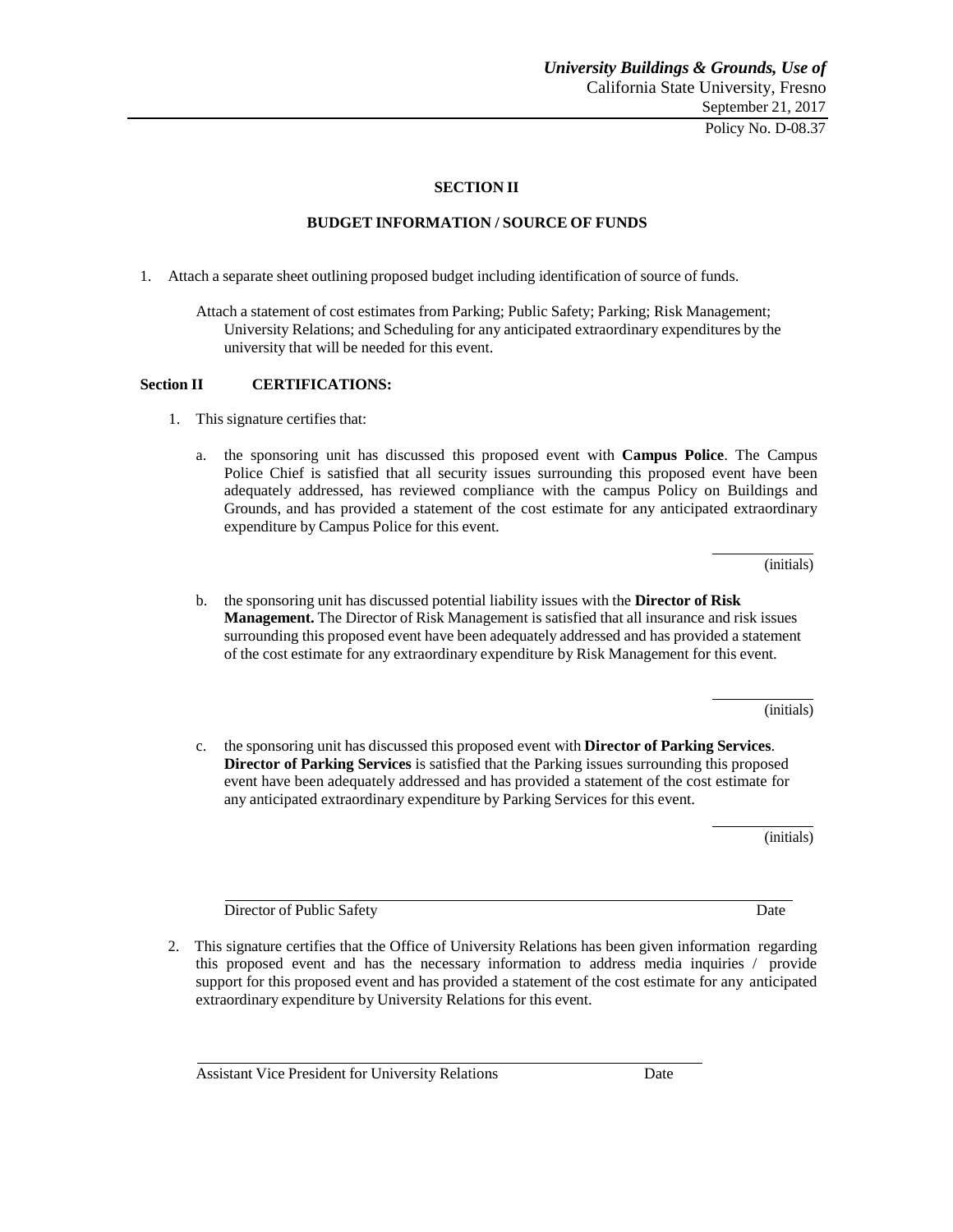**SECTION II**

**BUDGET INFORMATION / SOURCE OF FUNDS**

1. Attach a separate sheet outlining proposed budget including identification of source of funds.

   Attach a statement of cost estimates from Parking; Public Safety; Parking; Risk Management; University Relations; and Scheduling for any anticipated extraordinary expenditures by the university that will be needed for this event.

**Section II CERTIFICATIONS:**

1. This signature certifies that:

   a. the sponsoring unit has discussed this proposed event with **Campus Police**. The Campus Police Chief is satisfied that all security issues surrounding this proposed event have been adequately addressed, has reviewed compliance with the campus Policy on Buildings and Grounds, and has provided a statement of the cost estimate for any anticipated extraordinary expenditure by Campus Police for this event.

   ____________ (initials)

   b. the sponsoring unit has discussed potential liability issues with the **Director of Risk Management.** The Director of Risk Management is satisfied that all insurance and risk issues surrounding this proposed event have been adequately addressed and has provided a statement of the cost estimate for any extraordinary expenditure by Risk Management for this event.

   ____________ (initials)

   c. the sponsoring unit has discussed this proposed event with **Director of Parking Services**. **Director of Parking Services** is satisfied that the Parking issues surrounding this proposed event have been adequately addressed and has provided a statement of the cost estimate for any anticipated extraordinary expenditure by Parking Services for this event.

   ____________ (initials)

   ______________________________________________________________

   Director of Public Safety Date

2. This signature certifies that the Office of University Relations has been given information regarding this proposed event and has the necessary information to address media inquiries / provide support for this proposed event and has provided a statement of the cost estimate for any anticipated extraordinary expenditure by University Relations for this event.

   ______________________________________________________________

   Assistant Vice President for University Relations Date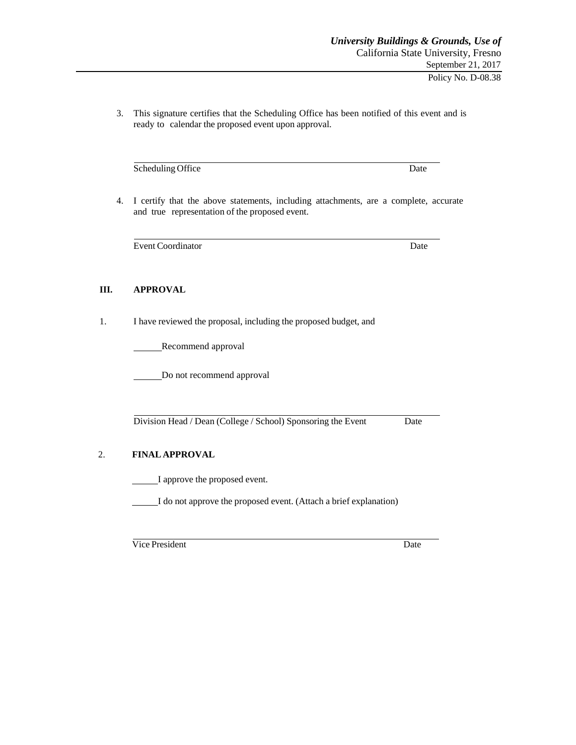3. This signature certifies that the Scheduling Office has been notified of this event and is ready to calendar the proposed event upon approval.

______________________________________________________________

Scheduling Office　　　　　　　　　　　　　　　　　　　　　　　　　　Date

4. I certify that the above statements, including attachments, are a complete, accurate and true representation of the proposed event.

______________________________________________________________

Event Coordinator　　　　　　　　　　　　　　　　　　　　　　　　　　Date

## III. APPROVAL

1. I have reviewed the proposal, including the proposed budget, and

______Recommend approval

______Do not recommend approval

______________________________________________________________

Division Head / Dean (College / School) Sponsoring the Event　　　　Date

2. **FINAL APPROVAL**

______I approve the proposed event.

______I do not approve the proposed event. (Attach a brief explanation)

______________________________________________________________

Vice President　　　　　　　　　　　　　　　　　　　　　　　　　　Date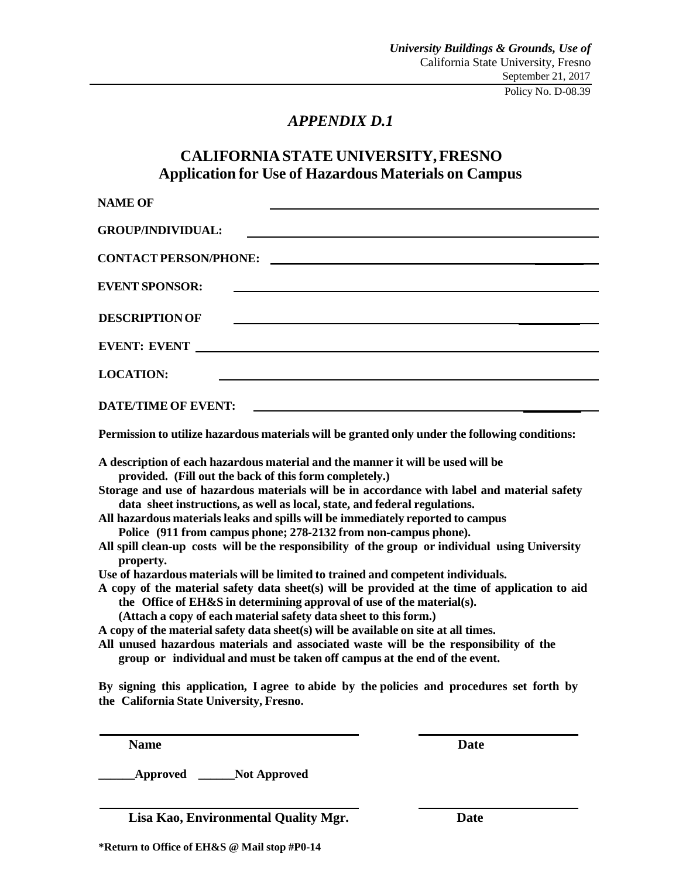# *APPENDIX D.1*

## CALIFORNIA STATE UNIVERSITY, FRESNO
## Application for Use of Hazardous Materials on Campus

**NAME OF** ______________________________________________

**GROUP/INDIVIDUAL:** ______________________________________________

**CONTACT PERSON/PHONE:** ______________________________________________

**EVENT SPONSOR:** ______________________________________________

**DESCRIPTION OF** ______________________________________________

**EVENT: EVENT** ______________________________________________

**LOCATION:** ______________________________________________

**DATE/TIME OF EVENT:** ______________________________________________

**Permission to utilize hazardous materials will be granted only under the following conditions:**

**A description of each hazardous material and the manner it will be used will be provided. (Fill out the back of this form completely.)**
**Storage and use of hazardous materials will be in accordance with label and material safety data sheet instructions, as well as local, state, and federal regulations.**
**All hazardous materials leaks and spills will be immediately reported to campus Police (911 from campus phone; 278-2132 from non-campus phone).**
**All spill clean-up costs will be the responsibility of the group or individual using University property.**
**Use of hazardous materials will be limited to trained and competent individuals.**
**A copy of the material safety data sheet(s) will be provided at the time of application to aid the Office of EH&S in determining approval of use of the material(s). (Attach a copy of each material safety data sheet to this form.)**
**A copy of the material safety data sheet(s) will be available on site at all times.**
**All unused hazardous materials and associated waste will be the responsibility of the group or individual and must be taken off campus at the end of the event.**

**By signing this application, I agree to abide by the policies and procedures set forth by the California State University, Fresno.**

______________________________ ______________________
**Name** **Date**

**______Approved ______Not Approved**

______________________________ ______________________
**Lisa Kao, Environmental Quality Mgr.** **Date**

***Return to Office of EH&S @ Mail stop #P0-14**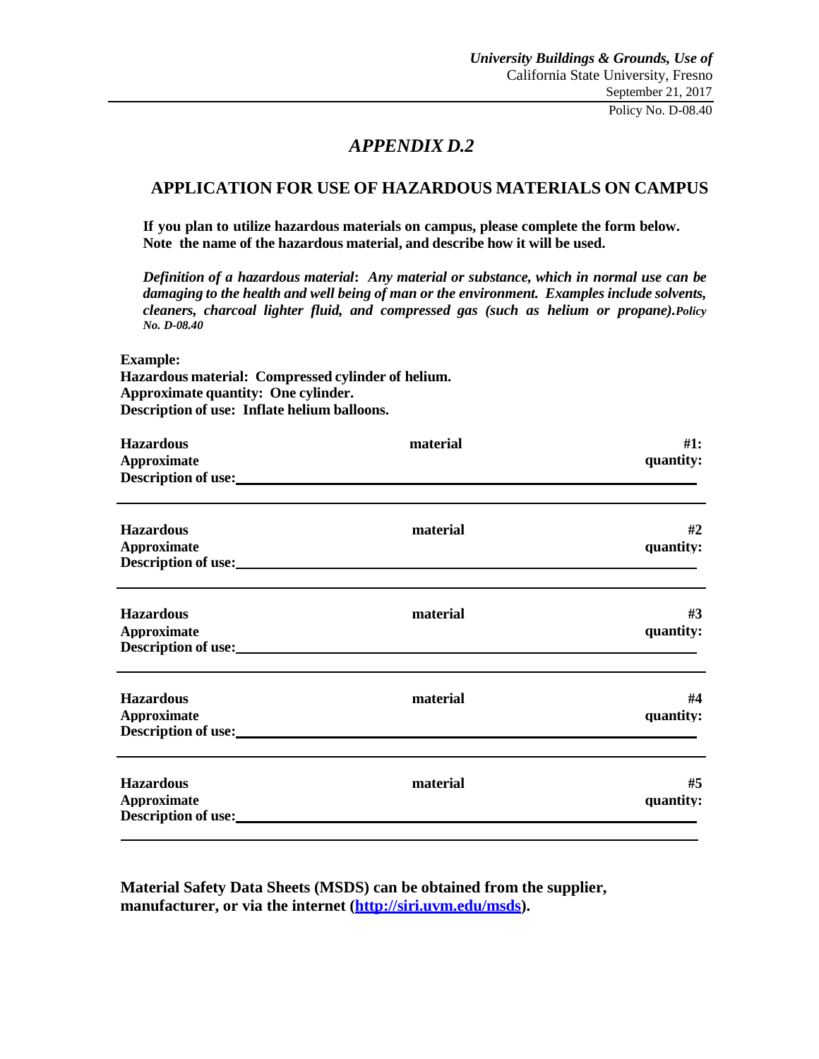# *APPENDIX D.2*

## APPLICATION FOR USE OF HAZARDOUS MATERIALS ON CAMPUS

**If you plan to utilize hazardous materials on campus, please complete the form below. Note the name of the hazardous material, and describe how it will be used.**

***Definition of a hazardous material*: *Any material or substance, which in normal use can be damaging to the health and well being of man or the environment. Examples include solvents, cleaners, charcoal lighter fluid, and compressed gas (such as helium or propane).Policy No. D-08.40***

**Example:**
**Hazardous material: Compressed cylinder of helium.**
**Approximate quantity: One cylinder.**
**Description of use: Inflate helium balloons.**

**Hazardous material #1:**
**Approximate quantity:**
**Description of use:**\_\_\_\_\_\_\_\_\_\_\_\_\_\_\_\_\_\_\_\_\_\_\_\_\_\_\_\_\_\_\_\_\_\_\_\_\_\_\_\_\_\_\_\_\_\_\_\_\_\_\_\_\_\_\_\_

---

**Hazardous material #2**
**Approximate quantity:**
**Description of use:**\_\_\_\_\_\_\_\_\_\_\_\_\_\_\_\_\_\_\_\_\_\_\_\_\_\_\_\_\_\_\_\_\_\_\_\_\_\_\_\_\_\_\_\_\_\_\_\_\_\_\_\_\_\_\_\_

---

**Hazardous material #3**
**Approximate quantity:**
**Description of use:**\_\_\_\_\_\_\_\_\_\_\_\_\_\_\_\_\_\_\_\_\_\_\_\_\_\_\_\_\_\_\_\_\_\_\_\_\_\_\_\_\_\_\_\_\_\_\_\_\_\_\_\_\_\_\_\_

---

**Hazardous material #4**
**Approximate quantity:**
**Description of use:**\_\_\_\_\_\_\_\_\_\_\_\_\_\_\_\_\_\_\_\_\_\_\_\_\_\_\_\_\_\_\_\_\_\_\_\_\_\_\_\_\_\_\_\_\_\_\_\_\_\_\_\_\_\_\_\_

---

**Hazardous material #5**
**Approximate quantity:**
**Description of use:**\_\_\_\_\_\_\_\_\_\_\_\_\_\_\_\_\_\_\_\_\_\_\_\_\_\_\_\_\_\_\_\_\_\_\_\_\_\_\_\_\_\_\_\_\_\_\_\_\_\_\_\_\_\_\_\_

---

**Material Safety Data Sheets (MSDS) can be obtained from the supplier, manufacturer, or via the internet ([http://siri.uvm.edu/msds](http://siri.uvm.edu/msds)).**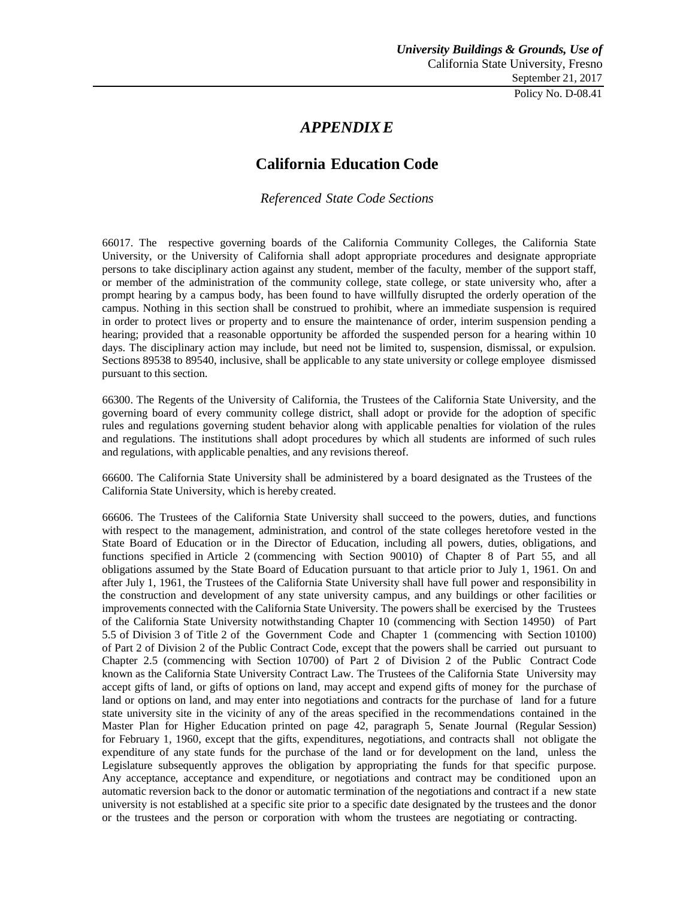# *APPENDIX E*

## California Education Code

*Referenced State Code Sections*

66017. The respective governing boards of the California Community Colleges, the California State University, or the University of California shall adopt appropriate procedures and designate appropriate persons to take disciplinary action against any student, member of the faculty, member of the support staff, or member of the administration of the community college, state college, or state university who, after a prompt hearing by a campus body, has been found to have willfully disrupted the orderly operation of the campus. Nothing in this section shall be construed to prohibit, where an immediate suspension is required in order to protect lives or property and to ensure the maintenance of order, interim suspension pending a hearing; provided that a reasonable opportunity be afforded the suspended person for a hearing within 10 days. The disciplinary action may include, but need not be limited to, suspension, dismissal, or expulsion. Sections 89538 to 89540, inclusive, shall be applicable to any state university or college employee dismissed pursuant to this section.

66300. The Regents of the University of California, the Trustees of the California State University, and the governing board of every community college district, shall adopt or provide for the adoption of specific rules and regulations governing student behavior along with applicable penalties for violation of the rules and regulations. The institutions shall adopt procedures by which all students are informed of such rules and regulations, with applicable penalties, and any revisions thereof.

66600. The California State University shall be administered by a board designated as the Trustees of the California State University, which is hereby created.

66606. The Trustees of the California State University shall succeed to the powers, duties, and functions with respect to the management, administration, and control of the state colleges heretofore vested in the State Board of Education or in the Director of Education, including all powers, duties, obligations, and functions specified in Article 2 (commencing with Section 90010) of Chapter 8 of Part 55, and all obligations assumed by the State Board of Education pursuant to that article prior to July 1, 1961. On and after July 1, 1961, the Trustees of the California State University shall have full power and responsibility in the construction and development of any state university campus, and any buildings or other facilities or improvements connected with the California State University. The powers shall be exercised by the Trustees of the California State University notwithstanding Chapter 10 (commencing with Section 14950) of Part 5.5 of Division 3 of Title 2 of the Government Code and Chapter 1 (commencing with Section 10100) of Part 2 of Division 2 of the Public Contract Code, except that the powers shall be carried out pursuant to Chapter 2.5 (commencing with Section 10700) of Part 2 of Division 2 of the Public Contract Code known as the California State University Contract Law. The Trustees of the California State University may accept gifts of land, or gifts of options on land, may accept and expend gifts of money for the purchase of land or options on land, and may enter into negotiations and contracts for the purchase of land for a future state university site in the vicinity of any of the areas specified in the recommendations contained in the Master Plan for Higher Education printed on page 42, paragraph 5, Senate Journal (Regular Session) for February 1, 1960, except that the gifts, expenditures, negotiations, and contracts shall not obligate the expenditure of any state funds for the purchase of the land or for development on the land, unless the Legislature subsequently approves the obligation by appropriating the funds for that specific purpose. Any acceptance, acceptance and expenditure, or negotiations and contract may be conditioned upon an automatic reversion back to the donor or automatic termination of the negotiations and contract if a new state university is not established at a specific site prior to a specific date designated by the trustees and the donor or the trustees and the person or corporation with whom the trustees are negotiating or contracting.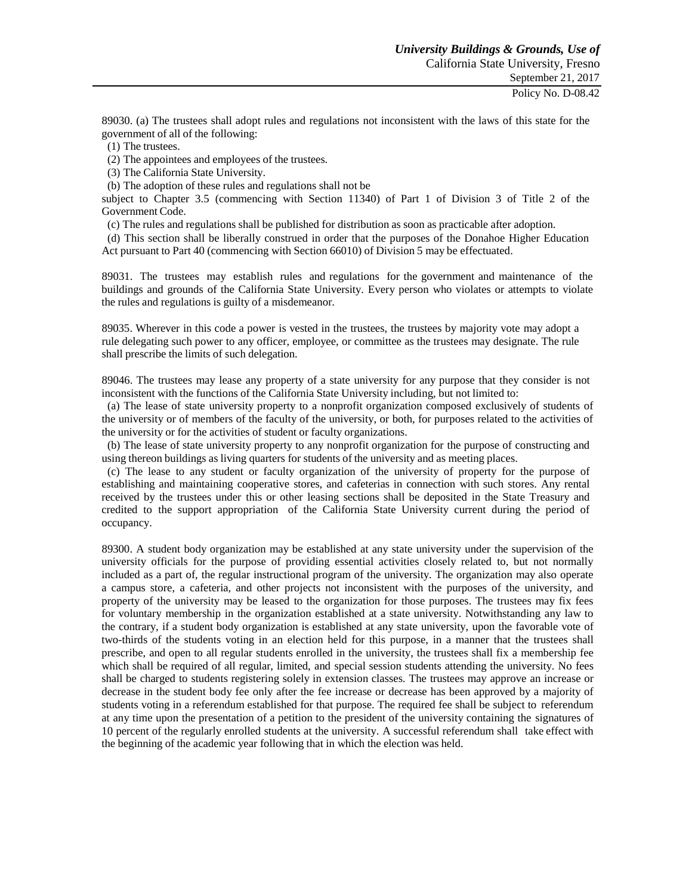89030. (a) The trustees shall adopt rules and regulations not inconsistent with the laws of this state for the government of all of the following:

(1) The trustees.

(2) The appointees and employees of the trustees.

(3) The California State University.

(b) The adoption of these rules and regulations shall not be subject to Chapter 3.5 (commencing with Section 11340) of Part 1 of Division 3 of Title 2 of the Government Code.

(c) The rules and regulations shall be published for distribution as soon as practicable after adoption.

(d) This section shall be liberally construed in order that the purposes of the Donahoe Higher Education Act pursuant to Part 40 (commencing with Section 66010) of Division 5 may be effectuated.

89031. The trustees may establish rules and regulations for the government and maintenance of the buildings and grounds of the California State University. Every person who violates or attempts to violate the rules and regulations is guilty of a misdemeanor.

89035. Wherever in this code a power is vested in the trustees, the trustees by majority vote may adopt a rule delegating such power to any officer, employee, or committee as the trustees may designate. The rule shall prescribe the limits of such delegation.

89046. The trustees may lease any property of a state university for any purpose that they consider is not inconsistent with the functions of the California State University including, but not limited to:

(a) The lease of state university property to a nonprofit organization composed exclusively of students of the university or of members of the faculty of the university, or both, for purposes related to the activities of the university or for the activities of student or faculty organizations.

(b) The lease of state university property to any nonprofit organization for the purpose of constructing and using thereon buildings as living quarters for students of the university and as meeting places.

(c) The lease to any student or faculty organization of the university of property for the purpose of establishing and maintaining cooperative stores, and cafeterias in connection with such stores. Any rental received by the trustees under this or other leasing sections shall be deposited in the State Treasury and credited to the support appropriation of the California State University current during the period of occupancy.

89300. A student body organization may be established at any state university under the supervision of the university officials for the purpose of providing essential activities closely related to, but not normally included as a part of, the regular instructional program of the university. The organization may also operate a campus store, a cafeteria, and other projects not inconsistent with the purposes of the university, and property of the university may be leased to the organization for those purposes. The trustees may fix fees for voluntary membership in the organization established at a state university. Notwithstanding any law to the contrary, if a student body organization is established at any state university, upon the favorable vote of two-thirds of the students voting in an election held for this purpose, in a manner that the trustees shall prescribe, and open to all regular students enrolled in the university, the trustees shall fix a membership fee which shall be required of all regular, limited, and special session students attending the university. No fees shall be charged to students registering solely in extension classes. The trustees may approve an increase or decrease in the student body fee only after the fee increase or decrease has been approved by a majority of students voting in a referendum established for that purpose. The required fee shall be subject to referendum at any time upon the presentation of a petition to the president of the university containing the signatures of 10 percent of the regularly enrolled students at the university. A successful referendum shall take effect with the beginning of the academic year following that in which the election was held.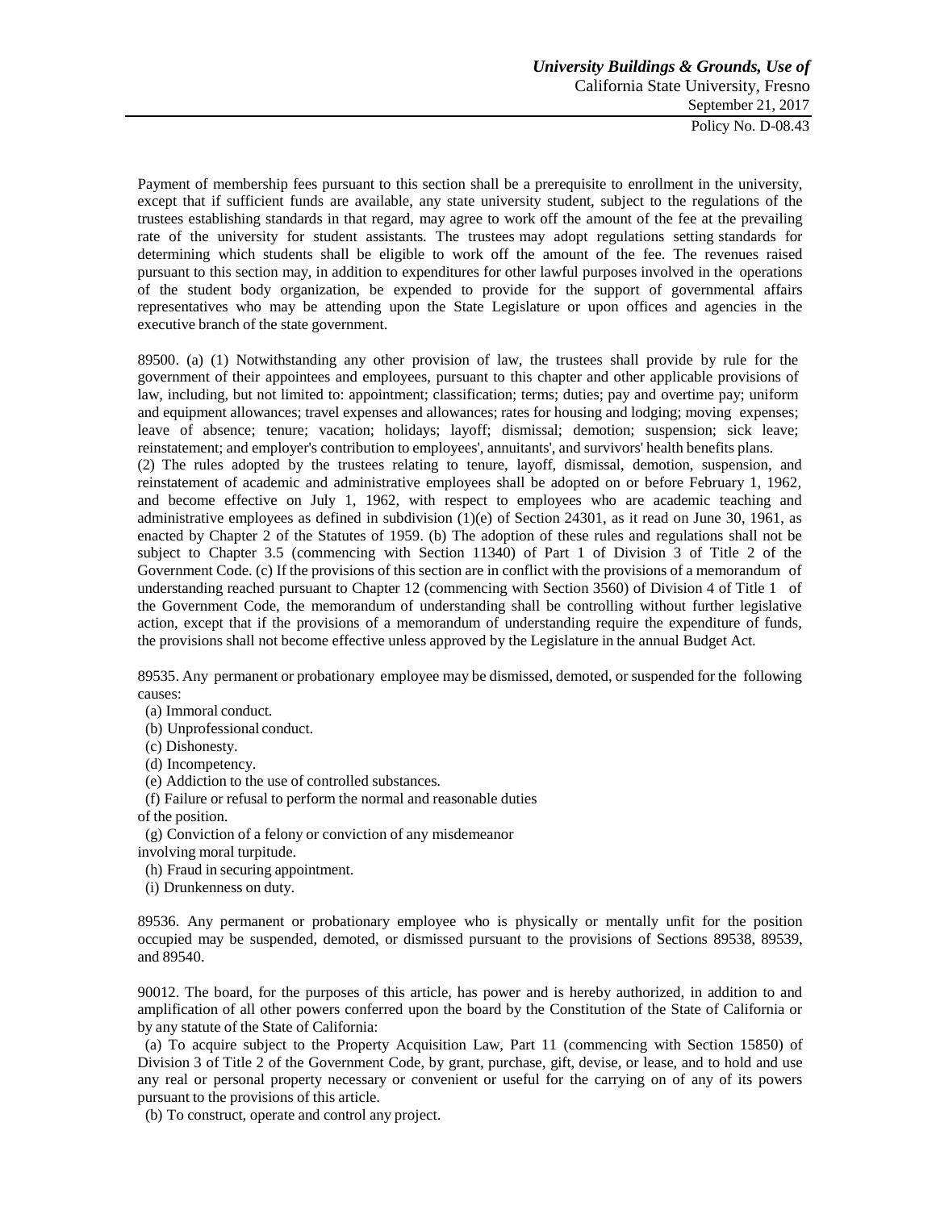Payment of membership fees pursuant to this section shall be a prerequisite to enrollment in the university, except that if sufficient funds are available, any state university student, subject to the regulations of the trustees establishing standards in that regard, may agree to work off the amount of the fee at the prevailing rate of the university for student assistants. The trustees may adopt regulations setting standards for determining which students shall be eligible to work off the amount of the fee. The revenues raised pursuant to this section may, in addition to expenditures for other lawful purposes involved in the operations of the student body organization, be expended to provide for the support of governmental affairs representatives who may be attending upon the State Legislature or upon offices and agencies in the executive branch of the state government.

89500. (a) (1) Notwithstanding any other provision of law, the trustees shall provide by rule for the government of their appointees and employees, pursuant to this chapter and other applicable provisions of law, including, but not limited to: appointment; classification; terms; duties; pay and overtime pay; uniform and equipment allowances; travel expenses and allowances; rates for housing and lodging; moving expenses; leave of absence; tenure; vacation; holidays; layoff; dismissal; demotion; suspension; sick leave; reinstatement; and employer's contribution to employees', annuitants', and survivors' health benefits plans.
(2) The rules adopted by the trustees relating to tenure, layoff, dismissal, demotion, suspension, and reinstatement of academic and administrative employees shall be adopted on or before February 1, 1962, and become effective on July 1, 1962, with respect to employees who are academic teaching and administrative employees as defined in subdivision (1)(e) of Section 24301, as it read on June 30, 1961, as enacted by Chapter 2 of the Statutes of 1959. (b) The adoption of these rules and regulations shall not be subject to Chapter 3.5 (commencing with Section 11340) of Part 1 of Division 3 of Title 2 of the Government Code. (c) If the provisions of this section are in conflict with the provisions of a memorandum of understanding reached pursuant to Chapter 12 (commencing with Section 3560) of Division 4 of Title 1 of the Government Code, the memorandum of understanding shall be controlling without further legislative action, except that if the provisions of a memorandum of understanding require the expenditure of funds, the provisions shall not become effective unless approved by the Legislature in the annual Budget Act.

89535. Any permanent or probationary employee may be dismissed, demoted, or suspended for the following causes:
(a) Immoral conduct.
(b) Unprofessional conduct.
(c) Dishonesty.
(d) Incompetency.
(e) Addiction to the use of controlled substances.
(f) Failure or refusal to perform the normal and reasonable duties of the position.
(g) Conviction of a felony or conviction of any misdemeanor involving moral turpitude.
(h) Fraud in securing appointment.
(i) Drunkenness on duty.

89536. Any permanent or probationary employee who is physically or mentally unfit for the position occupied may be suspended, demoted, or dismissed pursuant to the provisions of Sections 89538, 89539, and 89540.

90012. The board, for the purposes of this article, has power and is hereby authorized, in addition to and amplification of all other powers conferred upon the board by the Constitution of the State of California or by any statute of the State of California:
(a) To acquire subject to the Property Acquisition Law, Part 11 (commencing with Section 15850) of Division 3 of Title 2 of the Government Code, by grant, purchase, gift, devise, or lease, and to hold and use any real or personal property necessary or convenient or useful for the carrying on of any of its powers pursuant to the provisions of this article.
(b) To construct, operate and control any project.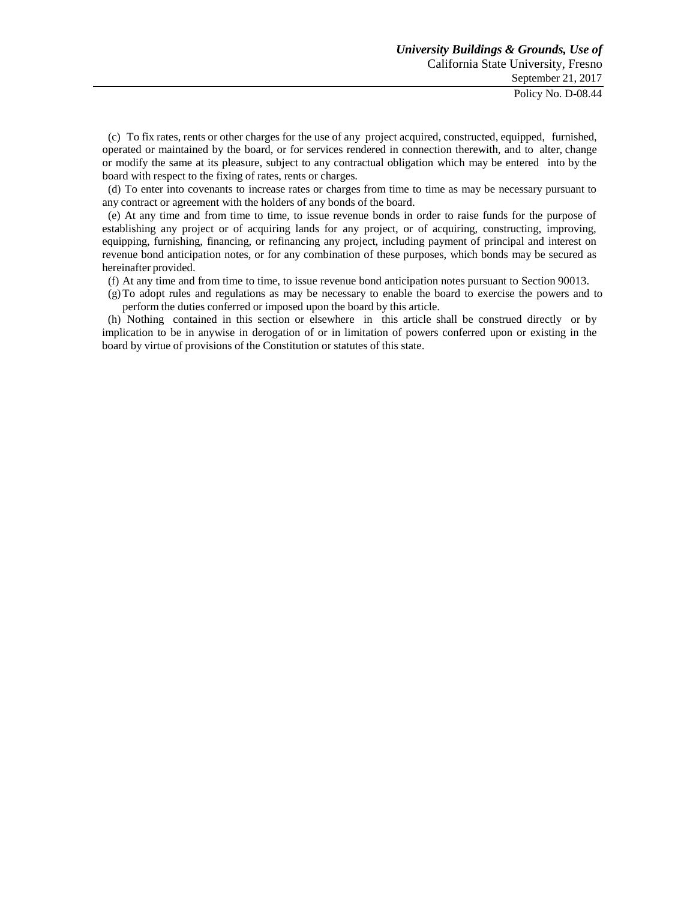(c) To fix rates, rents or other charges for the use of any project acquired, constructed, equipped, furnished, operated or maintained by the board, or for services rendered in connection therewith, and to alter, change or modify the same at its pleasure, subject to any contractual obligation which may be entered into by the board with respect to the fixing of rates, rents or charges.

(d) To enter into covenants to increase rates or charges from time to time as may be necessary pursuant to any contract or agreement with the holders of any bonds of the board.

(e) At any time and from time to time, to issue revenue bonds in order to raise funds for the purpose of establishing any project or of acquiring lands for any project, or of acquiring, constructing, improving, equipping, furnishing, financing, or refinancing any project, including payment of principal and interest on revenue bond anticipation notes, or for any combination of these purposes, which bonds may be secured as hereinafter provided.

(f) At any time and from time to time, to issue revenue bond anticipation notes pursuant to Section 90013.

(g) To adopt rules and regulations as may be necessary to enable the board to exercise the powers and to perform the duties conferred or imposed upon the board by this article.

(h) Nothing contained in this section or elsewhere in this article shall be construed directly or by implication to be in anywise in derogation of or in limitation of powers conferred upon or existing in the board by virtue of provisions of the Constitution or statutes of this state.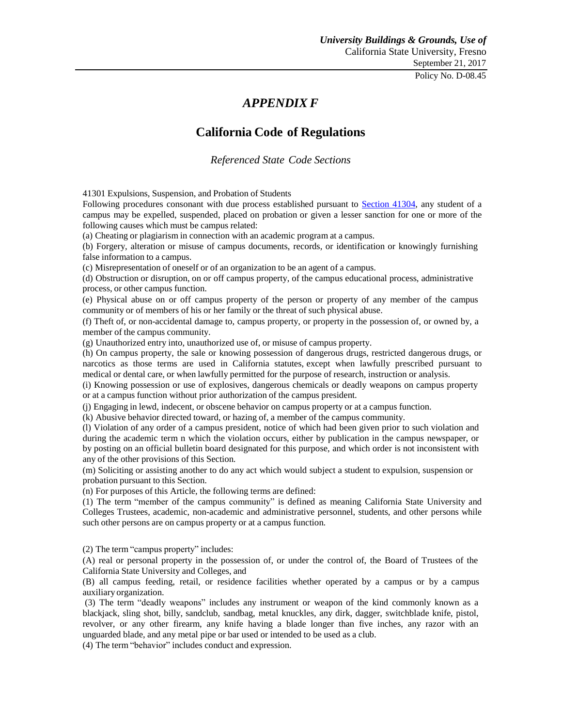# *APPENDIX F*

## California Code of Regulations

*Referenced State Code Sections*

41301 Expulsions, Suspension, and Probation of Students

Following procedures consonant with due process established pursuant to Section 41304, any student of a campus may be expelled, suspended, placed on probation or given a lesser sanction for one or more of the following causes which must be campus related:

(a) Cheating or plagiarism in connection with an academic program at a campus.

(b) Forgery, alteration or misuse of campus documents, records, or identification or knowingly furnishing false information to a campus.

(c) Misrepresentation of oneself or of an organization to be an agent of a campus.

(d) Obstruction or disruption, on or off campus property, of the campus educational process, administrative process, or other campus function.

(e) Physical abuse on or off campus property of the person or property of any member of the campus community or of members of his or her family or the threat of such physical abuse.

(f) Theft of, or non-accidental damage to, campus property, or property in the possession of, or owned by, a member of the campus community.

(g) Unauthorized entry into, unauthorized use of, or misuse of campus property.

(h) On campus property, the sale or knowing possession of dangerous drugs, restricted dangerous drugs, or narcotics as those terms are used in California statutes, except when lawfully prescribed pursuant to medical or dental care, or when lawfully permitted for the purpose of research, instruction or analysis.

(i) Knowing possession or use of explosives, dangerous chemicals or deadly weapons on campus property or at a campus function without prior authorization of the campus president.

(j) Engaging in lewd, indecent, or obscene behavior on campus property or at a campus function.

(k) Abusive behavior directed toward, or hazing of, a member of the campus community.

(l) Violation of any order of a campus president, notice of which had been given prior to such violation and during the academic term n which the violation occurs, either by publication in the campus newspaper, or by posting on an official bulletin board designated for this purpose, and which order is not inconsistent with any of the other provisions of this Section.

(m) Soliciting or assisting another to do any act which would subject a student to expulsion, suspension or probation pursuant to this Section.

(n) For purposes of this Article, the following terms are defined:

(1) The term "member of the campus community" is defined as meaning California State University and Colleges Trustees, academic, non-academic and administrative personnel, students, and other persons while such other persons are on campus property or at a campus function.

(2) The term "campus property" includes:

(A) real or personal property in the possession of, or under the control of, the Board of Trustees of the California State University and Colleges, and

(B) all campus feeding, retail, or residence facilities whether operated by a campus or by a campus auxiliary organization.

(3) The term "deadly weapons" includes any instrument or weapon of the kind commonly known as a blackjack, sling shot, billy, sandclub, sandbag, metal knuckles, any dirk, dagger, switchblade knife, pistol, revolver, or any other firearm, any knife having a blade longer than five inches, any razor with an unguarded blade, and any metal pipe or bar used or intended to be used as a club.

(4) The term "behavior" includes conduct and expression.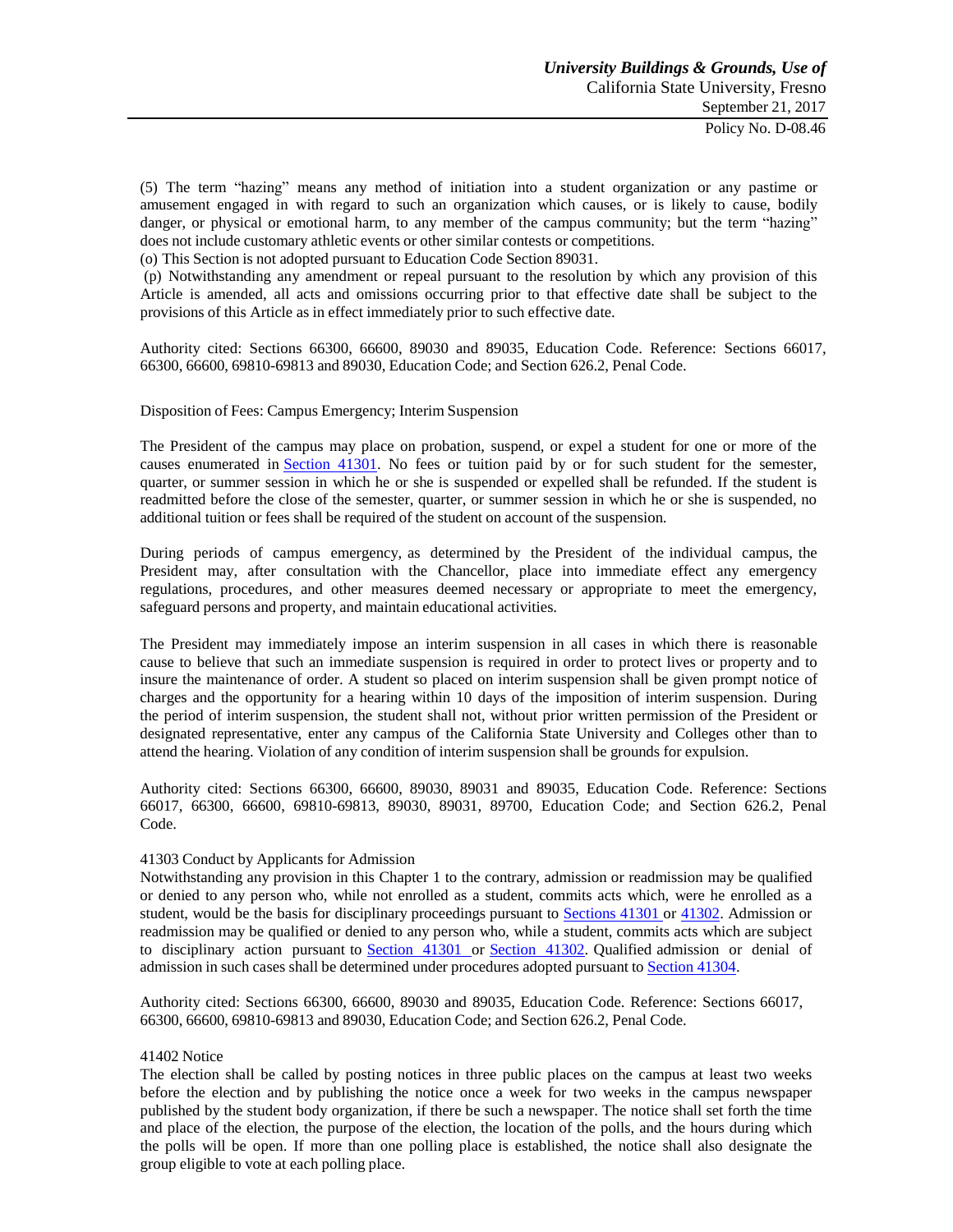(5) The term "hazing" means any method of initiation into a student organization or any pastime or amusement engaged in with regard to such an organization which causes, or is likely to cause, bodily danger, or physical or emotional harm, to any member of the campus community; but the term "hazing" does not include customary athletic events or other similar contests or competitions.

(o) This Section is not adopted pursuant to Education Code Section 89031.

(p) Notwithstanding any amendment or repeal pursuant to the resolution by which any provision of this Article is amended, all acts and omissions occurring prior to that effective date shall be subject to the provisions of this Article as in effect immediately prior to such effective date.

Authority cited: Sections 66300, 66600, 89030 and 89035, Education Code. Reference: Sections 66017, 66300, 66600, 69810-69813 and 89030, Education Code; and Section 626.2, Penal Code.

Disposition of Fees: Campus Emergency; Interim Suspension

The President of the campus may place on probation, suspend, or expel a student for one or more of the causes enumerated in Section 41301. No fees or tuition paid by or for such student for the semester, quarter, or summer session in which he or she is suspended or expelled shall be refunded. If the student is readmitted before the close of the semester, quarter, or summer session in which he or she is suspended, no additional tuition or fees shall be required of the student on account of the suspension.

During periods of campus emergency, as determined by the President of the individual campus, the President may, after consultation with the Chancellor, place into immediate effect any emergency regulations, procedures, and other measures deemed necessary or appropriate to meet the emergency, safeguard persons and property, and maintain educational activities.

The President may immediately impose an interim suspension in all cases in which there is reasonable cause to believe that such an immediate suspension is required in order to protect lives or property and to insure the maintenance of order. A student so placed on interim suspension shall be given prompt notice of charges and the opportunity for a hearing within 10 days of the imposition of interim suspension. During the period of interim suspension, the student shall not, without prior written permission of the President or designated representative, enter any campus of the California State University and Colleges other than to attend the hearing. Violation of any condition of interim suspension shall be grounds for expulsion.

Authority cited: Sections 66300, 66600, 89030, 89031 and 89035, Education Code. Reference: Sections 66017, 66300, 66600, 69810-69813, 89030, 89031, 89700, Education Code; and Section 626.2, Penal Code.

41303 Conduct by Applicants for Admission

Notwithstanding any provision in this Chapter 1 to the contrary, admission or readmission may be qualified or denied to any person who, while not enrolled as a student, commits acts which, were he enrolled as a student, would be the basis for disciplinary proceedings pursuant to Sections 41301 or 41302. Admission or readmission may be qualified or denied to any person who, while a student, commits acts which are subject to disciplinary action pursuant to Section 41301 or Section 41302. Qualified admission or denial of admission in such cases shall be determined under procedures adopted pursuant to Section 41304.

Authority cited: Sections 66300, 66600, 89030 and 89035, Education Code. Reference: Sections 66017, 66300, 66600, 69810-69813 and 89030, Education Code; and Section 626.2, Penal Code.

41402 Notice

The election shall be called by posting notices in three public places on the campus at least two weeks before the election and by publishing the notice once a week for two weeks in the campus newspaper published by the student body organization, if there be such a newspaper. The notice shall set forth the time and place of the election, the purpose of the election, the location of the polls, and the hours during which the polls will be open. If more than one polling place is established, the notice shall also designate the group eligible to vote at each polling place.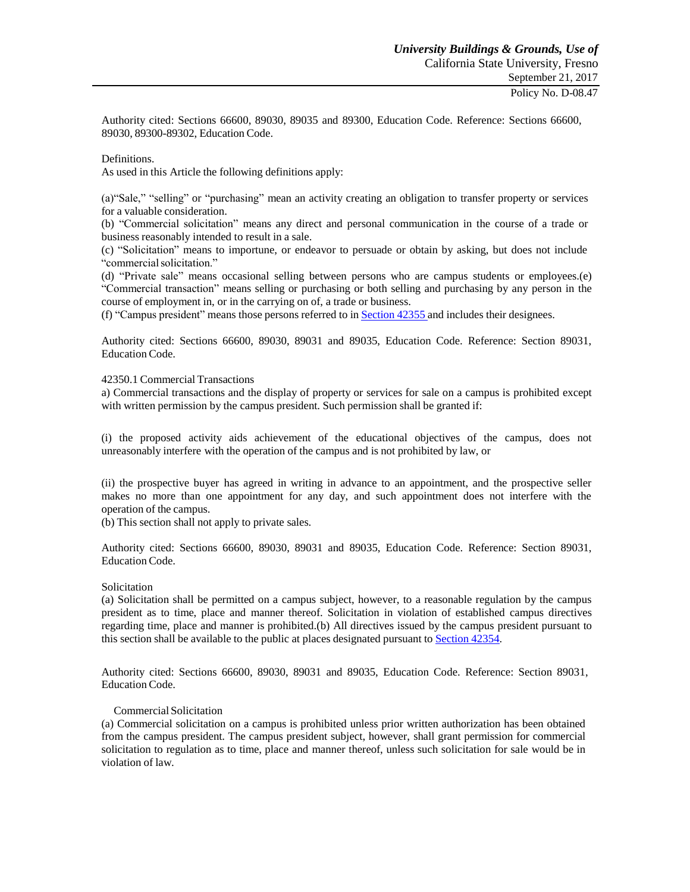Authority cited: Sections 66600, 89030, 89035 and 89300, Education Code. Reference: Sections 66600, 89030, 89300-89302, Education Code.

Definitions.
As used in this Article the following definitions apply:

(a)“Sale,” “selling” or “purchasing” mean an activity creating an obligation to transfer property or services for a valuable consideration.
(b) “Commercial solicitation” means any direct and personal communication in the course of a trade or business reasonably intended to result in a sale.
(c) “Solicitation” means to importune, or endeavor to persuade or obtain by asking, but does not include “commercial solicitation.”
(d) “Private sale” means occasional selling between persons who are campus students or employees.(e) “Commercial transaction” means selling or purchasing or both selling and purchasing by any person in the course of employment in, or in the carrying on of, a trade or business.
(f) “Campus president” means those persons referred to in Section 42355 and includes their designees.

Authority cited: Sections 66600, 89030, 89031 and 89035, Education Code. Reference: Section 89031, Education Code.

42350.1 Commercial Transactions
a) Commercial transactions and the display of property or services for sale on a campus is prohibited except with written permission by the campus president. Such permission shall be granted if:

(i) the proposed activity aids achievement of the educational objectives of the campus, does not unreasonably interfere with the operation of the campus and is not prohibited by law, or

(ii) the prospective buyer has agreed in writing in advance to an appointment, and the prospective seller makes no more than one appointment for any day, and such appointment does not interfere with the operation of the campus.
(b) This section shall not apply to private sales.

Authority cited: Sections 66600, 89030, 89031 and 89035, Education Code. Reference: Section 89031, Education Code.

Solicitation
(a) Solicitation shall be permitted on a campus subject, however, to a reasonable regulation by the campus president as to time, place and manner thereof. Solicitation in violation of established campus directives regarding time, place and manner is prohibited.(b) All directives issued by the campus president pursuant to this section shall be available to the public at places designated pursuant to Section 42354.

Authority cited: Sections 66600, 89030, 89031 and 89035, Education Code. Reference: Section 89031, Education Code.

Commercial Solicitation
(a) Commercial solicitation on a campus is prohibited unless prior written authorization has been obtained from the campus president. The campus president subject, however, shall grant permission for commercial solicitation to regulation as to time, place and manner thereof, unless such solicitation for sale would be in violation of law.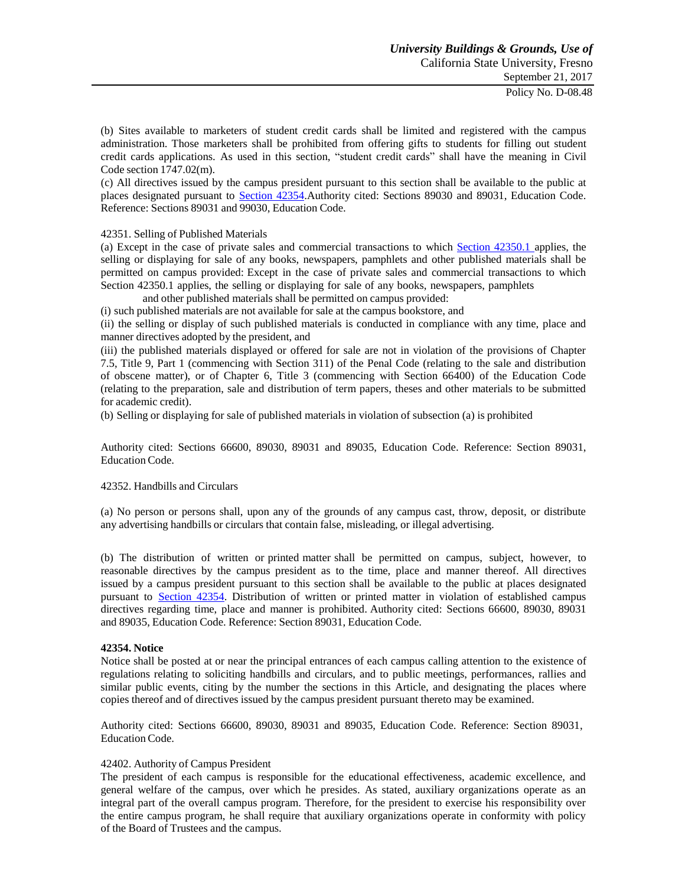(b) Sites available to marketers of student credit cards shall be limited and registered with the campus administration. Those marketers shall be prohibited from offering gifts to students for filling out student credit cards applications. As used in this section, "student credit cards" shall have the meaning in Civil Code section 1747.02(m).

(c) All directives issued by the campus president pursuant to this section shall be available to the public at places designated pursuant to Section 42354.Authority cited: Sections 89030 and 89031, Education Code. Reference: Sections 89031 and 99030, Education Code.

42351. Selling of Published Materials

(a) Except in the case of private sales and commercial transactions to which Section 42350.1 applies, the selling or displaying for sale of any books, newspapers, pamphlets and other published materials shall be permitted on campus provided: Except in the case of private sales and commercial transactions to which Section 42350.1 applies, the selling or displaying for sale of any books, newspapers, pamphlets and other published materials shall be permitted on campus provided:

(i) such published materials are not available for sale at the campus bookstore, and

(ii) the selling or display of such published materials is conducted in compliance with any time, place and manner directives adopted by the president, and

(iii) the published materials displayed or offered for sale are not in violation of the provisions of Chapter 7.5, Title 9, Part 1 (commencing with Section 311) of the Penal Code (relating to the sale and distribution of obscene matter), or of Chapter 6, Title 3 (commencing with Section 66400) of the Education Code (relating to the preparation, sale and distribution of term papers, theses and other materials to be submitted for academic credit).

(b) Selling or displaying for sale of published materials in violation of subsection (a) is prohibited

Authority cited: Sections 66600, 89030, 89031 and 89035, Education Code. Reference: Section 89031, Education Code.

42352. Handbills and Circulars

(a) No person or persons shall, upon any of the grounds of any campus cast, throw, deposit, or distribute any advertising handbills or circulars that contain false, misleading, or illegal advertising.

(b) The distribution of written or printed matter shall be permitted on campus, subject, however, to reasonable directives by the campus president as to the time, place and manner thereof. All directives issued by a campus president pursuant to this section shall be available to the public at places designated pursuant to Section 42354. Distribution of written or printed matter in violation of established campus directives regarding time, place and manner is prohibited. Authority cited: Sections 66600, 89030, 89031 and 89035, Education Code. Reference: Section 89031, Education Code.

**42354. Notice**

Notice shall be posted at or near the principal entrances of each campus calling attention to the existence of regulations relating to soliciting handbills and circulars, and to public meetings, performances, rallies and similar public events, citing by the number the sections in this Article, and designating the places where copies thereof and of directives issued by the campus president pursuant thereto may be examined.

Authority cited: Sections 66600, 89030, 89031 and 89035, Education Code. Reference: Section 89031, Education Code.

42402. Authority of Campus President

The president of each campus is responsible for the educational effectiveness, academic excellence, and general welfare of the campus, over which he presides. As stated, auxiliary organizations operate as an integral part of the overall campus program. Therefore, for the president to exercise his responsibility over the entire campus program, he shall require that auxiliary organizations operate in conformity with policy of the Board of Trustees and the campus.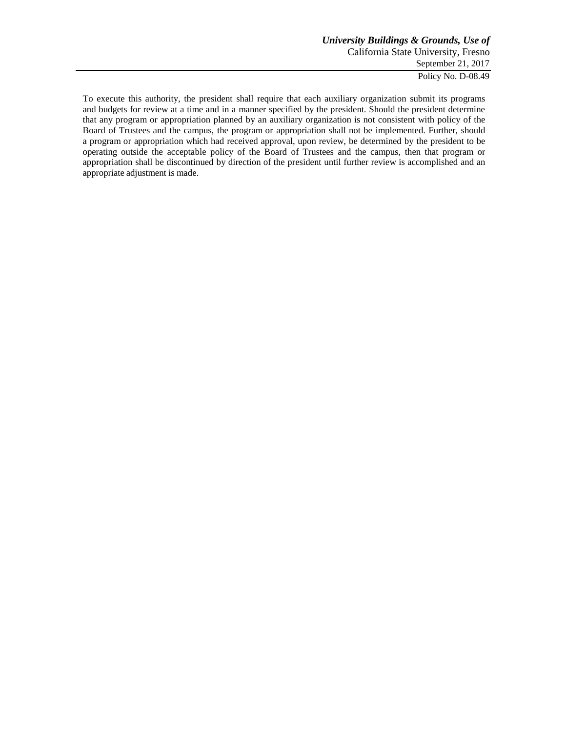To execute this authority, the president shall require that each auxiliary organization submit its programs and budgets for review at a time and in a manner specified by the president. Should the president determine that any program or appropriation planned by an auxiliary organization is not consistent with policy of the Board of Trustees and the campus, the program or appropriation shall not be implemented. Further, should a program or appropriation which had received approval, upon review, be determined by the president to be operating outside the acceptable policy of the Board of Trustees and the campus, then that program or appropriation shall be discontinued by direction of the president until further review is accomplished and an appropriate adjustment is made.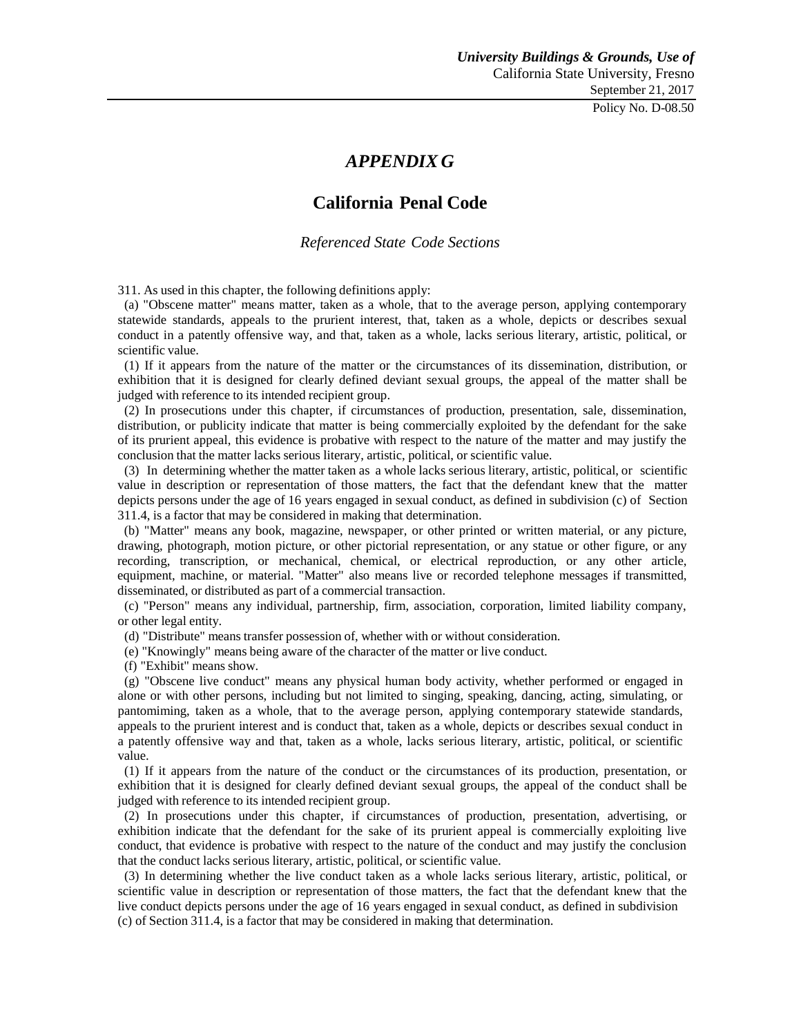# *APPENDIX G*

## California Penal Code

*Referenced State Code Sections*

311. As used in this chapter, the following definitions apply:

(a) "Obscene matter" means matter, taken as a whole, that to the average person, applying contemporary statewide standards, appeals to the prurient interest, that, taken as a whole, depicts or describes sexual conduct in a patently offensive way, and that, taken as a whole, lacks serious literary, artistic, political, or scientific value.

(1) If it appears from the nature of the matter or the circumstances of its dissemination, distribution, or exhibition that it is designed for clearly defined deviant sexual groups, the appeal of the matter shall be judged with reference to its intended recipient group.

(2) In prosecutions under this chapter, if circumstances of production, presentation, sale, dissemination, distribution, or publicity indicate that matter is being commercially exploited by the defendant for the sake of its prurient appeal, this evidence is probative with respect to the nature of the matter and may justify the conclusion that the matter lacks serious literary, artistic, political, or scientific value.

(3) In determining whether the matter taken as a whole lacks serious literary, artistic, political, or scientific value in description or representation of those matters, the fact that the defendant knew that the matter depicts persons under the age of 16 years engaged in sexual conduct, as defined in subdivision (c) of Section 311.4, is a factor that may be considered in making that determination.

(b) "Matter" means any book, magazine, newspaper, or other printed or written material, or any picture, drawing, photograph, motion picture, or other pictorial representation, or any statue or other figure, or any recording, transcription, or mechanical, chemical, or electrical reproduction, or any other article, equipment, machine, or material. "Matter" also means live or recorded telephone messages if transmitted, disseminated, or distributed as part of a commercial transaction.

(c) "Person" means any individual, partnership, firm, association, corporation, limited liability company, or other legal entity.

(d) "Distribute" means transfer possession of, whether with or without consideration.

(e) "Knowingly" means being aware of the character of the matter or live conduct.

(f) "Exhibit" means show.

(g) "Obscene live conduct" means any physical human body activity, whether performed or engaged in alone or with other persons, including but not limited to singing, speaking, dancing, acting, simulating, or pantomiming, taken as a whole, that to the average person, applying contemporary statewide standards, appeals to the prurient interest and is conduct that, taken as a whole, depicts or describes sexual conduct in a patently offensive way and that, taken as a whole, lacks serious literary, artistic, political, or scientific value.

(1) If it appears from the nature of the conduct or the circumstances of its production, presentation, or exhibition that it is designed for clearly defined deviant sexual groups, the appeal of the conduct shall be judged with reference to its intended recipient group.

(2) In prosecutions under this chapter, if circumstances of production, presentation, advertising, or exhibition indicate that the defendant for the sake of its prurient appeal is commercially exploiting live conduct, that evidence is probative with respect to the nature of the conduct and may justify the conclusion that the conduct lacks serious literary, artistic, political, or scientific value.

(3) In determining whether the live conduct taken as a whole lacks serious literary, artistic, political, or scientific value in description or representation of those matters, the fact that the defendant knew that the live conduct depicts persons under the age of 16 years engaged in sexual conduct, as defined in subdivision (c) of Section 311.4, is a factor that may be considered in making that determination.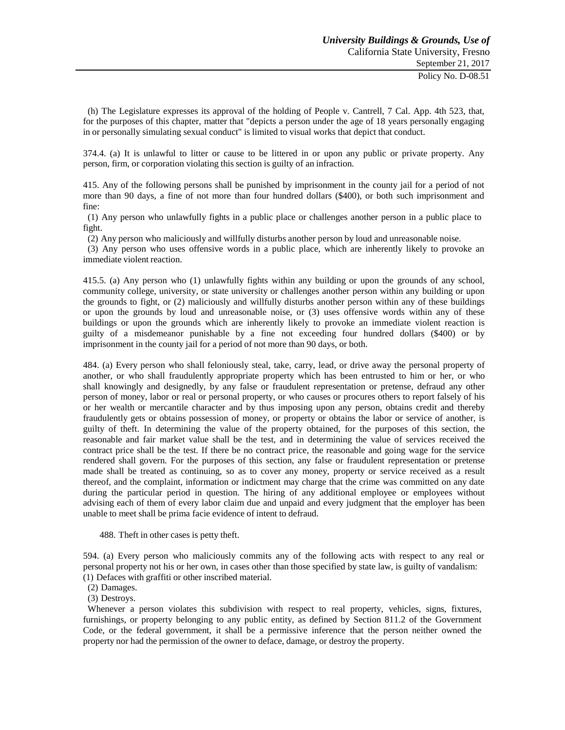(h) The Legislature expresses its approval of the holding of People v. Cantrell, 7 Cal. App. 4th 523, that, for the purposes of this chapter, matter that "depicts a person under the age of 18 years personally engaging in or personally simulating sexual conduct" is limited to visual works that depict that conduct.

374.4. (a) It is unlawful to litter or cause to be littered in or upon any public or private property. Any person, firm, or corporation violating this section is guilty of an infraction.

415. Any of the following persons shall be punished by imprisonment in the county jail for a period of not more than 90 days, a fine of not more than four hundred dollars ($400), or both such imprisonment and fine:

(1) Any person who unlawfully fights in a public place or challenges another person in a public place to fight.

(2) Any person who maliciously and willfully disturbs another person by loud and unreasonable noise.

(3) Any person who uses offensive words in a public place, which are inherently likely to provoke an immediate violent reaction.

415.5. (a) Any person who (1) unlawfully fights within any building or upon the grounds of any school, community college, university, or state university or challenges another person within any building or upon the grounds to fight, or (2) maliciously and willfully disturbs another person within any of these buildings or upon the grounds by loud and unreasonable noise, or (3) uses offensive words within any of these buildings or upon the grounds which are inherently likely to provoke an immediate violent reaction is guilty of a misdemeanor punishable by a fine not exceeding four hundred dollars ($400) or by imprisonment in the county jail for a period of not more than 90 days, or both.

484. (a) Every person who shall feloniously steal, take, carry, lead, or drive away the personal property of another, or who shall fraudulently appropriate property which has been entrusted to him or her, or who shall knowingly and designedly, by any false or fraudulent representation or pretense, defraud any other person of money, labor or real or personal property, or who causes or procures others to report falsely of his or her wealth or mercantile character and by thus imposing upon any person, obtains credit and thereby fraudulently gets or obtains possession of money, or property or obtains the labor or service of another, is guilty of theft. In determining the value of the property obtained, for the purposes of this section, the reasonable and fair market value shall be the test, and in determining the value of services received the contract price shall be the test. If there be no contract price, the reasonable and going wage for the service rendered shall govern. For the purposes of this section, any false or fraudulent representation or pretense made shall be treated as continuing, so as to cover any money, property or service received as a result thereof, and the complaint, information or indictment may charge that the crime was committed on any date during the particular period in question. The hiring of any additional employee or employees without advising each of them of every labor claim due and unpaid and every judgment that the employer has been unable to meet shall be prima facie evidence of intent to defraud.

488. Theft in other cases is petty theft.

594. (a) Every person who maliciously commits any of the following acts with respect to any real or personal property not his or her own, in cases other than those specified by state law, is guilty of vandalism:

(1) Defaces with graffiti or other inscribed material.

(2) Damages.

(3) Destroys.

Whenever a person violates this subdivision with respect to real property, vehicles, signs, fixtures, furnishings, or property belonging to any public entity, as defined by Section 811.2 of the Government Code, or the federal government, it shall be a permissive inference that the person neither owned the property nor had the permission of the owner to deface, damage, or destroy the property.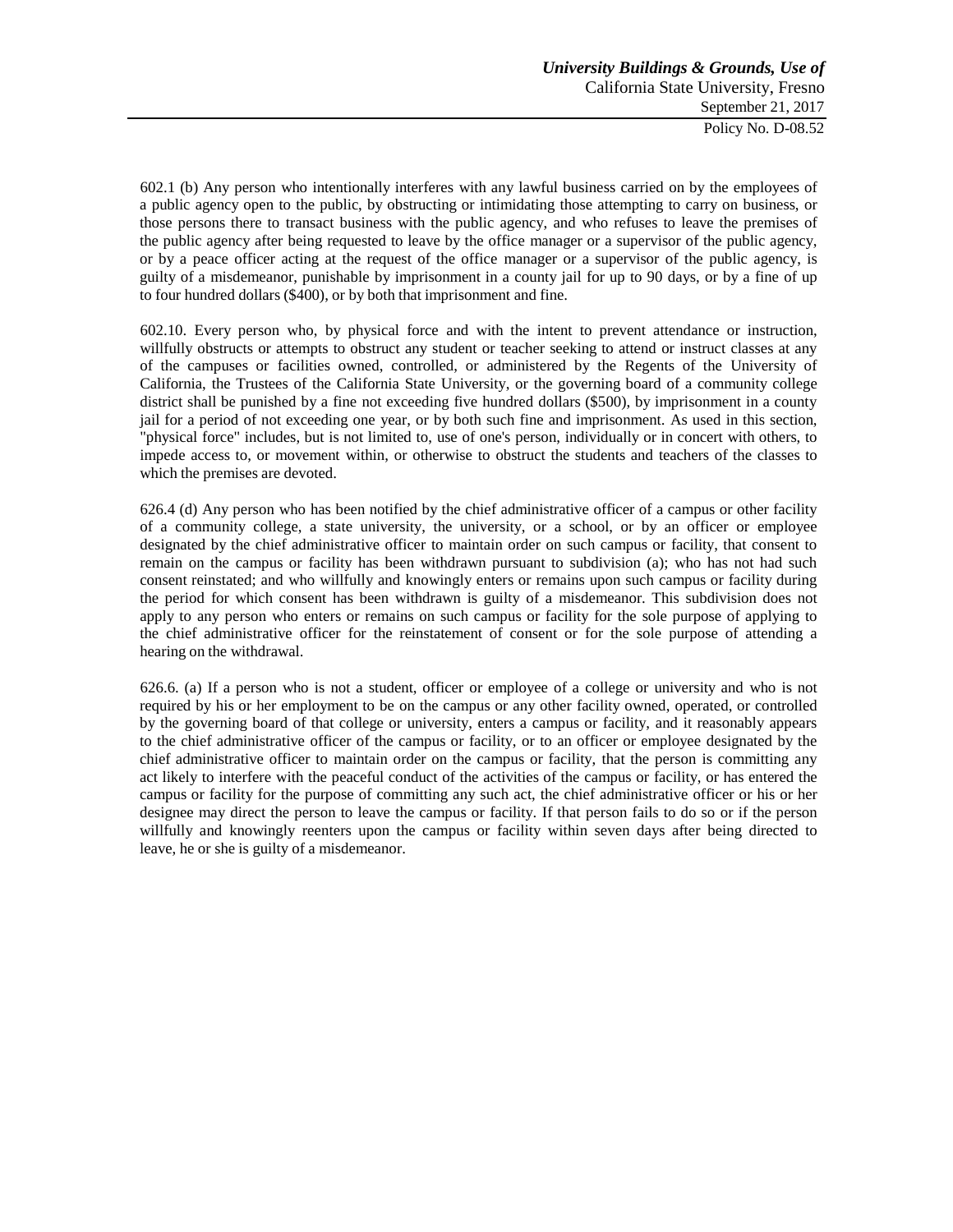602.1 (b) Any person who intentionally interferes with any lawful business carried on by the employees of a public agency open to the public, by obstructing or intimidating those attempting to carry on business, or those persons there to transact business with the public agency, and who refuses to leave the premises of the public agency after being requested to leave by the office manager or a supervisor of the public agency, or by a peace officer acting at the request of the office manager or a supervisor of the public agency, is guilty of a misdemeanor, punishable by imprisonment in a county jail for up to 90 days, or by a fine of up to four hundred dollars ($400), or by both that imprisonment and fine.

602.10. Every person who, by physical force and with the intent to prevent attendance or instruction, willfully obstructs or attempts to obstruct any student or teacher seeking to attend or instruct classes at any of the campuses or facilities owned, controlled, or administered by the Regents of the University of California, the Trustees of the California State University, or the governing board of a community college district shall be punished by a fine not exceeding five hundred dollars ($500), by imprisonment in a county jail for a period of not exceeding one year, or by both such fine and imprisonment. As used in this section, "physical force" includes, but is not limited to, use of one's person, individually or in concert with others, to impede access to, or movement within, or otherwise to obstruct the students and teachers of the classes to which the premises are devoted.

626.4 (d) Any person who has been notified by the chief administrative officer of a campus or other facility of a community college, a state university, the university, or a school, or by an officer or employee designated by the chief administrative officer to maintain order on such campus or facility, that consent to remain on the campus or facility has been withdrawn pursuant to subdivision (a); who has not had such consent reinstated; and who willfully and knowingly enters or remains upon such campus or facility during the period for which consent has been withdrawn is guilty of a misdemeanor. This subdivision does not apply to any person who enters or remains on such campus or facility for the sole purpose of applying to the chief administrative officer for the reinstatement of consent or for the sole purpose of attending a hearing on the withdrawal.

626.6. (a) If a person who is not a student, officer or employee of a college or university and who is not required by his or her employment to be on the campus or any other facility owned, operated, or controlled by the governing board of that college or university, enters a campus or facility, and it reasonably appears to the chief administrative officer of the campus or facility, or to an officer or employee designated by the chief administrative officer to maintain order on the campus or facility, that the person is committing any act likely to interfere with the peaceful conduct of the activities of the campus or facility, or has entered the campus or facility for the purpose of committing any such act, the chief administrative officer or his or her designee may direct the person to leave the campus or facility. If that person fails to do so or if the person willfully and knowingly reenters upon the campus or facility within seven days after being directed to leave, he or she is guilty of a misdemeanor.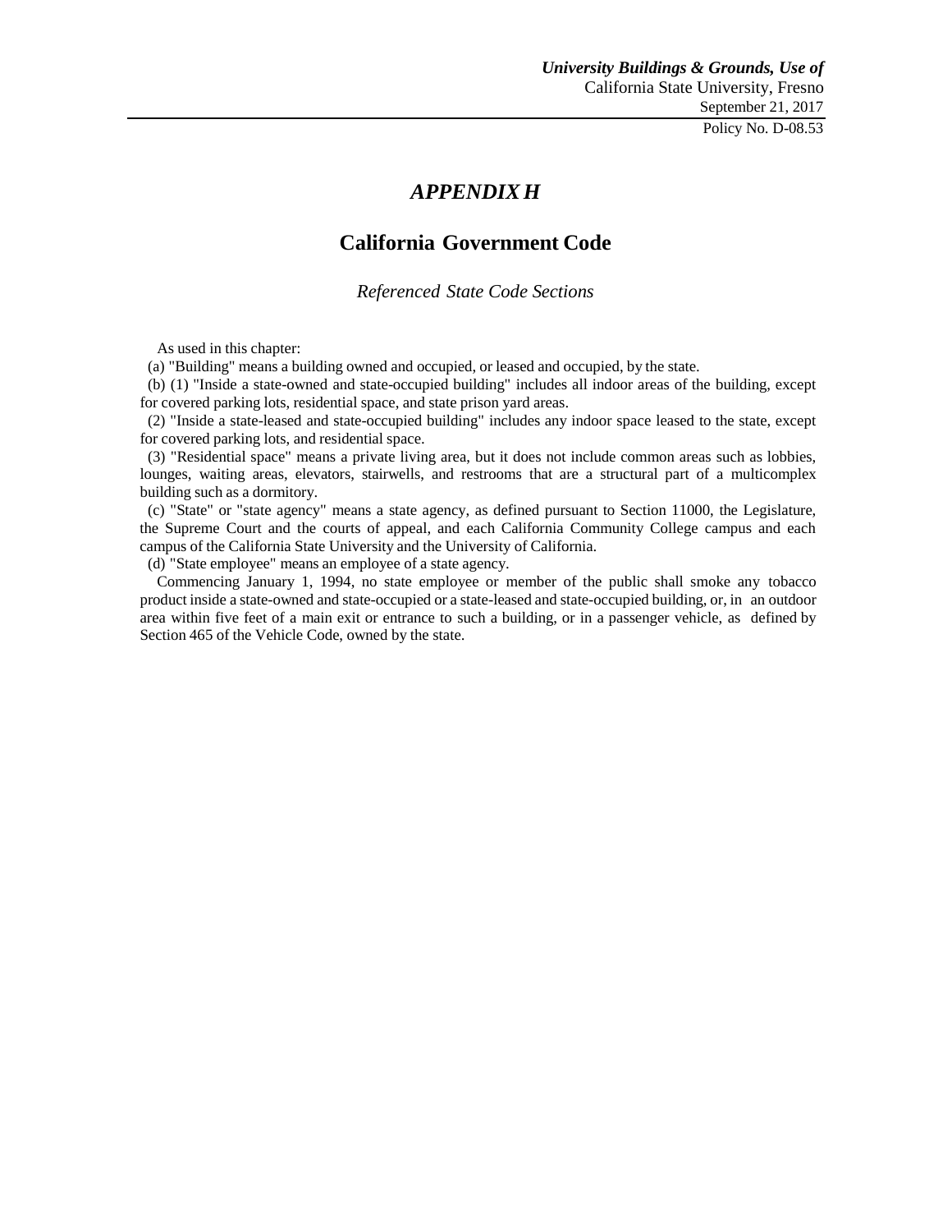# *APPENDIX H*

## California Government Code

*Referenced State Code Sections*

As used in this chapter:

(a) "Building" means a building owned and occupied, or leased and occupied, by the state.

(b) (1) "Inside a state-owned and state-occupied building" includes all indoor areas of the building, except for covered parking lots, residential space, and state prison yard areas.

(2) "Inside a state-leased and state-occupied building" includes any indoor space leased to the state, except for covered parking lots, and residential space.

(3) "Residential space" means a private living area, but it does not include common areas such as lobbies, lounges, waiting areas, elevators, stairwells, and restrooms that are a structural part of a multicomplex building such as a dormitory.

(c) "State" or "state agency" means a state agency, as defined pursuant to Section 11000, the Legislature, the Supreme Court and the courts of appeal, and each California Community College campus and each campus of the California State University and the University of California.

(d) "State employee" means an employee of a state agency.

Commencing January 1, 1994, no state employee or member of the public shall smoke any tobacco product inside a state-owned and state-occupied or a state-leased and state-occupied building, or, in an outdoor area within five feet of a main exit or entrance to such a building, or in a passenger vehicle, as defined by Section 465 of the Vehicle Code, owned by the state.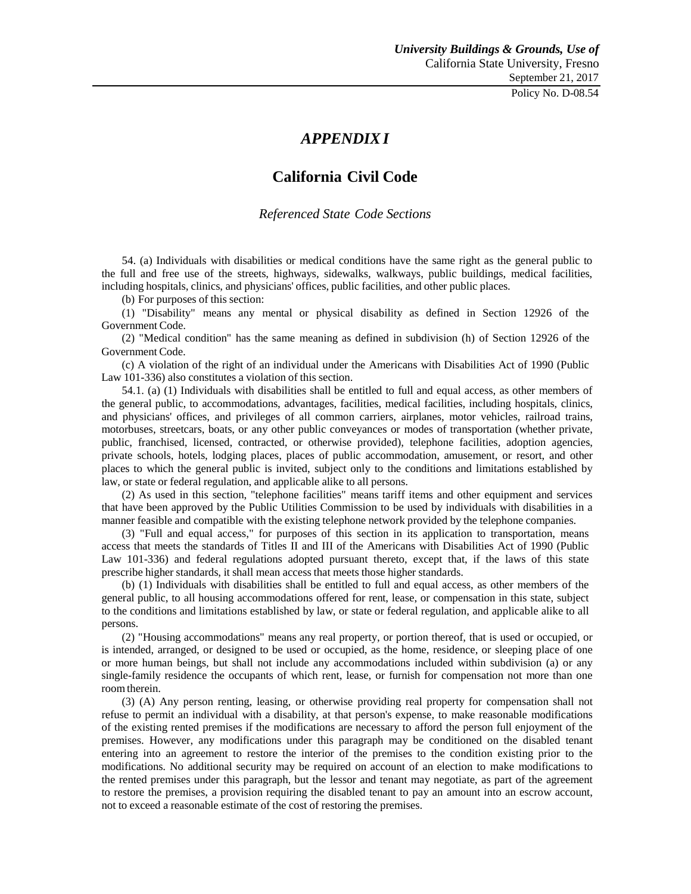# *APPENDIX I*

## California Civil Code

*Referenced State Code Sections*

54. (a) Individuals with disabilities or medical conditions have the same right as the general public to the full and free use of the streets, highways, sidewalks, walkways, public buildings, medical facilities, including hospitals, clinics, and physicians' offices, public facilities, and other public places.

(b) For purposes of this section:

(1) "Disability" means any mental or physical disability as defined in Section 12926 of the Government Code.

(2) "Medical condition" has the same meaning as defined in subdivision (h) of Section 12926 of the Government Code.

(c) A violation of the right of an individual under the Americans with Disabilities Act of 1990 (Public Law 101-336) also constitutes a violation of this section.

54.1. (a) (1) Individuals with disabilities shall be entitled to full and equal access, as other members of the general public, to accommodations, advantages, facilities, medical facilities, including hospitals, clinics, and physicians' offices, and privileges of all common carriers, airplanes, motor vehicles, railroad trains, motorbuses, streetcars, boats, or any other public conveyances or modes of transportation (whether private, public, franchised, licensed, contracted, or otherwise provided), telephone facilities, adoption agencies, private schools, hotels, lodging places, places of public accommodation, amusement, or resort, and other places to which the general public is invited, subject only to the conditions and limitations established by law, or state or federal regulation, and applicable alike to all persons.

(2) As used in this section, "telephone facilities" means tariff items and other equipment and services that have been approved by the Public Utilities Commission to be used by individuals with disabilities in a manner feasible and compatible with the existing telephone network provided by the telephone companies.

(3) "Full and equal access," for purposes of this section in its application to transportation, means access that meets the standards of Titles II and III of the Americans with Disabilities Act of 1990 (Public Law 101-336) and federal regulations adopted pursuant thereto, except that, if the laws of this state prescribe higher standards, it shall mean access that meets those higher standards.

(b) (1) Individuals with disabilities shall be entitled to full and equal access, as other members of the general public, to all housing accommodations offered for rent, lease, or compensation in this state, subject to the conditions and limitations established by law, or state or federal regulation, and applicable alike to all persons.

(2) "Housing accommodations" means any real property, or portion thereof, that is used or occupied, or is intended, arranged, or designed to be used or occupied, as the home, residence, or sleeping place of one or more human beings, but shall not include any accommodations included within subdivision (a) or any single-family residence the occupants of which rent, lease, or furnish for compensation not more than one room therein.

(3) (A) Any person renting, leasing, or otherwise providing real property for compensation shall not refuse to permit an individual with a disability, at that person's expense, to make reasonable modifications of the existing rented premises if the modifications are necessary to afford the person full enjoyment of the premises. However, any modifications under this paragraph may be conditioned on the disabled tenant entering into an agreement to restore the interior of the premises to the condition existing prior to the modifications. No additional security may be required on account of an election to make modifications to the rented premises under this paragraph, but the lessor and tenant may negotiate, as part of the agreement to restore the premises, a provision requiring the disabled tenant to pay an amount into an escrow account, not to exceed a reasonable estimate of the cost of restoring the premises.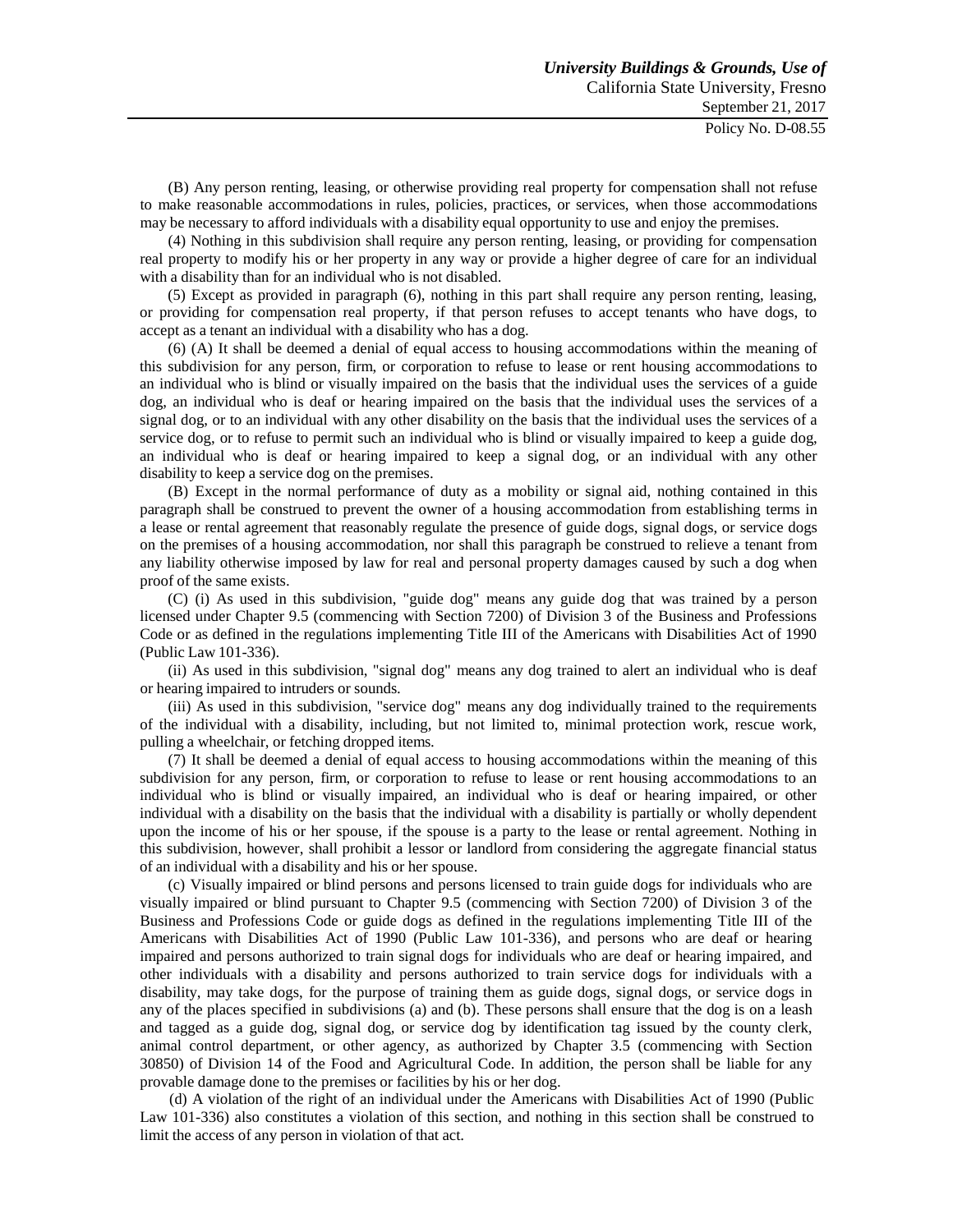(B) Any person renting, leasing, or otherwise providing real property for compensation shall not refuse to make reasonable accommodations in rules, policies, practices, or services, when those accommodations may be necessary to afford individuals with a disability equal opportunity to use and enjoy the premises.

(4) Nothing in this subdivision shall require any person renting, leasing, or providing for compensation real property to modify his or her property in any way or provide a higher degree of care for an individual with a disability than for an individual who is not disabled.

(5) Except as provided in paragraph (6), nothing in this part shall require any person renting, leasing, or providing for compensation real property, if that person refuses to accept tenants who have dogs, to accept as a tenant an individual with a disability who has a dog.

(6) (A) It shall be deemed a denial of equal access to housing accommodations within the meaning of this subdivision for any person, firm, or corporation to refuse to lease or rent housing accommodations to an individual who is blind or visually impaired on the basis that the individual uses the services of a guide dog, an individual who is deaf or hearing impaired on the basis that the individual uses the services of a signal dog, or to an individual with any other disability on the basis that the individual uses the services of a service dog, or to refuse to permit such an individual who is blind or visually impaired to keep a guide dog, an individual who is deaf or hearing impaired to keep a signal dog, or an individual with any other disability to keep a service dog on the premises.

(B) Except in the normal performance of duty as a mobility or signal aid, nothing contained in this paragraph shall be construed to prevent the owner of a housing accommodation from establishing terms in a lease or rental agreement that reasonably regulate the presence of guide dogs, signal dogs, or service dogs on the premises of a housing accommodation, nor shall this paragraph be construed to relieve a tenant from any liability otherwise imposed by law for real and personal property damages caused by such a dog when proof of the same exists.

(C) (i) As used in this subdivision, "guide dog" means any guide dog that was trained by a person licensed under Chapter 9.5 (commencing with Section 7200) of Division 3 of the Business and Professions Code or as defined in the regulations implementing Title III of the Americans with Disabilities Act of 1990 (Public Law 101-336).

(ii) As used in this subdivision, "signal dog" means any dog trained to alert an individual who is deaf or hearing impaired to intruders or sounds.

(iii) As used in this subdivision, "service dog" means any dog individually trained to the requirements of the individual with a disability, including, but not limited to, minimal protection work, rescue work, pulling a wheelchair, or fetching dropped items.

(7) It shall be deemed a denial of equal access to housing accommodations within the meaning of this subdivision for any person, firm, or corporation to refuse to lease or rent housing accommodations to an individual who is blind or visually impaired, an individual who is deaf or hearing impaired, or other individual with a disability on the basis that the individual with a disability is partially or wholly dependent upon the income of his or her spouse, if the spouse is a party to the lease or rental agreement. Nothing in this subdivision, however, shall prohibit a lessor or landlord from considering the aggregate financial status of an individual with a disability and his or her spouse.

(c) Visually impaired or blind persons and persons licensed to train guide dogs for individuals who are visually impaired or blind pursuant to Chapter 9.5 (commencing with Section 7200) of Division 3 of the Business and Professions Code or guide dogs as defined in the regulations implementing Title III of the Americans with Disabilities Act of 1990 (Public Law 101-336), and persons who are deaf or hearing impaired and persons authorized to train signal dogs for individuals who are deaf or hearing impaired, and other individuals with a disability and persons authorized to train service dogs for individuals with a disability, may take dogs, for the purpose of training them as guide dogs, signal dogs, or service dogs in any of the places specified in subdivisions (a) and (b). These persons shall ensure that the dog is on a leash and tagged as a guide dog, signal dog, or service dog by identification tag issued by the county clerk, animal control department, or other agency, as authorized by Chapter 3.5 (commencing with Section 30850) of Division 14 of the Food and Agricultural Code. In addition, the person shall be liable for any provable damage done to the premises or facilities by his or her dog.

(d) A violation of the right of an individual under the Americans with Disabilities Act of 1990 (Public Law 101-336) also constitutes a violation of this section, and nothing in this section shall be construed to limit the access of any person in violation of that act.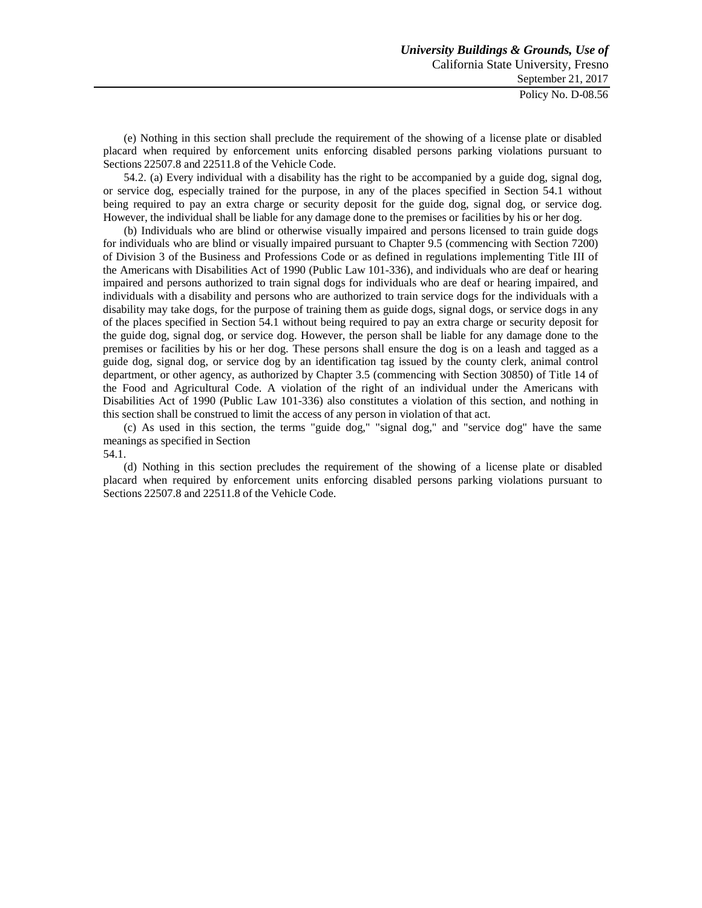(e) Nothing in this section shall preclude the requirement of the showing of a license plate or disabled placard when required by enforcement units enforcing disabled persons parking violations pursuant to Sections 22507.8 and 22511.8 of the Vehicle Code.

54.2. (a) Every individual with a disability has the right to be accompanied by a guide dog, signal dog, or service dog, especially trained for the purpose, in any of the places specified in Section 54.1 without being required to pay an extra charge or security deposit for the guide dog, signal dog, or service dog. However, the individual shall be liable for any damage done to the premises or facilities by his or her dog.

(b) Individuals who are blind or otherwise visually impaired and persons licensed to train guide dogs for individuals who are blind or visually impaired pursuant to Chapter 9.5 (commencing with Section 7200) of Division 3 of the Business and Professions Code or as defined in regulations implementing Title III of the Americans with Disabilities Act of 1990 (Public Law 101-336), and individuals who are deaf or hearing impaired and persons authorized to train signal dogs for individuals who are deaf or hearing impaired, and individuals with a disability and persons who are authorized to train service dogs for the individuals with a disability may take dogs, for the purpose of training them as guide dogs, signal dogs, or service dogs in any of the places specified in Section 54.1 without being required to pay an extra charge or security deposit for the guide dog, signal dog, or service dog. However, the person shall be liable for any damage done to the premises or facilities by his or her dog. These persons shall ensure the dog is on a leash and tagged as a guide dog, signal dog, or service dog by an identification tag issued by the county clerk, animal control department, or other agency, as authorized by Chapter 3.5 (commencing with Section 30850) of Title 14 of the Food and Agricultural Code. A violation of the right of an individual under the Americans with Disabilities Act of 1990 (Public Law 101-336) also constitutes a violation of this section, and nothing in this section shall be construed to limit the access of any person in violation of that act.

(c) As used in this section, the terms "guide dog," "signal dog," and "service dog" have the same meanings as specified in Section 54.1.

(d) Nothing in this section precludes the requirement of the showing of a license plate or disabled placard when required by enforcement units enforcing disabled persons parking violations pursuant to Sections 22507.8 and 22511.8 of the Vehicle Code.